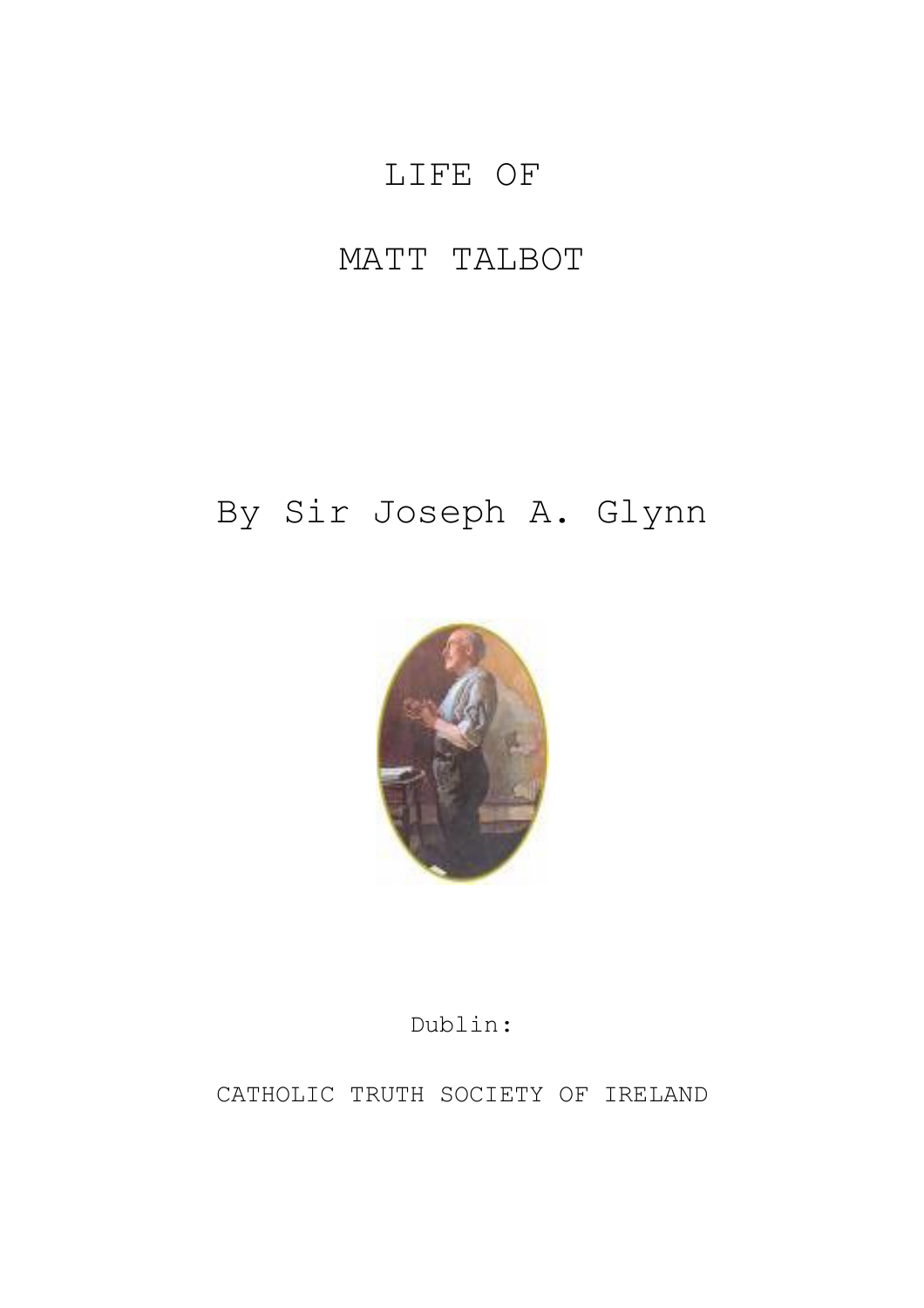# LIFE OF

# MATT TALBOT

## By Sir Joseph A. Glynn

Dublin:

CATHOLIC TRUTH SOCIETY OF IRELAND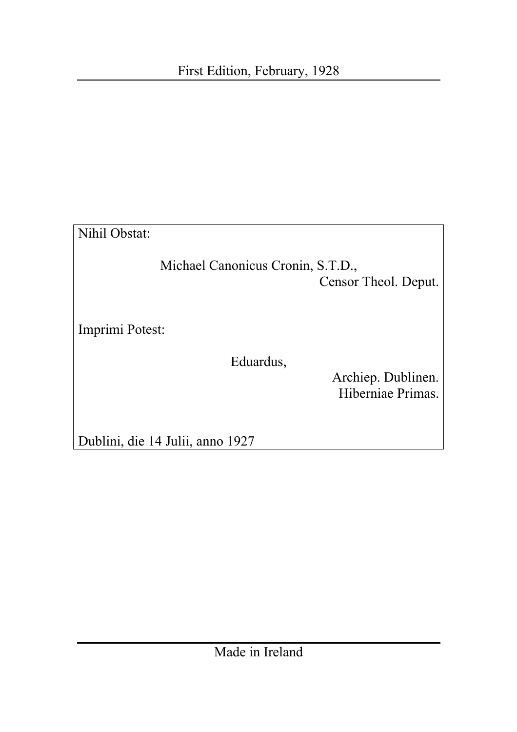First Edition, February, 1928

---

Nihil Obstat:

Michael Canonicus Cronin, S.T.D.,
Censor Theol. Deput.

Imprimi Potest:

Eduardus,
Archiep. Dublinen.
Hiberniae Primas.

Dublini, die 14 Julii, anno 1927

---

Made in Ireland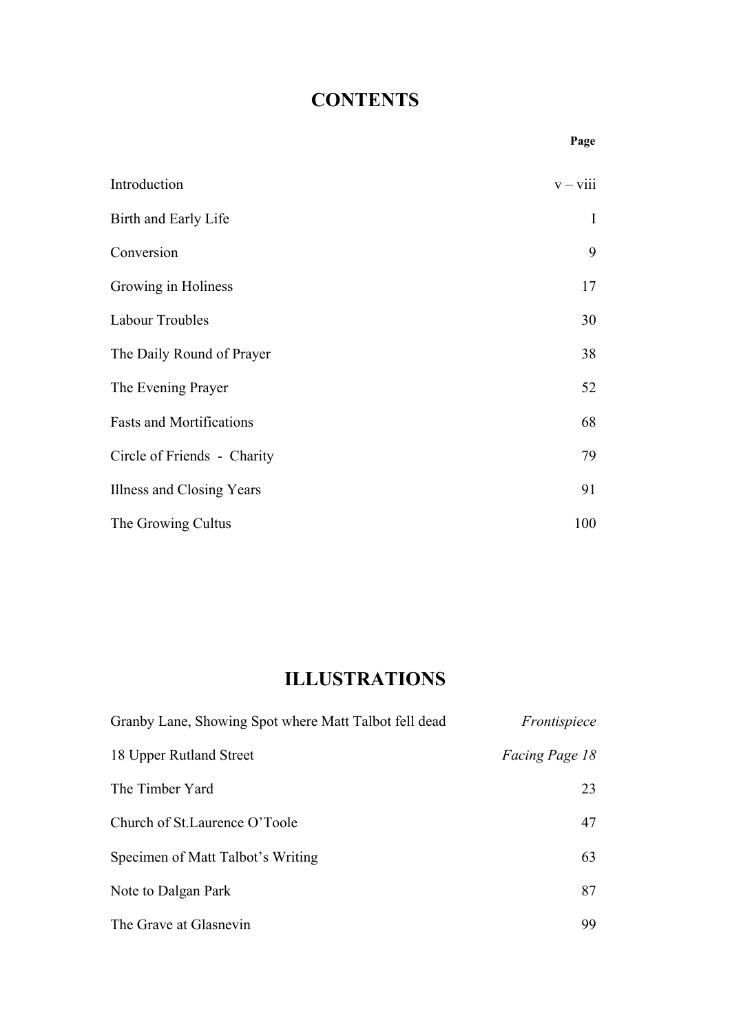# CONTENTS

| | Page |
|---|---|
| Introduction | v – viii |
| Birth and Early Life | I |
| Conversion | 9 |
| Growing in Holiness | 17 |
| Labour Troubles | 30 |
| The Daily Round of Prayer | 38 |
| The Evening Prayer | 52 |
| Fasts and Mortifications | 68 |
| Circle of Friends - Charity | 79 |
| Illness and Closing Years | 91 |
| The Growing Cultus | 100 |

# ILLUSTRATIONS

| | |
|---|---|
| Granby Lane, Showing Spot where Matt Talbot fell dead | *Frontispiece* |
| 18 Upper Rutland Street | *Facing Page 18* |
| The Timber Yard | 23 |
| Church of St.Laurence O'Toole | 47 |
| Specimen of Matt Talbot's Writing | 63 |
| Note to Dalgan Park | 87 |
| The Grave at Glasnevin | 99 |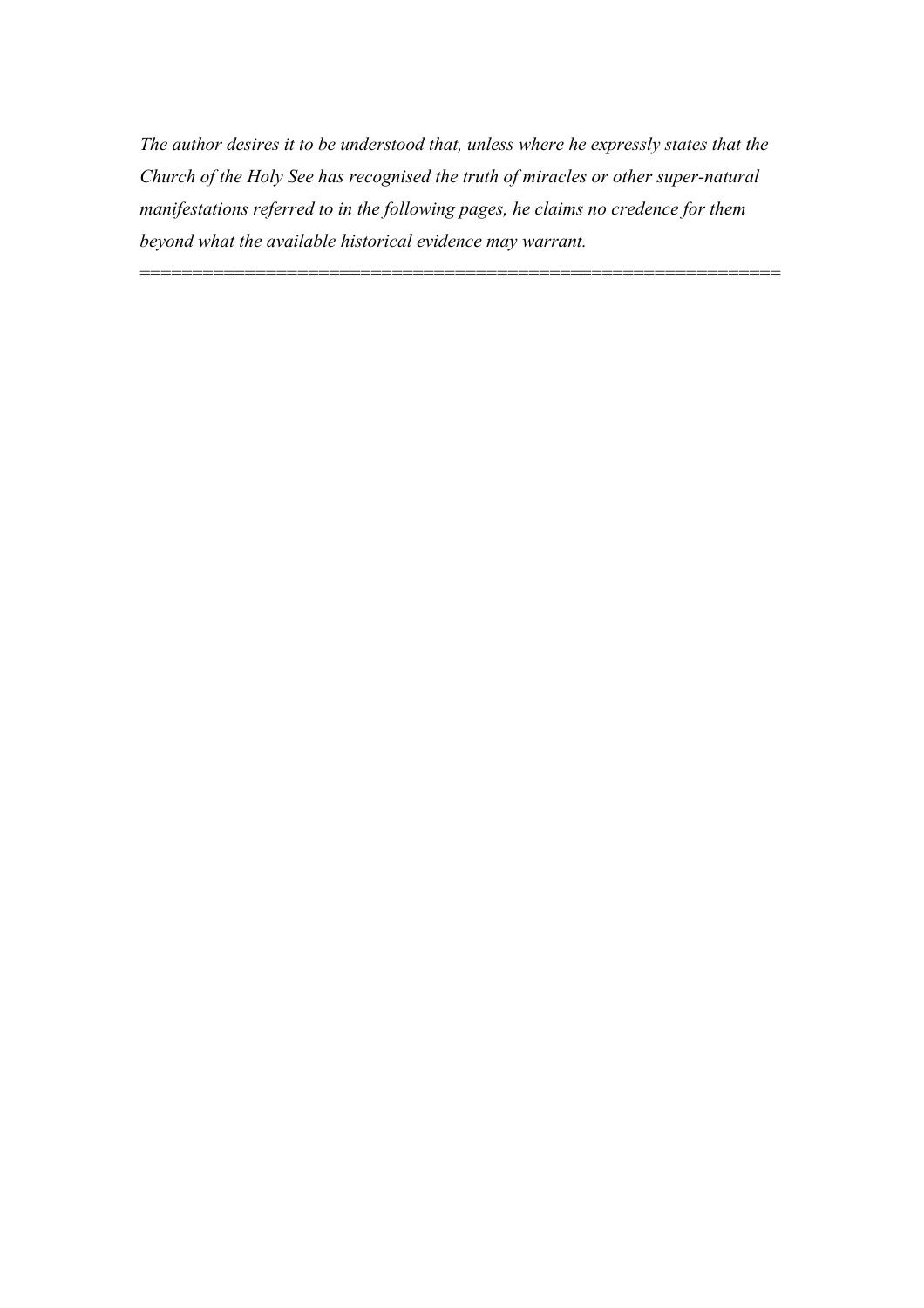*The author desires it to be understood that, unless where he expressly states that the Church of the Holy See has recognised the truth of miracles or other super-natural manifestations referred to in the following pages, he claims no credence for them beyond what the available historical evidence may warrant.*

---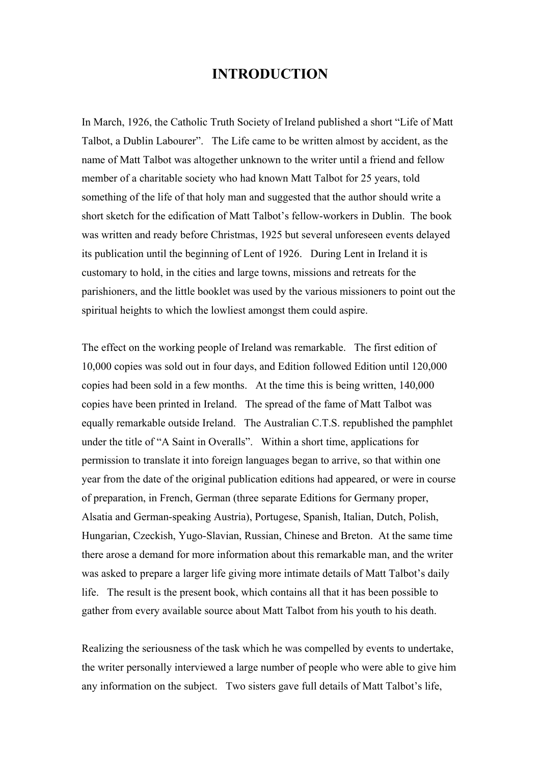# INTRODUCTION

In March, 1926, the Catholic Truth Society of Ireland published a short "Life of Matt Talbot, a Dublin Labourer". The Life came to be written almost by accident, as the name of Matt Talbot was altogether unknown to the writer until a friend and fellow member of a charitable society who had known Matt Talbot for 25 years, told something of the life of that holy man and suggested that the author should write a short sketch for the edification of Matt Talbot's fellow-workers in Dublin. The book was written and ready before Christmas, 1925 but several unforeseen events delayed its publication until the beginning of Lent of 1926. During Lent in Ireland it is customary to hold, in the cities and large towns, missions and retreats for the parishioners, and the little booklet was used by the various missioners to point out the spiritual heights to which the lowliest amongst them could aspire.

The effect on the working people of Ireland was remarkable. The first edition of 10,000 copies was sold out in four days, and Edition followed Edition until 120,000 copies had been sold in a few months. At the time this is being written, 140,000 copies have been printed in Ireland. The spread of the fame of Matt Talbot was equally remarkable outside Ireland. The Australian C.T.S. republished the pamphlet under the title of "A Saint in Overalls". Within a short time, applications for permission to translate it into foreign languages began to arrive, so that within one year from the date of the original publication editions had appeared, or were in course of preparation, in French, German (three separate Editions for Germany proper, Alsatia and German-speaking Austria), Portugese, Spanish, Italian, Dutch, Polish, Hungarian, Czeckish, Yugo-Slavian, Russian, Chinese and Breton. At the same time there arose a demand for more information about this remarkable man, and the writer was asked to prepare a larger life giving more intimate details of Matt Talbot's daily life. The result is the present book, which contains all that it has been possible to gather from every available source about Matt Talbot from his youth to his death.

Realizing the seriousness of the task which he was compelled by events to undertake, the writer personally interviewed a large number of people who were able to give him any information on the subject. Two sisters gave full details of Matt Talbot's life,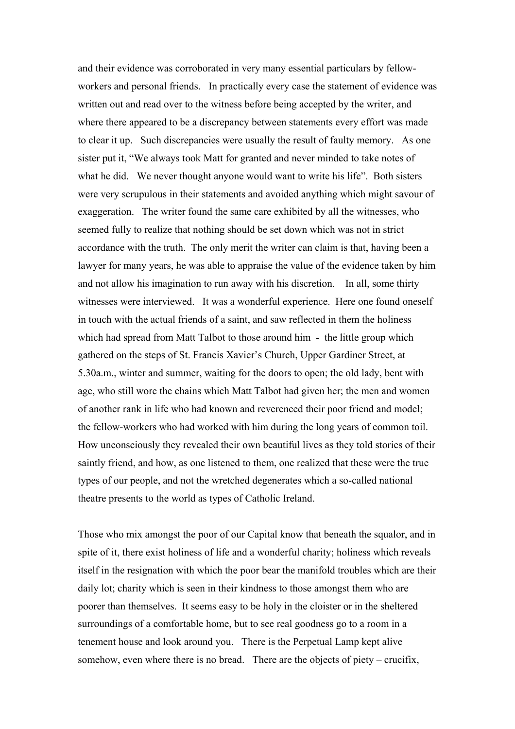and their evidence was corroborated in very many essential particulars by fellow-workers and personal friends. In practically every case the statement of evidence was written out and read over to the witness before being accepted by the writer, and where there appeared to be a discrepancy between statements every effort was made to clear it up. Such discrepancies were usually the result of faulty memory. As one sister put it, "We always took Matt for granted and never minded to take notes of what he did. We never thought anyone would want to write his life". Both sisters were very scrupulous in their statements and avoided anything which might savour of exaggeration. The writer found the same care exhibited by all the witnesses, who seemed fully to realize that nothing should be set down which was not in strict accordance with the truth. The only merit the writer can claim is that, having been a lawyer for many years, he was able to appraise the value of the evidence taken by him and not allow his imagination to run away with his discretion. In all, some thirty witnesses were interviewed. It was a wonderful experience. Here one found oneself in touch with the actual friends of a saint, and saw reflected in them the holiness which had spread from Matt Talbot to those around him - the little group which gathered on the steps of St. Francis Xavier's Church, Upper Gardiner Street, at 5.30a.m., winter and summer, waiting for the doors to open; the old lady, bent with age, who still wore the chains which Matt Talbot had given her; the men and women of another rank in life who had known and reverenced their poor friend and model; the fellow-workers who had worked with him during the long years of common toil. How unconsciously they revealed their own beautiful lives as they told stories of their saintly friend, and how, as one listened to them, one realized that these were the true types of our people, and not the wretched degenerates which a so-called national theatre presents to the world as types of Catholic Ireland.

Those who mix amongst the poor of our Capital know that beneath the squalor, and in spite of it, there exist holiness of life and a wonderful charity; holiness which reveals itself in the resignation with which the poor bear the manifold troubles which are their daily lot; charity which is seen in their kindness to those amongst them who are poorer than themselves. It seems easy to be holy in the cloister or in the sheltered surroundings of a comfortable home, but to see real goodness go to a room in a tenement house and look around you. There is the Perpetual Lamp kept alive somehow, even where there is no bread. There are the objects of piety – crucifix,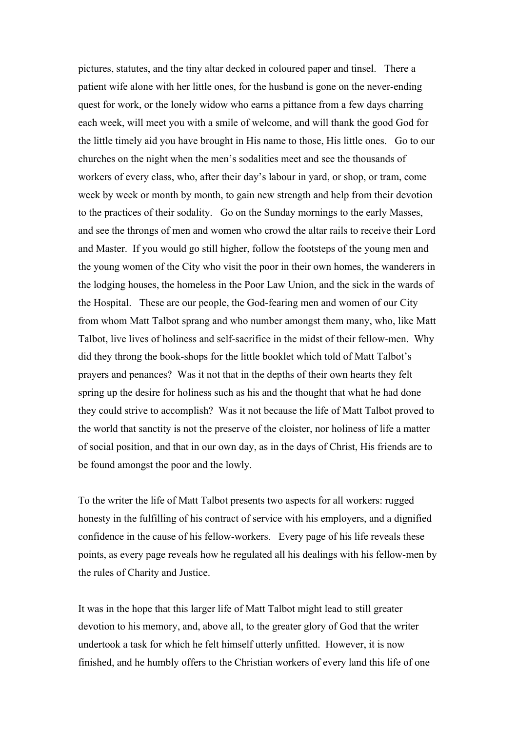pictures, statutes, and the tiny altar decked in coloured paper and tinsel. There a patient wife alone with her little ones, for the husband is gone on the never-ending quest for work, or the lonely widow who earns a pittance from a few days charring each week, will meet you with a smile of welcome, and will thank the good God for the little timely aid you have brought in His name to those, His little ones. Go to our churches on the night when the men's sodalities meet and see the thousands of workers of every class, who, after their day's labour in yard, or shop, or tram, come week by week or month by month, to gain new strength and help from their devotion to the practices of their sodality. Go on the Sunday mornings to the early Masses, and see the throngs of men and women who crowd the altar rails to receive their Lord and Master. If you would go still higher, follow the footsteps of the young men and the young women of the City who visit the poor in their own homes, the wanderers in the lodging houses, the homeless in the Poor Law Union, and the sick in the wards of the Hospital. These are our people, the God-fearing men and women of our City from whom Matt Talbot sprang and who number amongst them many, who, like Matt Talbot, live lives of holiness and self-sacrifice in the midst of their fellow-men. Why did they throng the book-shops for the little booklet which told of Matt Talbot's prayers and penances? Was it not that in the depths of their own hearts they felt spring up the desire for holiness such as his and the thought that what he had done they could strive to accomplish? Was it not because the life of Matt Talbot proved to the world that sanctity is not the preserve of the cloister, nor holiness of life a matter of social position, and that in our own day, as in the days of Christ, His friends are to be found amongst the poor and the lowly.

To the writer the life of Matt Talbot presents two aspects for all workers: rugged honesty in the fulfilling of his contract of service with his employers, and a dignified confidence in the cause of his fellow-workers. Every page of his life reveals these points, as every page reveals how he regulated all his dealings with his fellow-men by the rules of Charity and Justice.

It was in the hope that this larger life of Matt Talbot might lead to still greater devotion to his memory, and, above all, to the greater glory of God that the writer undertook a task for which he felt himself utterly unfitted. However, it is now finished, and he humbly offers to the Christian workers of every land this life of one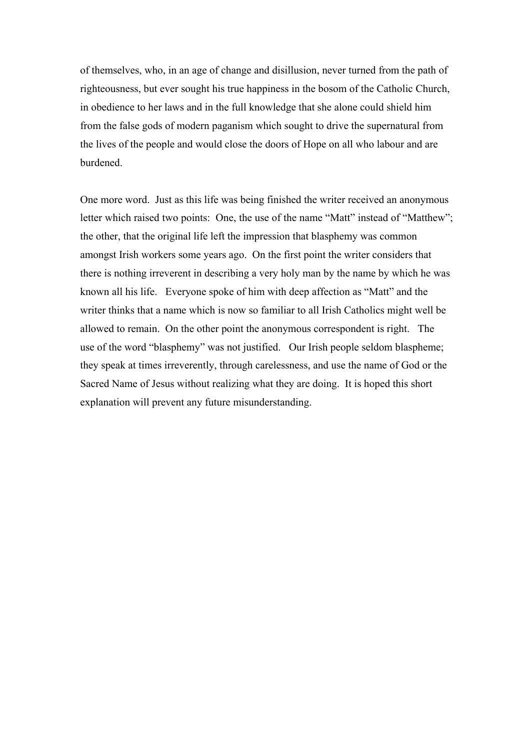of themselves, who, in an age of change and disillusion, never turned from the path of righteousness, but ever sought his true happiness in the bosom of the Catholic Church, in obedience to her laws and in the full knowledge that she alone could shield him from the false gods of modern paganism which sought to drive the supernatural from the lives of the people and would close the doors of Hope on all who labour and are burdened.

One more word. Just as this life was being finished the writer received an anonymous letter which raised two points: One, the use of the name "Matt" instead of "Matthew"; the other, that the original life left the impression that blasphemy was common amongst Irish workers some years ago. On the first point the writer considers that there is nothing irreverent in describing a very holy man by the name by which he was known all his life. Everyone spoke of him with deep affection as "Matt" and the writer thinks that a name which is now so familiar to all Irish Catholics might well be allowed to remain. On the other point the anonymous correspondent is right. The use of the word "blasphemy" was not justified. Our Irish people seldom blaspheme; they speak at times irreverently, through carelessness, and use the name of God or the Sacred Name of Jesus without realizing what they are doing. It is hoped this short explanation will prevent any future misunderstanding.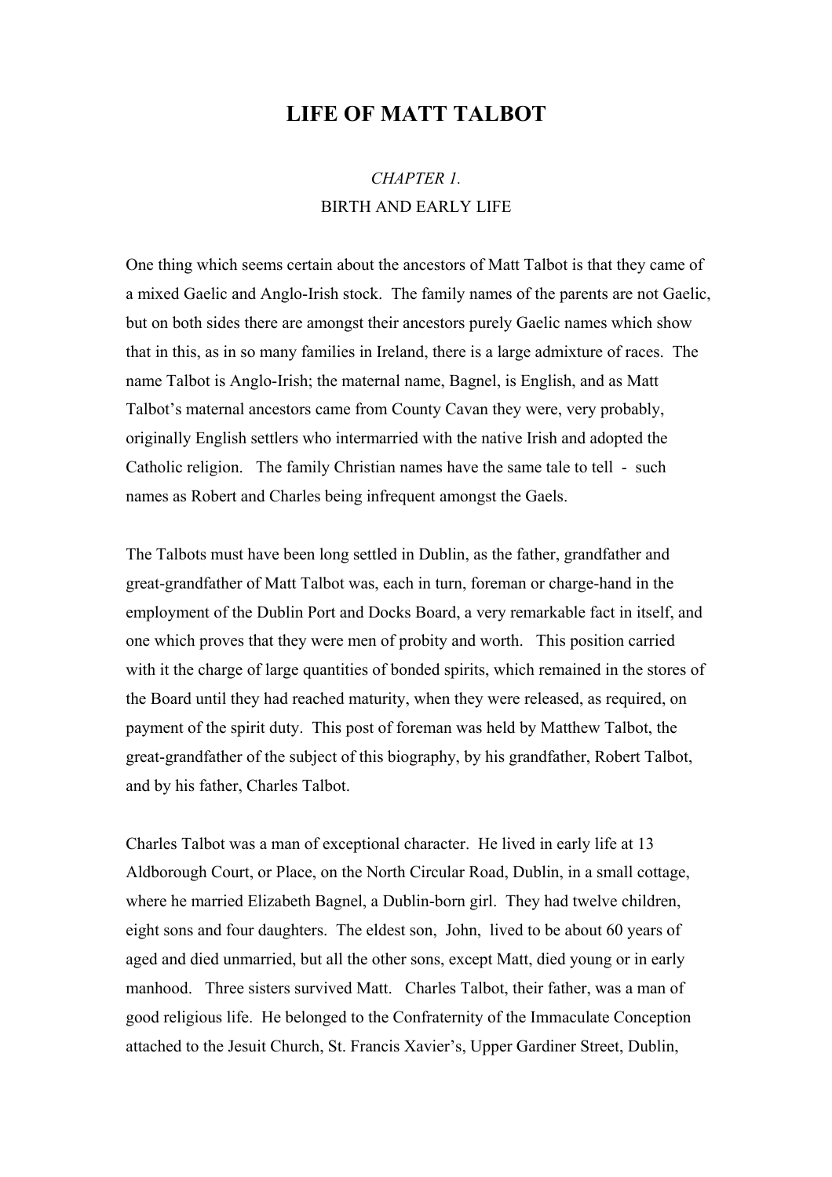# LIFE OF MATT TALBOT

*CHAPTER 1.*

BIRTH AND EARLY LIFE

One thing which seems certain about the ancestors of Matt Talbot is that they came of a mixed Gaelic and Anglo-Irish stock. The family names of the parents are not Gaelic, but on both sides there are amongst their ancestors purely Gaelic names which show that in this, as in so many families in Ireland, there is a large admixture of races. The name Talbot is Anglo-Irish; the maternal name, Bagnel, is English, and as Matt Talbot's maternal ancestors came from County Cavan they were, very probably, originally English settlers who intermarried with the native Irish and adopted the Catholic religion. The family Christian names have the same tale to tell - such names as Robert and Charles being infrequent amongst the Gaels.

The Talbots must have been long settled in Dublin, as the father, grandfather and great-grandfather of Matt Talbot was, each in turn, foreman or charge-hand in the employment of the Dublin Port and Docks Board, a very remarkable fact in itself, and one which proves that they were men of probity and worth. This position carried with it the charge of large quantities of bonded spirits, which remained in the stores of the Board until they had reached maturity, when they were released, as required, on payment of the spirit duty. This post of foreman was held by Matthew Talbot, the great-grandfather of the subject of this biography, by his grandfather, Robert Talbot, and by his father, Charles Talbot.

Charles Talbot was a man of exceptional character. He lived in early life at 13 Aldborough Court, or Place, on the North Circular Road, Dublin, in a small cottage, where he married Elizabeth Bagnel, a Dublin-born girl. They had twelve children, eight sons and four daughters. The eldest son, John, lived to be about 60 years of aged and died unmarried, but all the other sons, except Matt, died young or in early manhood. Three sisters survived Matt. Charles Talbot, their father, was a man of good religious life. He belonged to the Confraternity of the Immaculate Conception attached to the Jesuit Church, St. Francis Xavier's, Upper Gardiner Street, Dublin,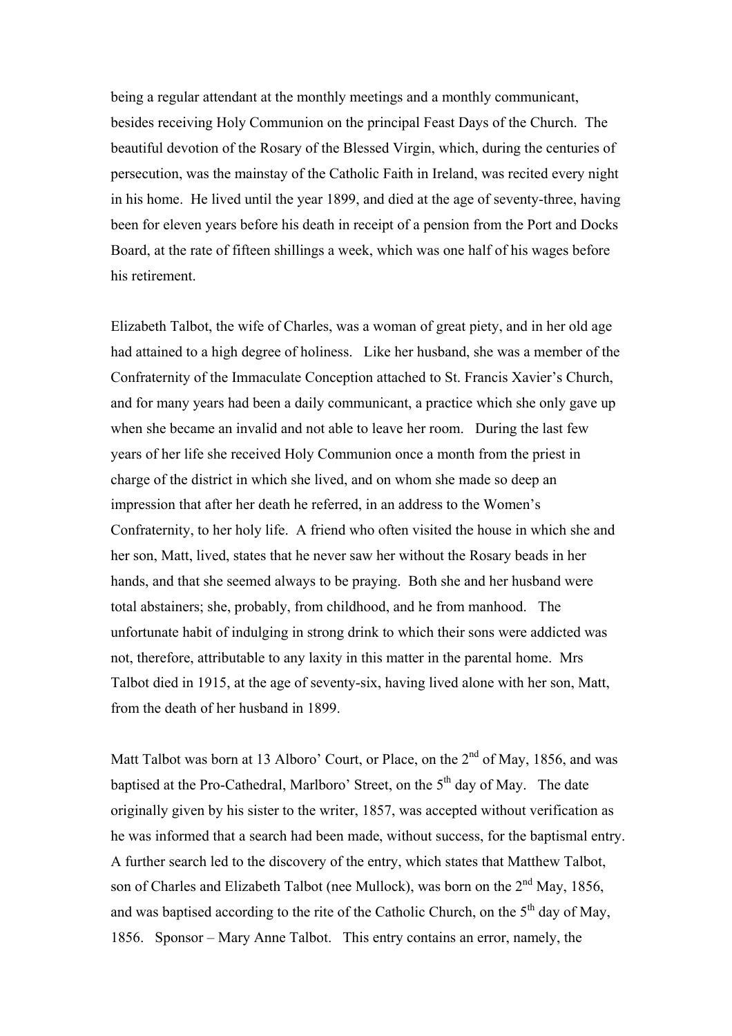being a regular attendant at the monthly meetings and a monthly communicant, besides receiving Holy Communion on the principal Feast Days of the Church. The beautiful devotion of the Rosary of the Blessed Virgin, which, during the centuries of persecution, was the mainstay of the Catholic Faith in Ireland, was recited every night in his home. He lived until the year 1899, and died at the age of seventy-three, having been for eleven years before his death in receipt of a pension from the Port and Docks Board, at the rate of fifteen shillings a week, which was one half of his wages before his retirement.

Elizabeth Talbot, the wife of Charles, was a woman of great piety, and in her old age had attained to a high degree of holiness. Like her husband, she was a member of the Confraternity of the Immaculate Conception attached to St. Francis Xavier's Church, and for many years had been a daily communicant, a practice which she only gave up when she became an invalid and not able to leave her room. During the last few years of her life she received Holy Communion once a month from the priest in charge of the district in which she lived, and on whom she made so deep an impression that after her death he referred, in an address to the Women's Confraternity, to her holy life. A friend who often visited the house in which she and her son, Matt, lived, states that he never saw her without the Rosary beads in her hands, and that she seemed always to be praying. Both she and her husband were total abstainers; she, probably, from childhood, and he from manhood. The unfortunate habit of indulging in strong drink to which their sons were addicted was not, therefore, attributable to any laxity in this matter in the parental home. Mrs Talbot died in 1915, at the age of seventy-six, having lived alone with her son, Matt, from the death of her husband in 1899.

Matt Talbot was born at 13 Alboro' Court, or Place, on the 2nd of May, 1856, and was baptised at the Pro-Cathedral, Marlboro' Street, on the 5th day of May. The date originally given by his sister to the writer, 1857, was accepted without verification as he was informed that a search had been made, without success, for the baptismal entry. A further search led to the discovery of the entry, which states that Matthew Talbot, son of Charles and Elizabeth Talbot (nee Mullock), was born on the 2nd May, 1856, and was baptised according to the rite of the Catholic Church, on the 5th day of May, 1856. Sponsor – Mary Anne Talbot. This entry contains an error, namely, the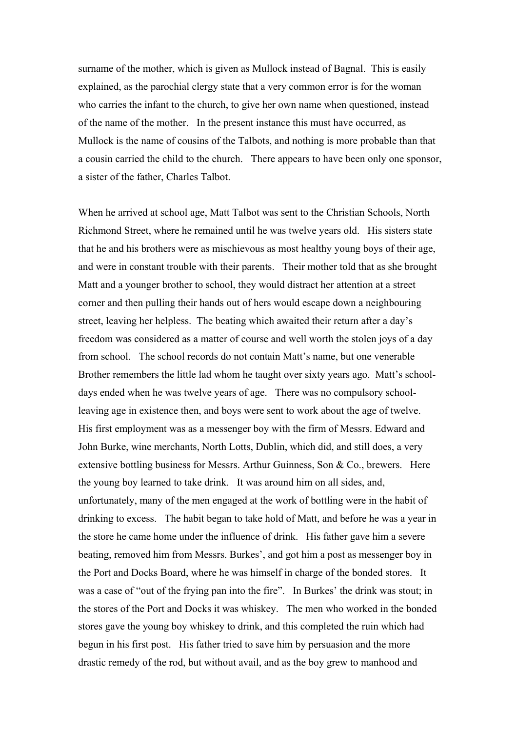surname of the mother, which is given as Mullock instead of Bagnal. This is easily explained, as the parochial clergy state that a very common error is for the woman who carries the infant to the church, to give her own name when questioned, instead of the name of the mother. In the present instance this must have occurred, as Mullock is the name of cousins of the Talbots, and nothing is more probable than that a cousin carried the child to the church. There appears to have been only one sponsor, a sister of the father, Charles Talbot.

When he arrived at school age, Matt Talbot was sent to the Christian Schools, North Richmond Street, where he remained until he was twelve years old. His sisters state that he and his brothers were as mischievous as most healthy young boys of their age, and were in constant trouble with their parents. Their mother told that as she brought Matt and a younger brother to school, they would distract her attention at a street corner and then pulling their hands out of hers would escape down a neighbouring street, leaving her helpless. The beating which awaited their return after a day's freedom was considered as a matter of course and well worth the stolen joys of a day from school. The school records do not contain Matt's name, but one venerable Brother remembers the little lad whom he taught over sixty years ago. Matt's school-days ended when he was twelve years of age. There was no compulsory school-leaving age in existence then, and boys were sent to work about the age of twelve. His first employment was as a messenger boy with the firm of Messrs. Edward and John Burke, wine merchants, North Lotts, Dublin, which did, and still does, a very extensive bottling business for Messrs. Arthur Guinness, Son & Co., brewers. Here the young boy learned to take drink. It was around him on all sides, and, unfortunately, many of the men engaged at the work of bottling were in the habit of drinking to excess. The habit began to take hold of Matt, and before he was a year in the store he came home under the influence of drink. His father gave him a severe beating, removed him from Messrs. Burkes', and got him a post as messenger boy in the Port and Docks Board, where he was himself in charge of the bonded stores. It was a case of "out of the frying pan into the fire". In Burkes' the drink was stout; in the stores of the Port and Docks it was whiskey. The men who worked in the bonded stores gave the young boy whiskey to drink, and this completed the ruin which had begun in his first post. His father tried to save him by persuasion and the more drastic remedy of the rod, but without avail, and as the boy grew to manhood and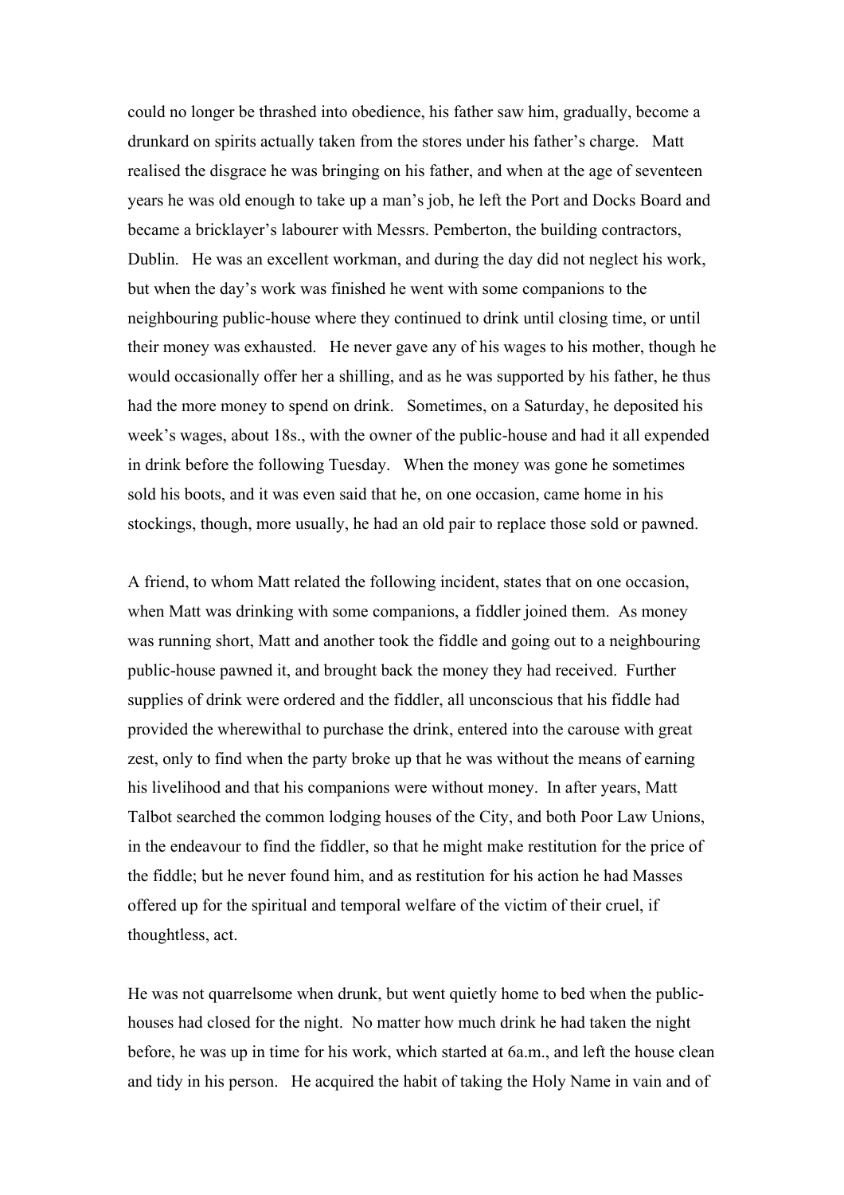could no longer be thrashed into obedience, his father saw him, gradually, become a drunkard on spirits actually taken from the stores under his father's charge. Matt realised the disgrace he was bringing on his father, and when at the age of seventeen years he was old enough to take up a man's job, he left the Port and Docks Board and became a bricklayer's labourer with Messrs. Pemberton, the building contractors, Dublin. He was an excellent workman, and during the day did not neglect his work, but when the day's work was finished he went with some companions to the neighbouring public-house where they continued to drink until closing time, or until their money was exhausted. He never gave any of his wages to his mother, though he would occasionally offer her a shilling, and as he was supported by his father, he thus had the more money to spend on drink. Sometimes, on a Saturday, he deposited his week's wages, about 18s., with the owner of the public-house and had it all expended in drink before the following Tuesday. When the money was gone he sometimes sold his boots, and it was even said that he, on one occasion, came home in his stockings, though, more usually, he had an old pair to replace those sold or pawned.

A friend, to whom Matt related the following incident, states that on one occasion, when Matt was drinking with some companions, a fiddler joined them. As money was running short, Matt and another took the fiddle and going out to a neighbouring public-house pawned it, and brought back the money they had received. Further supplies of drink were ordered and the fiddler, all unconscious that his fiddle had provided the wherewithal to purchase the drink, entered into the carouse with great zest, only to find when the party broke up that he was without the means of earning his livelihood and that his companions were without money. In after years, Matt Talbot searched the common lodging houses of the City, and both Poor Law Unions, in the endeavour to find the fiddler, so that he might make restitution for the price of the fiddle; but he never found him, and as restitution for his action he had Masses offered up for the spiritual and temporal welfare of the victim of their cruel, if thoughtless, act.

He was not quarrelsome when drunk, but went quietly home to bed when the public-houses had closed for the night. No matter how much drink he had taken the night before, he was up in time for his work, which started at 6a.m., and left the house clean and tidy in his person. He acquired the habit of taking the Holy Name in vain and of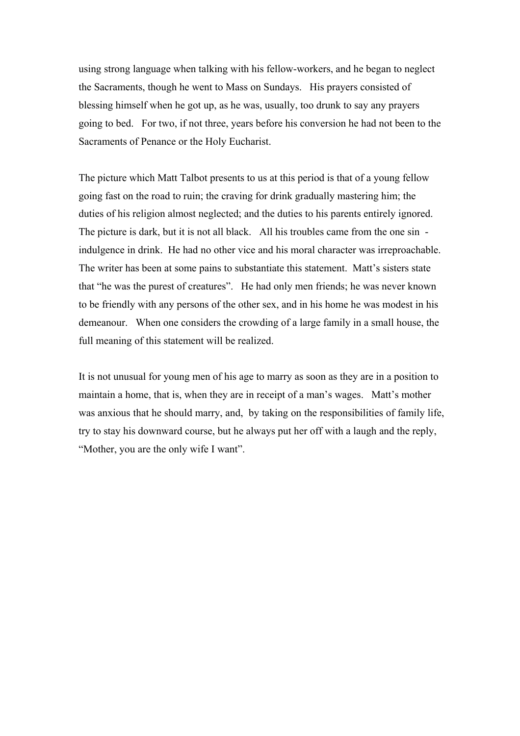using strong language when talking with his fellow-workers, and he began to neglect the Sacraments, though he went to Mass on Sundays. His prayers consisted of blessing himself when he got up, as he was, usually, too drunk to say any prayers going to bed. For two, if not three, years before his conversion he had not been to the Sacraments of Penance or the Holy Eucharist.

The picture which Matt Talbot presents to us at this period is that of a young fellow going fast on the road to ruin; the craving for drink gradually mastering him; the duties of his religion almost neglected; and the duties to his parents entirely ignored. The picture is dark, but it is not all black. All his troubles came from the one sin - indulgence in drink. He had no other vice and his moral character was irreproachable. The writer has been at some pains to substantiate this statement. Matt's sisters state that "he was the purest of creatures". He had only men friends; he was never known to be friendly with any persons of the other sex, and in his home he was modest in his demeanour. When one considers the crowding of a large family in a small house, the full meaning of this statement will be realized.

It is not unusual for young men of his age to marry as soon as they are in a position to maintain a home, that is, when they are in receipt of a man's wages. Matt's mother was anxious that he should marry, and, by taking on the responsibilities of family life, try to stay his downward course, but he always put her off with a laugh and the reply, "Mother, you are the only wife I want".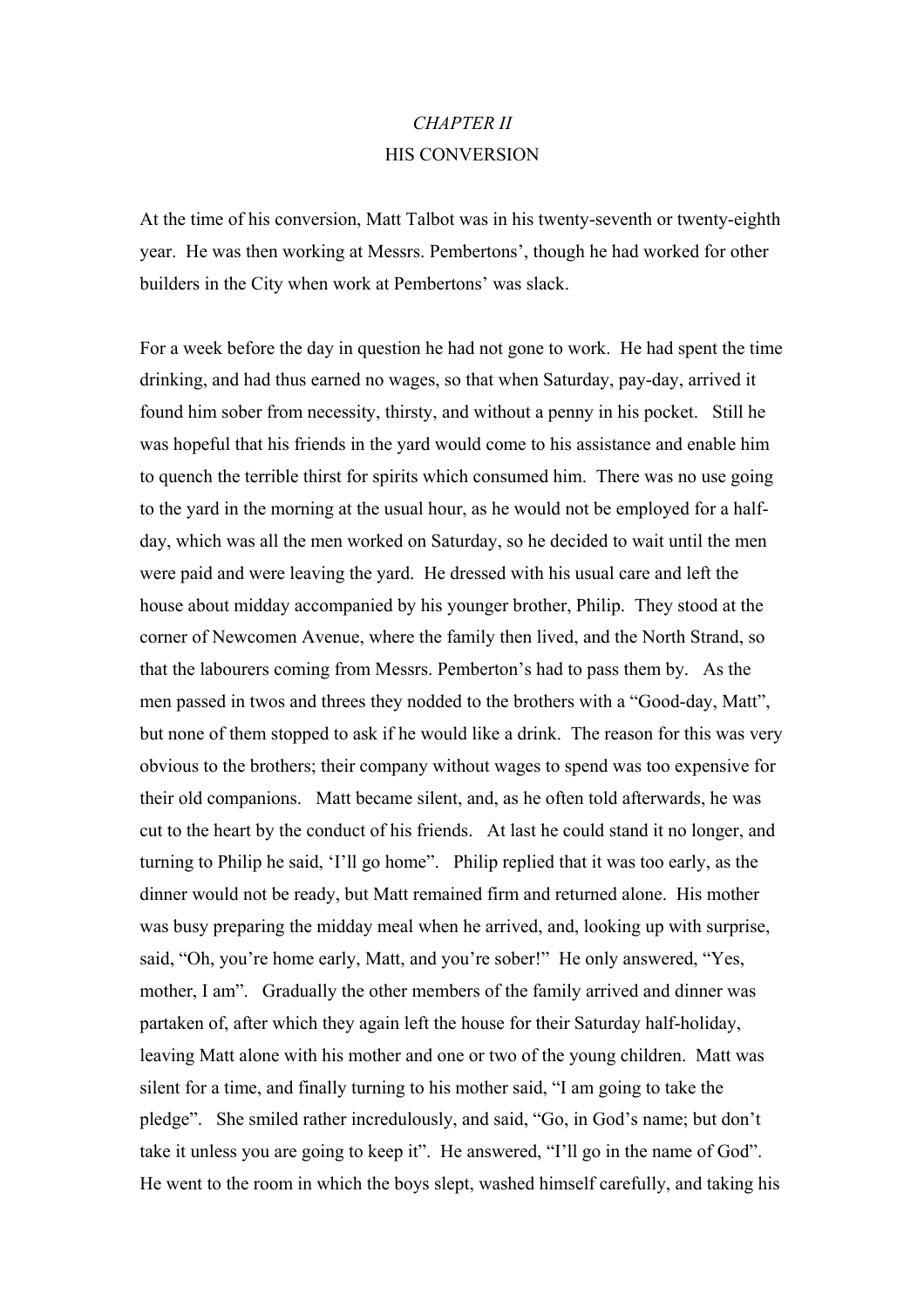## *CHAPTER II*
## HIS CONVERSION

At the time of his conversion, Matt Talbot was in his twenty-seventh or twenty-eighth year. He was then working at Messrs. Pembertons', though he had worked for other builders in the City when work at Pembertons' was slack.

For a week before the day in question he had not gone to work. He had spent the time drinking, and had thus earned no wages, so that when Saturday, pay-day, arrived it found him sober from necessity, thirsty, and without a penny in his pocket. Still he was hopeful that his friends in the yard would come to his assistance and enable him to quench the terrible thirst for spirits which consumed him. There was no use going to the yard in the morning at the usual hour, as he would not be employed for a half-day, which was all the men worked on Saturday, so he decided to wait until the men were paid and were leaving the yard. He dressed with his usual care and left the house about midday accompanied by his younger brother, Philip. They stood at the corner of Newcomen Avenue, where the family then lived, and the North Strand, so that the labourers coming from Messrs. Pemberton's had to pass them by. As the men passed in twos and threes they nodded to the brothers with a "Good-day, Matt", but none of them stopped to ask if he would like a drink. The reason for this was very obvious to the brothers; their company without wages to spend was too expensive for their old companions. Matt became silent, and, as he often told afterwards, he was cut to the heart by the conduct of his friends. At last he could stand it no longer, and turning to Philip he said, 'I'll go home". Philip replied that it was too early, as the dinner would not be ready, but Matt remained firm and returned alone. His mother was busy preparing the midday meal when he arrived, and, looking up with surprise, said, "Oh, you're home early, Matt, and you're sober!" He only answered, "Yes, mother, I am". Gradually the other members of the family arrived and dinner was partaken of, after which they again left the house for their Saturday half-holiday, leaving Matt alone with his mother and one or two of the young children. Matt was silent for a time, and finally turning to his mother said, "I am going to take the pledge". She smiled rather incredulously, and said, "Go, in God's name; but don't take it unless you are going to keep it". He answered, "I'll go in the name of God". He went to the room in which the boys slept, washed himself carefully, and taking his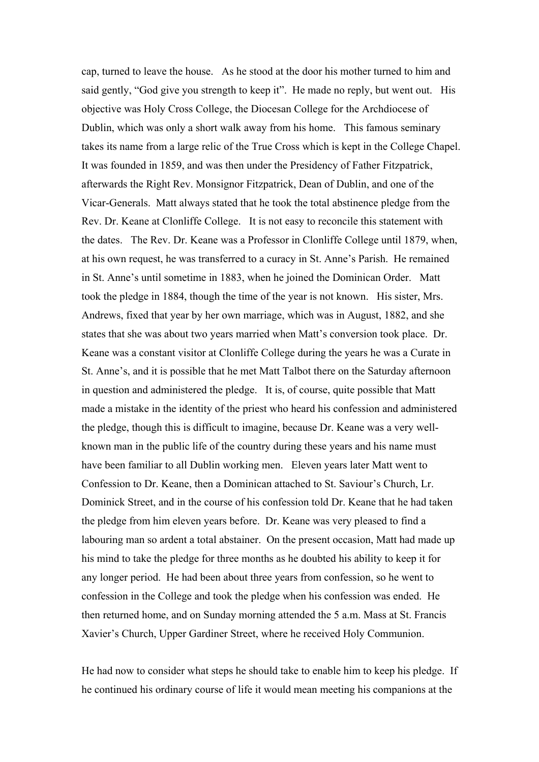cap, turned to leave the house. As he stood at the door his mother turned to him and said gently, "God give you strength to keep it". He made no reply, but went out. His objective was Holy Cross College, the Diocesan College for the Archdiocese of Dublin, which was only a short walk away from his home. This famous seminary takes its name from a large relic of the True Cross which is kept in the College Chapel. It was founded in 1859, and was then under the Presidency of Father Fitzpatrick, afterwards the Right Rev. Monsignor Fitzpatrick, Dean of Dublin, and one of the Vicar-Generals. Matt always stated that he took the total abstinence pledge from the Rev. Dr. Keane at Clonliffe College. It is not easy to reconcile this statement with the dates. The Rev. Dr. Keane was a Professor in Clonliffe College until 1879, when, at his own request, he was transferred to a curacy in St. Anne's Parish. He remained in St. Anne's until sometime in 1883, when he joined the Dominican Order. Matt took the pledge in 1884, though the time of the year is not known. His sister, Mrs. Andrews, fixed that year by her own marriage, which was in August, 1882, and she states that she was about two years married when Matt's conversion took place. Dr. Keane was a constant visitor at Clonliffe College during the years he was a Curate in St. Anne's, and it is possible that he met Matt Talbot there on the Saturday afternoon in question and administered the pledge. It is, of course, quite possible that Matt made a mistake in the identity of the priest who heard his confession and administered the pledge, though this is difficult to imagine, because Dr. Keane was a very well-known man in the public life of the country during these years and his name must have been familiar to all Dublin working men. Eleven years later Matt went to Confession to Dr. Keane, then a Dominican attached to St. Saviour's Church, Lr. Dominick Street, and in the course of his confession told Dr. Keane that he had taken the pledge from him eleven years before. Dr. Keane was very pleased to find a labouring man so ardent a total abstainer. On the present occasion, Matt had made up his mind to take the pledge for three months as he doubted his ability to keep it for any longer period. He had been about three years from confession, so he went to confession in the College and took the pledge when his confession was ended. He then returned home, and on Sunday morning attended the 5 a.m. Mass at St. Francis Xavier's Church, Upper Gardiner Street, where he received Holy Communion.

He had now to consider what steps he should take to enable him to keep his pledge. If he continued his ordinary course of life it would mean meeting his companions at the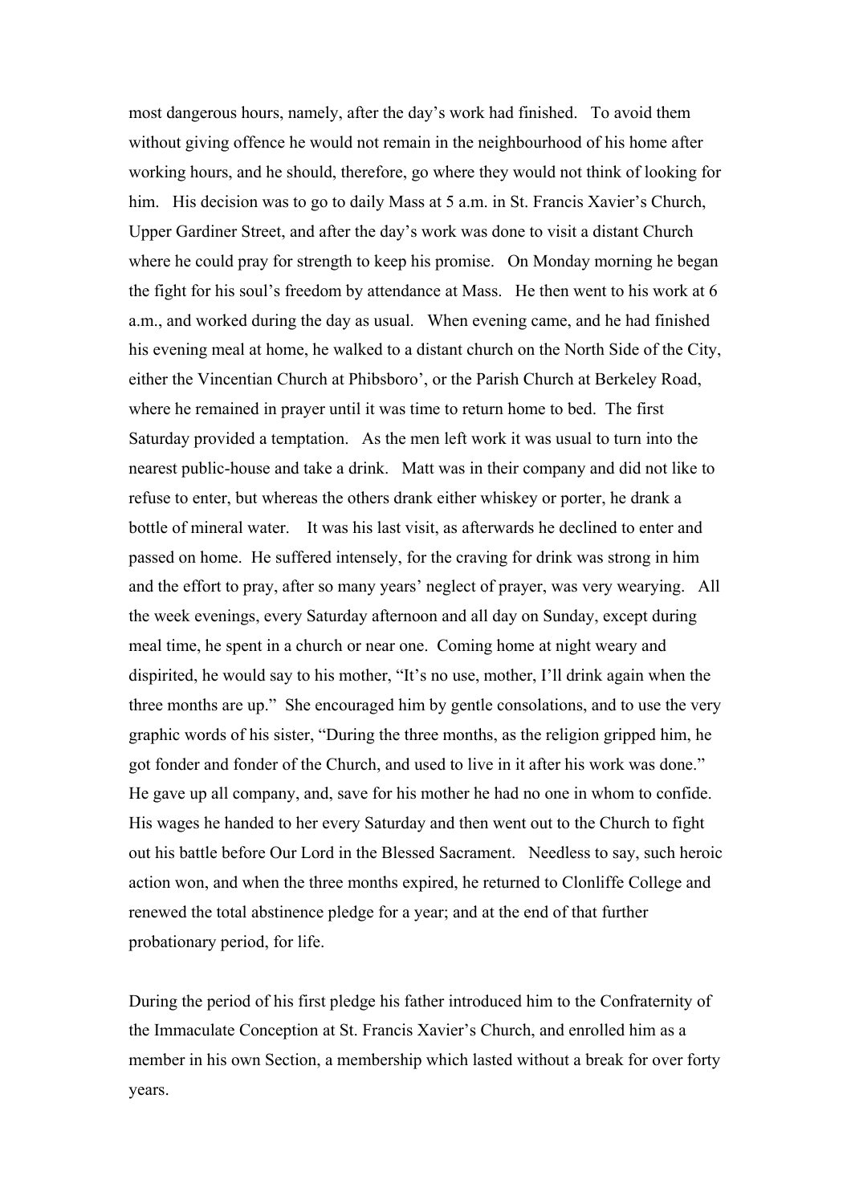most dangerous hours, namely, after the day's work had finished. To avoid them without giving offence he would not remain in the neighbourhood of his home after working hours, and he should, therefore, go where they would not think of looking for him. His decision was to go to daily Mass at 5 a.m. in St. Francis Xavier's Church, Upper Gardiner Street, and after the day's work was done to visit a distant Church where he could pray for strength to keep his promise. On Monday morning he began the fight for his soul's freedom by attendance at Mass. He then went to his work at 6 a.m., and worked during the day as usual. When evening came, and he had finished his evening meal at home, he walked to a distant church on the North Side of the City, either the Vincentian Church at Phibsboro', or the Parish Church at Berkeley Road, where he remained in prayer until it was time to return home to bed. The first Saturday provided a temptation. As the men left work it was usual to turn into the nearest public-house and take a drink. Matt was in their company and did not like to refuse to enter, but whereas the others drank either whiskey or porter, he drank a bottle of mineral water. It was his last visit, as afterwards he declined to enter and passed on home. He suffered intensely, for the craving for drink was strong in him and the effort to pray, after so many years' neglect of prayer, was very wearying. All the week evenings, every Saturday afternoon and all day on Sunday, except during meal time, he spent in a church or near one. Coming home at night weary and dispirited, he would say to his mother, "It's no use, mother, I'll drink again when the three months are up." She encouraged him by gentle consolations, and to use the very graphic words of his sister, "During the three months, as the religion gripped him, he got fonder and fonder of the Church, and used to live in it after his work was done." He gave up all company, and, save for his mother he had no one in whom to confide. His wages he handed to her every Saturday and then went out to the Church to fight out his battle before Our Lord in the Blessed Sacrament. Needless to say, such heroic action won, and when the three months expired, he returned to Clonliffe College and renewed the total abstinence pledge for a year; and at the end of that further probationary period, for life.

During the period of his first pledge his father introduced him to the Confraternity of the Immaculate Conception at St. Francis Xavier's Church, and enrolled him as a member in his own Section, a membership which lasted without a break for over forty years.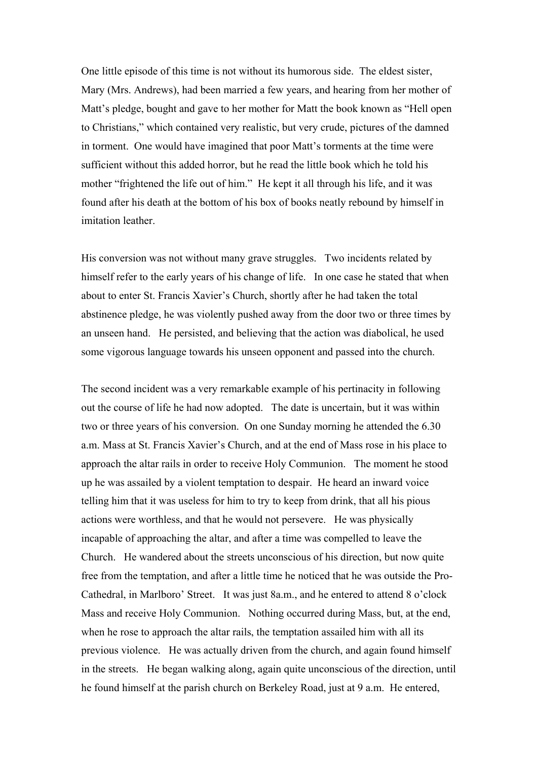One little episode of this time is not without its humorous side. The eldest sister, Mary (Mrs. Andrews), had been married a few years, and hearing from her mother of Matt's pledge, bought and gave to her mother for Matt the book known as "Hell open to Christians," which contained very realistic, but very crude, pictures of the damned in torment. One would have imagined that poor Matt's torments at the time were sufficient without this added horror, but he read the little book which he told his mother "frightened the life out of him." He kept it all through his life, and it was found after his death at the bottom of his box of books neatly rebound by himself in imitation leather.

His conversion was not without many grave struggles. Two incidents related by himself refer to the early years of his change of life. In one case he stated that when about to enter St. Francis Xavier's Church, shortly after he had taken the total abstinence pledge, he was violently pushed away from the door two or three times by an unseen hand. He persisted, and believing that the action was diabolical, he used some vigorous language towards his unseen opponent and passed into the church.

The second incident was a very remarkable example of his pertinacity in following out the course of life he had now adopted. The date is uncertain, but it was within two or three years of his conversion. On one Sunday morning he attended the 6.30 a.m. Mass at St. Francis Xavier's Church, and at the end of Mass rose in his place to approach the altar rails in order to receive Holy Communion. The moment he stood up he was assailed by a violent temptation to despair. He heard an inward voice telling him that it was useless for him to try to keep from drink, that all his pious actions were worthless, and that he would not persevere. He was physically incapable of approaching the altar, and after a time was compelled to leave the Church. He wandered about the streets unconscious of his direction, but now quite free from the temptation, and after a little time he noticed that he was outside the Pro-Cathedral, in Marlboro' Street. It was just 8a.m., and he entered to attend 8 o'clock Mass and receive Holy Communion. Nothing occurred during Mass, but, at the end, when he rose to approach the altar rails, the temptation assailed him with all its previous violence. He was actually driven from the church, and again found himself in the streets. He began walking along, again quite unconscious of the direction, until he found himself at the parish church on Berkeley Road, just at 9 a.m. He entered,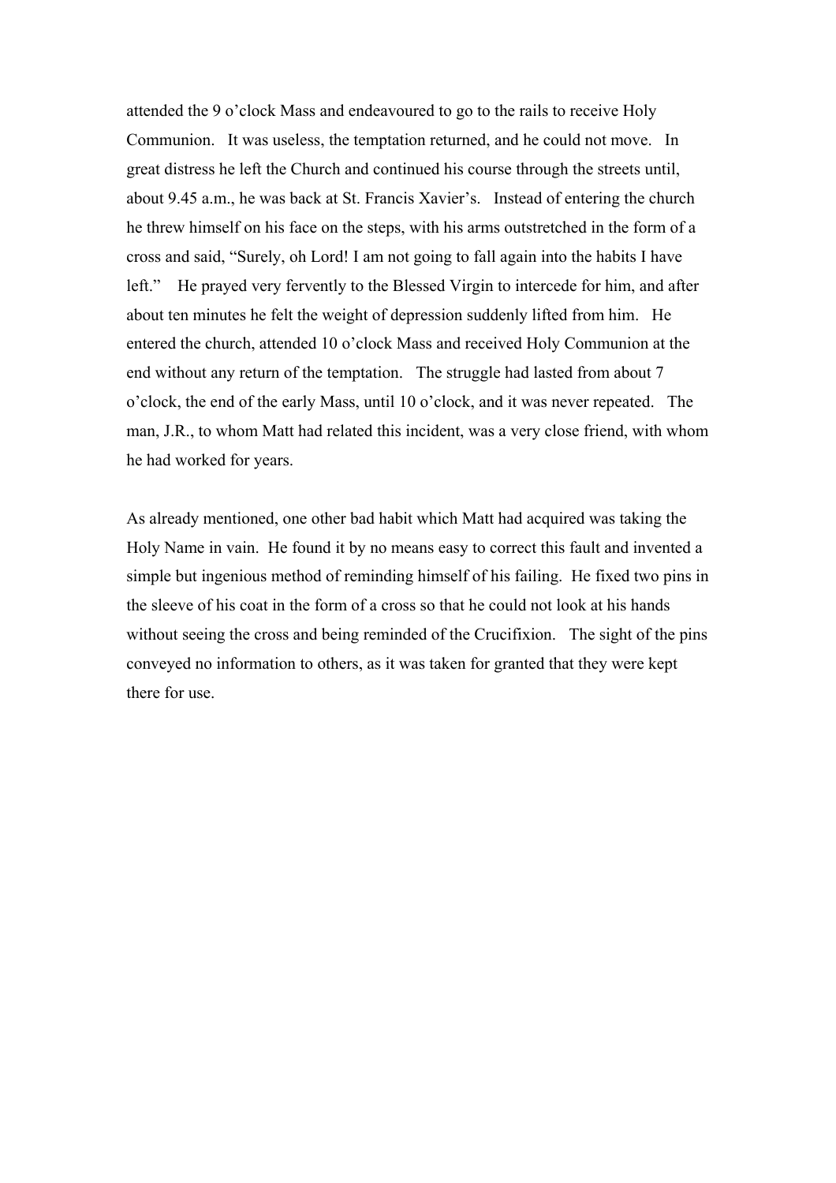attended the 9 o'clock Mass and endeavoured to go to the rails to receive Holy Communion. It was useless, the temptation returned, and he could not move. In great distress he left the Church and continued his course through the streets until, about 9.45 a.m., he was back at St. Francis Xavier's. Instead of entering the church he threw himself on his face on the steps, with his arms outstretched in the form of a cross and said, "Surely, oh Lord! I am not going to fall again into the habits I have left." He prayed very fervently to the Blessed Virgin to intercede for him, and after about ten minutes he felt the weight of depression suddenly lifted from him. He entered the church, attended 10 o'clock Mass and received Holy Communion at the end without any return of the temptation. The struggle had lasted from about 7 o'clock, the end of the early Mass, until 10 o'clock, and it was never repeated. The man, J.R., to whom Matt had related this incident, was a very close friend, with whom he had worked for years.

As already mentioned, one other bad habit which Matt had acquired was taking the Holy Name in vain. He found it by no means easy to correct this fault and invented a simple but ingenious method of reminding himself of his failing. He fixed two pins in the sleeve of his coat in the form of a cross so that he could not look at his hands without seeing the cross and being reminded of the Crucifixion. The sight of the pins conveyed no information to others, as it was taken for granted that they were kept there for use.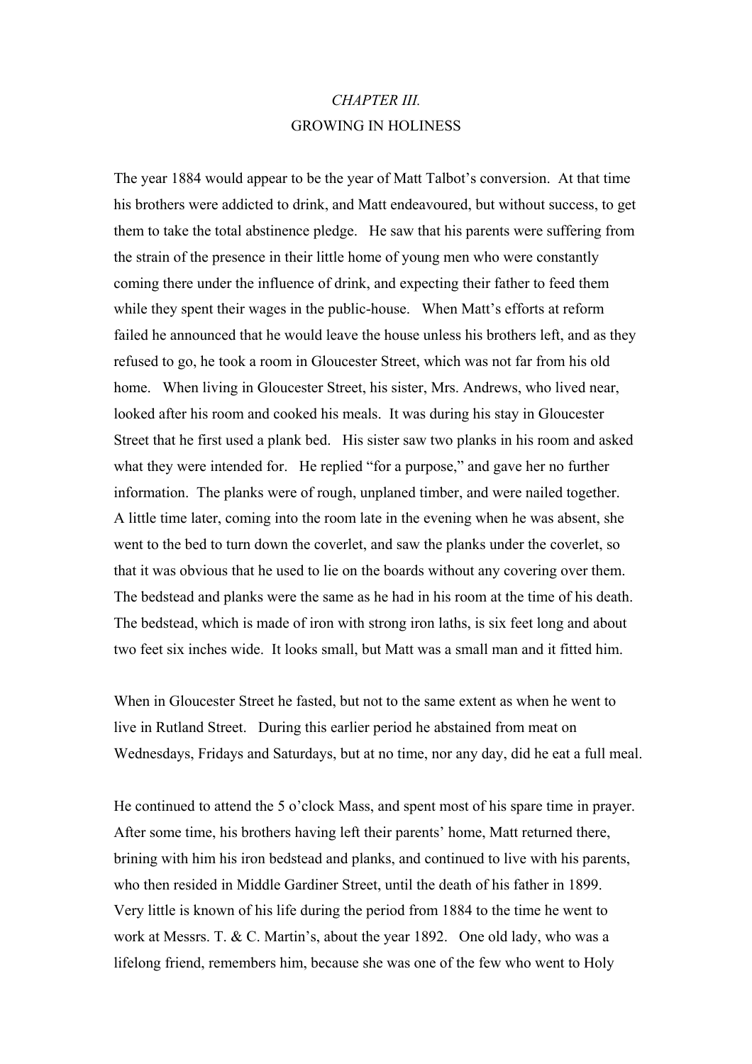*CHAPTER III.*

GROWING IN HOLINESS

The year 1884 would appear to be the year of Matt Talbot's conversion. At that time his brothers were addicted to drink, and Matt endeavoured, but without success, to get them to take the total abstinence pledge. He saw that his parents were suffering from the strain of the presence in their little home of young men who were constantly coming there under the influence of drink, and expecting their father to feed them while they spent their wages in the public-house. When Matt's efforts at reform failed he announced that he would leave the house unless his brothers left, and as they refused to go, he took a room in Gloucester Street, which was not far from his old home. When living in Gloucester Street, his sister, Mrs. Andrews, who lived near, looked after his room and cooked his meals. It was during his stay in Gloucester Street that he first used a plank bed. His sister saw two planks in his room and asked what they were intended for. He replied "for a purpose," and gave her no further information. The planks were of rough, unplaned timber, and were nailed together. A little time later, coming into the room late in the evening when he was absent, she went to the bed to turn down the coverlet, and saw the planks under the coverlet, so that it was obvious that he used to lie on the boards without any covering over them. The bedstead and planks were the same as he had in his room at the time of his death. The bedstead, which is made of iron with strong iron laths, is six feet long and about two feet six inches wide. It looks small, but Matt was a small man and it fitted him.

When in Gloucester Street he fasted, but not to the same extent as when he went to live in Rutland Street. During this earlier period he abstained from meat on Wednesdays, Fridays and Saturdays, but at no time, nor any day, did he eat a full meal.

He continued to attend the 5 o'clock Mass, and spent most of his spare time in prayer. After some time, his brothers having left their parents' home, Matt returned there, brining with him his iron bedstead and planks, and continued to live with his parents, who then resided in Middle Gardiner Street, until the death of his father in 1899. Very little is known of his life during the period from 1884 to the time he went to work at Messrs. T. & C. Martin's, about the year 1892. One old lady, who was a lifelong friend, remembers him, because she was one of the few who went to Holy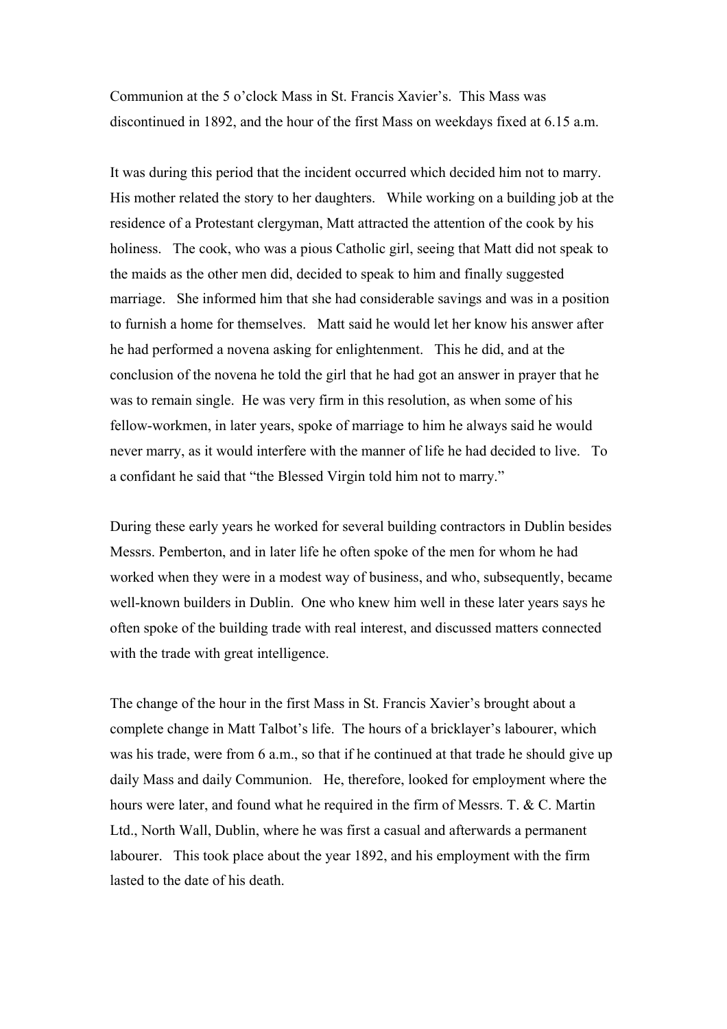Communion at the 5 o'clock Mass in St. Francis Xavier's. This Mass was discontinued in 1892, and the hour of the first Mass on weekdays fixed at 6.15 a.m.

It was during this period that the incident occurred which decided him not to marry. His mother related the story to her daughters. While working on a building job at the residence of a Protestant clergyman, Matt attracted the attention of the cook by his holiness. The cook, who was a pious Catholic girl, seeing that Matt did not speak to the maids as the other men did, decided to speak to him and finally suggested marriage. She informed him that she had considerable savings and was in a position to furnish a home for themselves. Matt said he would let her know his answer after he had performed a novena asking for enlightenment. This he did, and at the conclusion of the novena he told the girl that he had got an answer in prayer that he was to remain single. He was very firm in this resolution, as when some of his fellow-workmen, in later years, spoke of marriage to him he always said he would never marry, as it would interfere with the manner of life he had decided to live. To a confidant he said that "the Blessed Virgin told him not to marry."

During these early years he worked for several building contractors in Dublin besides Messrs. Pemberton, and in later life he often spoke of the men for whom he had worked when they were in a modest way of business, and who, subsequently, became well-known builders in Dublin. One who knew him well in these later years says he often spoke of the building trade with real interest, and discussed matters connected with the trade with great intelligence.

The change of the hour in the first Mass in St. Francis Xavier's brought about a complete change in Matt Talbot's life. The hours of a bricklayer's labourer, which was his trade, were from 6 a.m., so that if he continued at that trade he should give up daily Mass and daily Communion. He, therefore, looked for employment where the hours were later, and found what he required in the firm of Messrs. T. & C. Martin Ltd., North Wall, Dublin, where he was first a casual and afterwards a permanent labourer. This took place about the year 1892, and his employment with the firm lasted to the date of his death.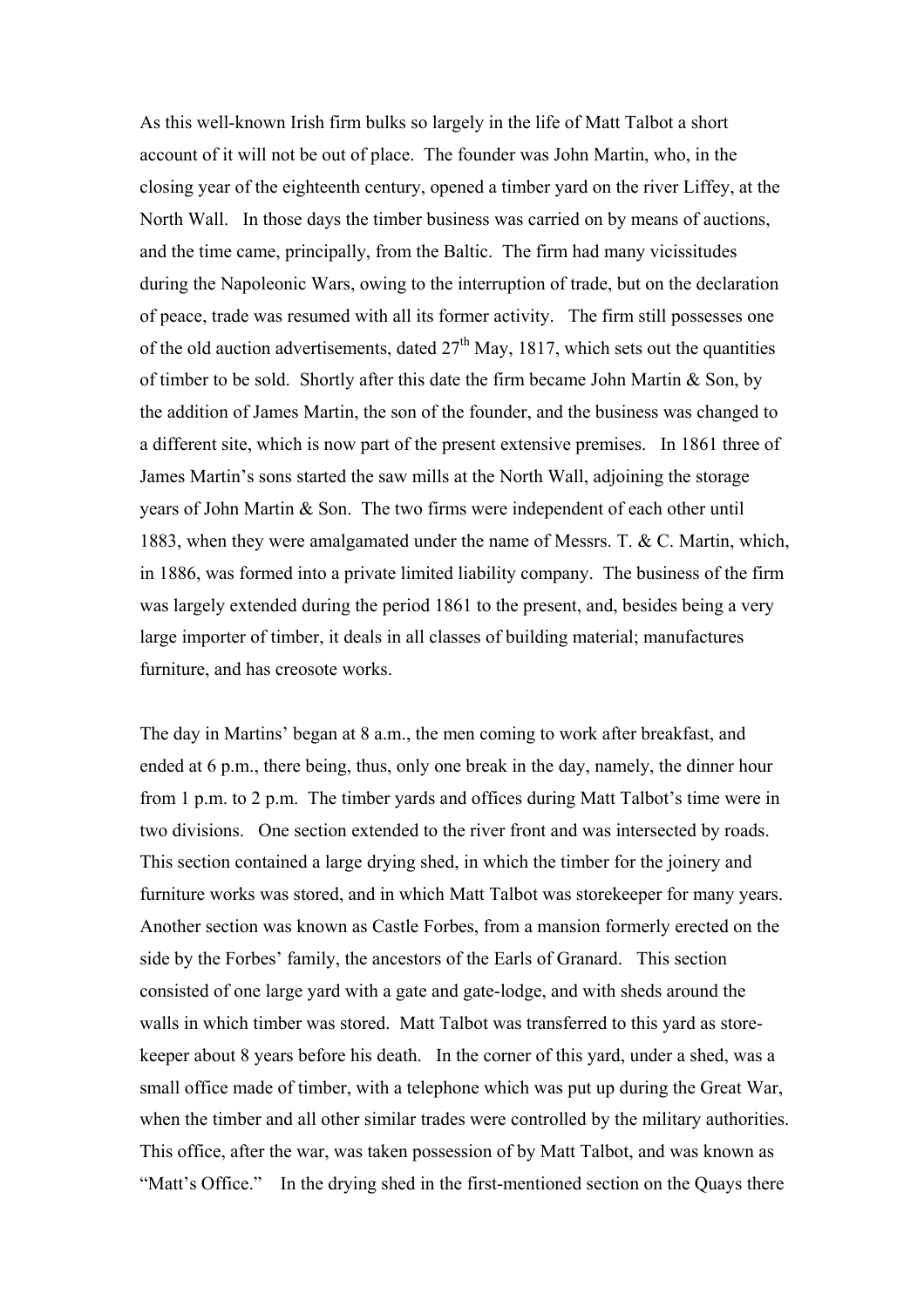As this well-known Irish firm bulks so largely in the life of Matt Talbot a short account of it will not be out of place. The founder was John Martin, who, in the closing year of the eighteenth century, opened a timber yard on the river Liffey, at the North Wall. In those days the timber business was carried on by means of auctions, and the time came, principally, from the Baltic. The firm had many vicissitudes during the Napoleonic Wars, owing to the interruption of trade, but on the declaration of peace, trade was resumed with all its former activity. The firm still possesses one of the old auction advertisements, dated 27th May, 1817, which sets out the quantities of timber to be sold. Shortly after this date the firm became John Martin & Son, by the addition of James Martin, the son of the founder, and the business was changed to a different site, which is now part of the present extensive premises. In 1861 three of James Martin's sons started the saw mills at the North Wall, adjoining the storage years of John Martin & Son. The two firms were independent of each other until 1883, when they were amalgamated under the name of Messrs. T. & C. Martin, which, in 1886, was formed into a private limited liability company. The business of the firm was largely extended during the period 1861 to the present, and, besides being a very large importer of timber, it deals in all classes of building material; manufactures furniture, and has creosote works.

The day in Martins' began at 8 a.m., the men coming to work after breakfast, and ended at 6 p.m., there being, thus, only one break in the day, namely, the dinner hour from 1 p.m. to 2 p.m. The timber yards and offices during Matt Talbot's time were in two divisions. One section extended to the river front and was intersected by roads. This section contained a large drying shed, in which the timber for the joinery and furniture works was stored, and in which Matt Talbot was storekeeper for many years. Another section was known as Castle Forbes, from a mansion formerly erected on the side by the Forbes' family, the ancestors of the Earls of Granard. This section consisted of one large yard with a gate and gate-lodge, and with sheds around the walls in which timber was stored. Matt Talbot was transferred to this yard as store-keeper about 8 years before his death. In the corner of this yard, under a shed, was a small office made of timber, with a telephone which was put up during the Great War, when the timber and all other similar trades were controlled by the military authorities. This office, after the war, was taken possession of by Matt Talbot, and was known as "Matt's Office." In the drying shed in the first-mentioned section on the Quays there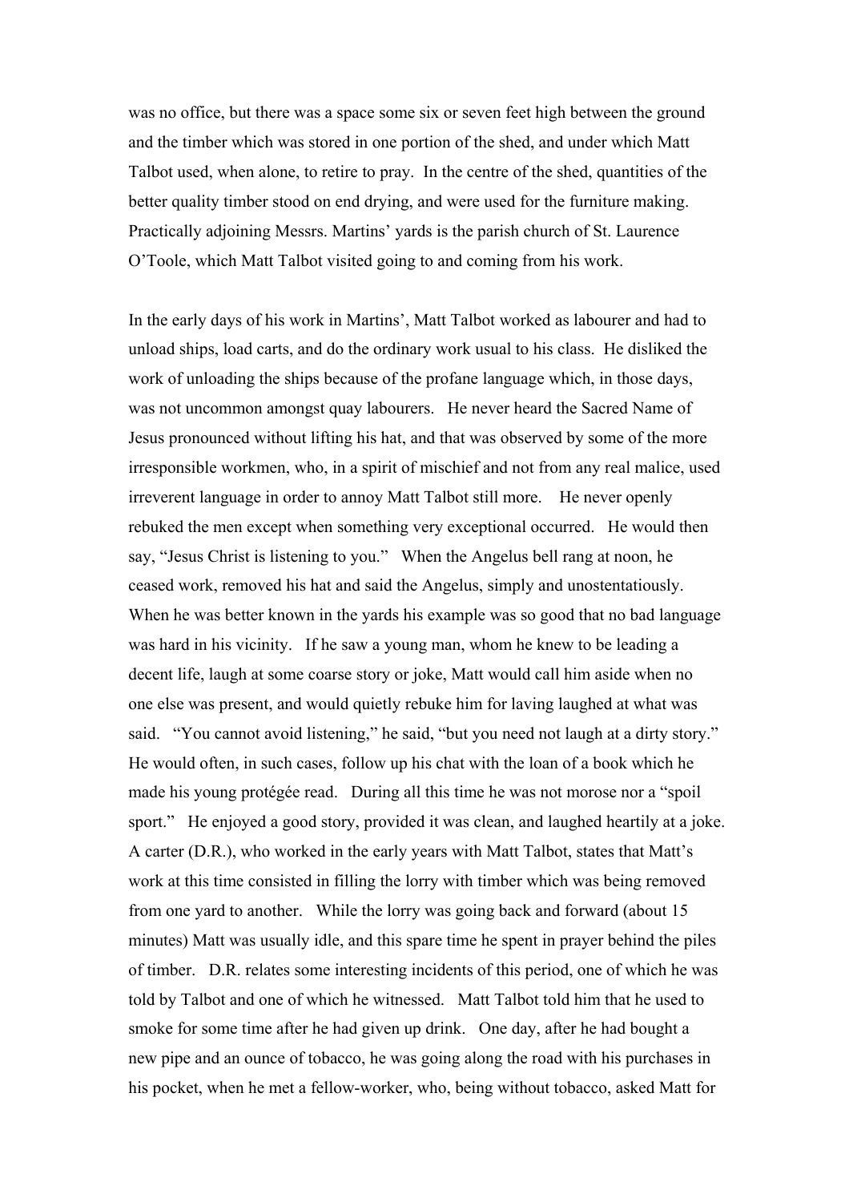was no office, but there was a space some six or seven feet high between the ground and the timber which was stored in one portion of the shed, and under which Matt Talbot used, when alone, to retire to pray. In the centre of the shed, quantities of the better quality timber stood on end drying, and were used for the furniture making. Practically adjoining Messrs. Martins' yards is the parish church of St. Laurence O'Toole, which Matt Talbot visited going to and coming from his work.

In the early days of his work in Martins', Matt Talbot worked as labourer and had to unload ships, load carts, and do the ordinary work usual to his class. He disliked the work of unloading the ships because of the profane language which, in those days, was not uncommon amongst quay labourers. He never heard the Sacred Name of Jesus pronounced without lifting his hat, and that was observed by some of the more irresponsible workmen, who, in a spirit of mischief and not from any real malice, used irreverent language in order to annoy Matt Talbot still more. He never openly rebuked the men except when something very exceptional occurred. He would then say, "Jesus Christ is listening to you." When the Angelus bell rang at noon, he ceased work, removed his hat and said the Angelus, simply and unostentatiously. When he was better known in the yards his example was so good that no bad language was hard in his vicinity. If he saw a young man, whom he knew to be leading a decent life, laugh at some coarse story or joke, Matt would call him aside when no one else was present, and would quietly rebuke him for laving laughed at what was said. "You cannot avoid listening," he said, "but you need not laugh at a dirty story." He would often, in such cases, follow up his chat with the loan of a book which he made his young protégée read. During all this time he was not morose nor a "spoil sport." He enjoyed a good story, provided it was clean, and laughed heartily at a joke. A carter (D.R.), who worked in the early years with Matt Talbot, states that Matt's work at this time consisted in filling the lorry with timber which was being removed from one yard to another. While the lorry was going back and forward (about 15 minutes) Matt was usually idle, and this spare time he spent in prayer behind the piles of timber. D.R. relates some interesting incidents of this period, one of which he was told by Talbot and one of which he witnessed. Matt Talbot told him that he used to smoke for some time after he had given up drink. One day, after he had bought a new pipe and an ounce of tobacco, he was going along the road with his purchases in his pocket, when he met a fellow-worker, who, being without tobacco, asked Matt for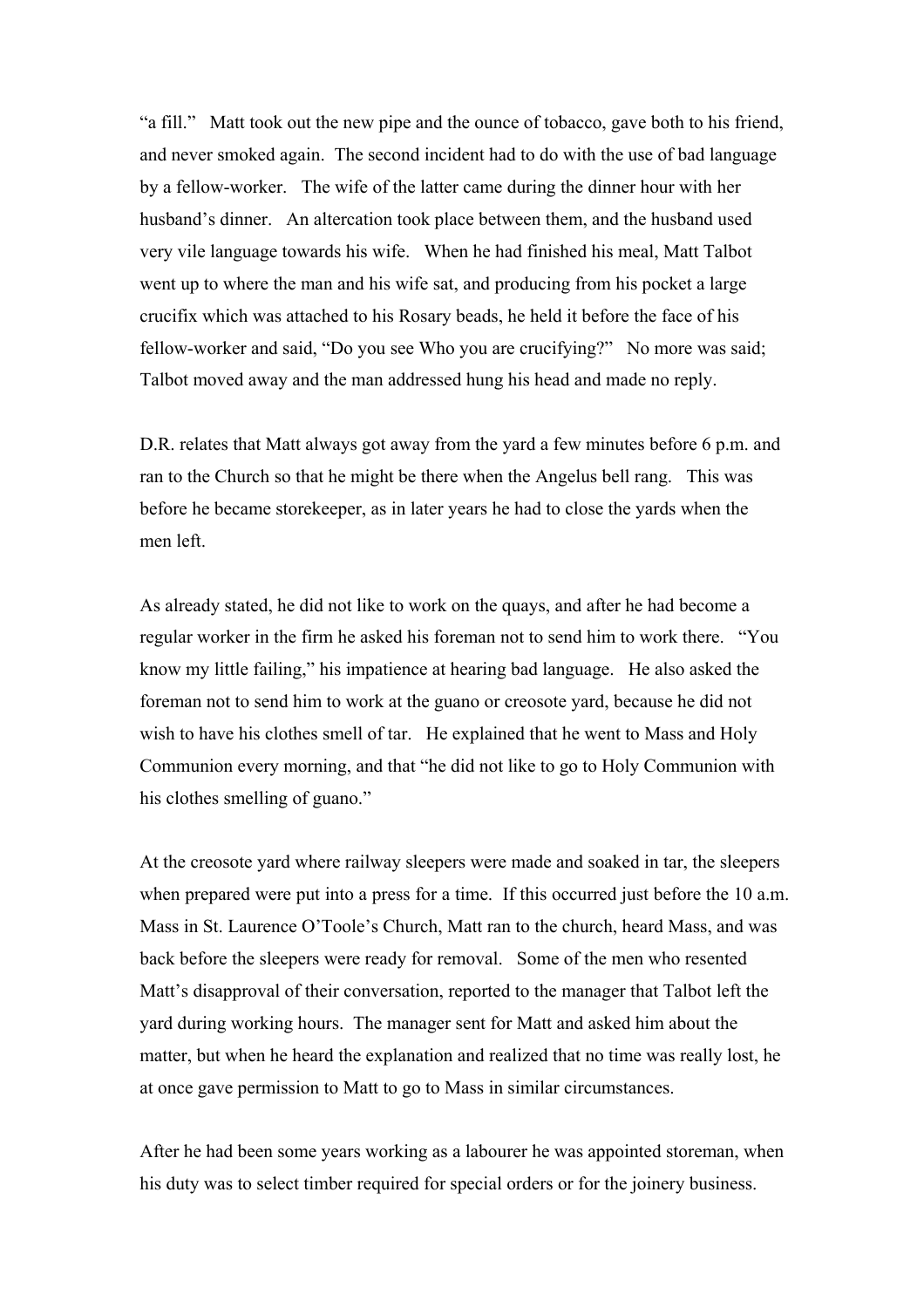"a fill." Matt took out the new pipe and the ounce of tobacco, gave both to his friend, and never smoked again. The second incident had to do with the use of bad language by a fellow-worker. The wife of the latter came during the dinner hour with her husband's dinner. An altercation took place between them, and the husband used very vile language towards his wife. When he had finished his meal, Matt Talbot went up to where the man and his wife sat, and producing from his pocket a large crucifix which was attached to his Rosary beads, he held it before the face of his fellow-worker and said, "Do you see Who you are crucifying?" No more was said; Talbot moved away and the man addressed hung his head and made no reply.

D.R. relates that Matt always got away from the yard a few minutes before 6 p.m. and ran to the Church so that he might be there when the Angelus bell rang. This was before he became storekeeper, as in later years he had to close the yards when the men left.

As already stated, he did not like to work on the quays, and after he had become a regular worker in the firm he asked his foreman not to send him to work there. "You know my little failing," his impatience at hearing bad language. He also asked the foreman not to send him to work at the guano or creosote yard, because he did not wish to have his clothes smell of tar. He explained that he went to Mass and Holy Communion every morning, and that "he did not like to go to Holy Communion with his clothes smelling of guano."

At the creosote yard where railway sleepers were made and soaked in tar, the sleepers when prepared were put into a press for a time. If this occurred just before the 10 a.m. Mass in St. Laurence O'Toole's Church, Matt ran to the church, heard Mass, and was back before the sleepers were ready for removal. Some of the men who resented Matt's disapproval of their conversation, reported to the manager that Talbot left the yard during working hours. The manager sent for Matt and asked him about the matter, but when he heard the explanation and realized that no time was really lost, he at once gave permission to Matt to go to Mass in similar circumstances.

After he had been some years working as a labourer he was appointed storeman, when his duty was to select timber required for special orders or for the joinery business.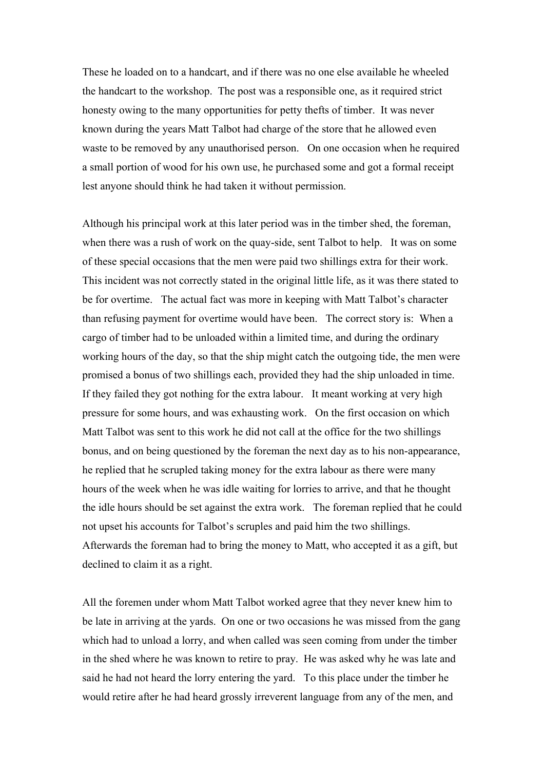These he loaded on to a handcart, and if there was no one else available he wheeled the handcart to the workshop. The post was a responsible one, as it required strict honesty owing to the many opportunities for petty thefts of timber. It was never known during the years Matt Talbot had charge of the store that he allowed even waste to be removed by any unauthorised person. On one occasion when he required a small portion of wood for his own use, he purchased some and got a formal receipt lest anyone should think he had taken it without permission.

Although his principal work at this later period was in the timber shed, the foreman, when there was a rush of work on the quay-side, sent Talbot to help. It was on some of these special occasions that the men were paid two shillings extra for their work. This incident was not correctly stated in the original little life, as it was there stated to be for overtime. The actual fact was more in keeping with Matt Talbot's character than refusing payment for overtime would have been. The correct story is: When a cargo of timber had to be unloaded within a limited time, and during the ordinary working hours of the day, so that the ship might catch the outgoing tide, the men were promised a bonus of two shillings each, provided they had the ship unloaded in time. If they failed they got nothing for the extra labour. It meant working at very high pressure for some hours, and was exhausting work. On the first occasion on which Matt Talbot was sent to this work he did not call at the office for the two shillings bonus, and on being questioned by the foreman the next day as to his non-appearance, he replied that he scrupled taking money for the extra labour as there were many hours of the week when he was idle waiting for lorries to arrive, and that he thought the idle hours should be set against the extra work. The foreman replied that he could not upset his accounts for Talbot's scruples and paid him the two shillings. Afterwards the foreman had to bring the money to Matt, who accepted it as a gift, but declined to claim it as a right.

All the foremen under whom Matt Talbot worked agree that they never knew him to be late in arriving at the yards. On one or two occasions he was missed from the gang which had to unload a lorry, and when called was seen coming from under the timber in the shed where he was known to retire to pray. He was asked why he was late and said he had not heard the lorry entering the yard. To this place under the timber he would retire after he had heard grossly irreverent language from any of the men, and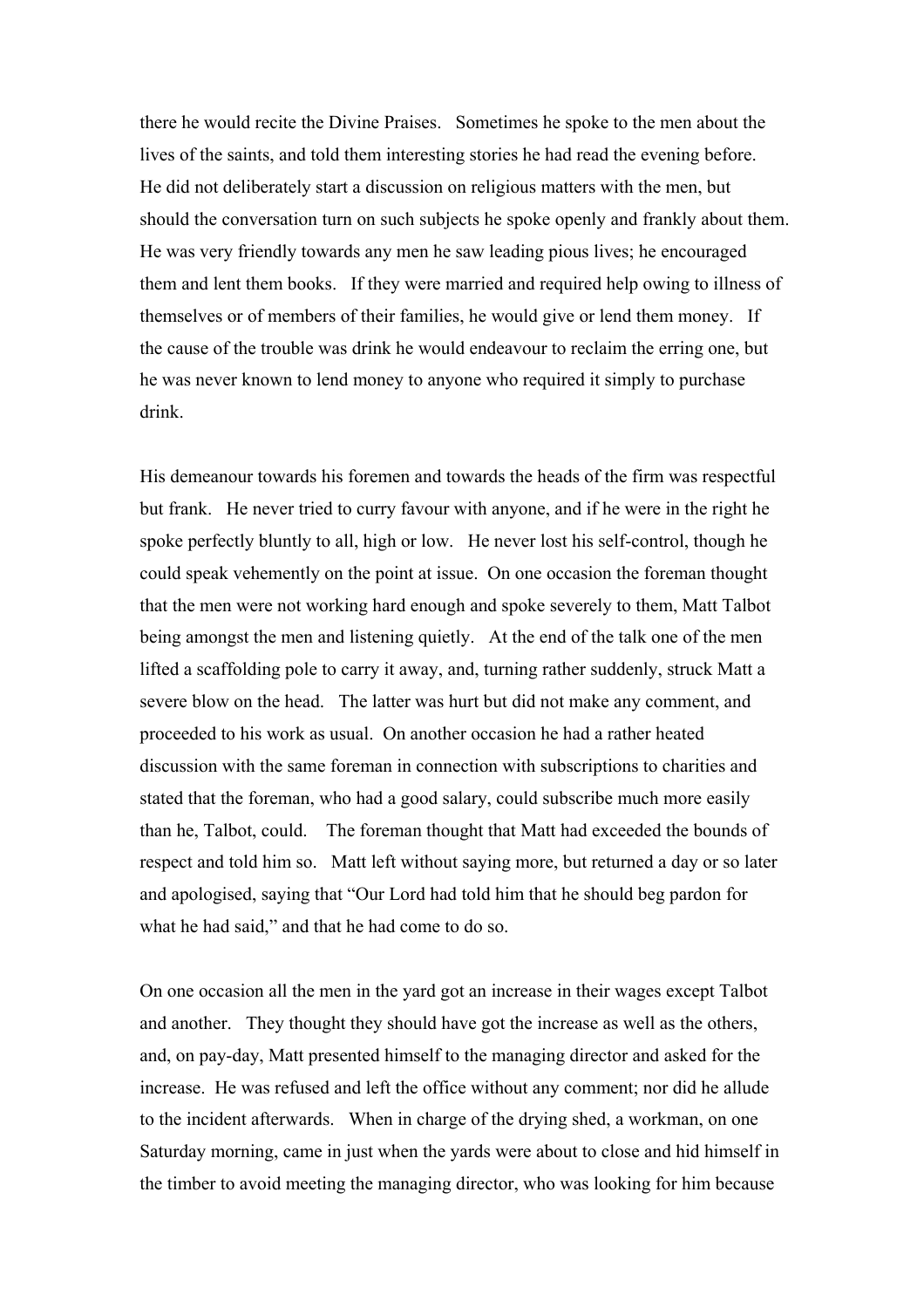there he would recite the Divine Praises. Sometimes he spoke to the men about the lives of the saints, and told them interesting stories he had read the evening before. He did not deliberately start a discussion on religious matters with the men, but should the conversation turn on such subjects he spoke openly and frankly about them. He was very friendly towards any men he saw leading pious lives; he encouraged them and lent them books. If they were married and required help owing to illness of themselves or of members of their families, he would give or lend them money. If the cause of the trouble was drink he would endeavour to reclaim the erring one, but he was never known to lend money to anyone who required it simply to purchase drink.

His demeanour towards his foremen and towards the heads of the firm was respectful but frank. He never tried to curry favour with anyone, and if he were in the right he spoke perfectly bluntly to all, high or low. He never lost his self-control, though he could speak vehemently on the point at issue. On one occasion the foreman thought that the men were not working hard enough and spoke severely to them, Matt Talbot being amongst the men and listening quietly. At the end of the talk one of the men lifted a scaffolding pole to carry it away, and, turning rather suddenly, struck Matt a severe blow on the head. The latter was hurt but did not make any comment, and proceeded to his work as usual. On another occasion he had a rather heated discussion with the same foreman in connection with subscriptions to charities and stated that the foreman, who had a good salary, could subscribe much more easily than he, Talbot, could. The foreman thought that Matt had exceeded the bounds of respect and told him so. Matt left without saying more, but returned a day or so later and apologised, saying that "Our Lord had told him that he should beg pardon for what he had said," and that he had come to do so.

On one occasion all the men in the yard got an increase in their wages except Talbot and another. They thought they should have got the increase as well as the others, and, on pay-day, Matt presented himself to the managing director and asked for the increase. He was refused and left the office without any comment; nor did he allude to the incident afterwards. When in charge of the drying shed, a workman, on one Saturday morning, came in just when the yards were about to close and hid himself in the timber to avoid meeting the managing director, who was looking for him because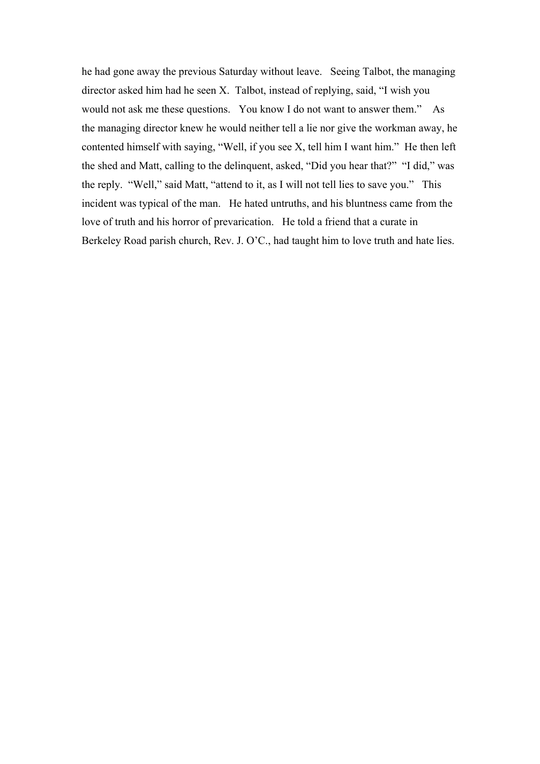he had gone away the previous Saturday without leave. Seeing Talbot, the managing director asked him had he seen X. Talbot, instead of replying, said, "I wish you would not ask me these questions. You know I do not want to answer them." As the managing director knew he would neither tell a lie nor give the workman away, he contented himself with saying, "Well, if you see X, tell him I want him." He then left the shed and Matt, calling to the delinquent, asked, "Did you hear that?" "I did," was the reply. "Well," said Matt, "attend to it, as I will not tell lies to save you." This incident was typical of the man. He hated untruths, and his bluntness came from the love of truth and his horror of prevarication. He told a friend that a curate in Berkeley Road parish church, Rev. J. O'C., had taught him to love truth and hate lies.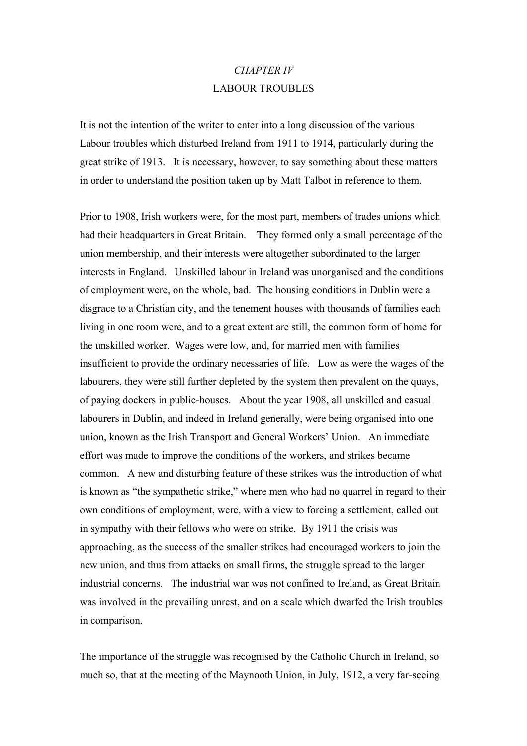## *CHAPTER IV*
## LABOUR TROUBLES

It is not the intention of the writer to enter into a long discussion of the various Labour troubles which disturbed Ireland from 1911 to 1914, particularly during the great strike of 1913. It is necessary, however, to say something about these matters in order to understand the position taken up by Matt Talbot in reference to them.

Prior to 1908, Irish workers were, for the most part, members of trades unions which had their headquarters in Great Britain. They formed only a small percentage of the union membership, and their interests were altogether subordinated to the larger interests in England. Unskilled labour in Ireland was unorganised and the conditions of employment were, on the whole, bad. The housing conditions in Dublin were a disgrace to a Christian city, and the tenement houses with thousands of families each living in one room were, and to a great extent are still, the common form of home for the unskilled worker. Wages were low, and, for married men with families insufficient to provide the ordinary necessaries of life. Low as were the wages of the labourers, they were still further depleted by the system then prevalent on the quays, of paying dockers in public-houses. About the year 1908, all unskilled and casual labourers in Dublin, and indeed in Ireland generally, were being organised into one union, known as the Irish Transport and General Workers' Union. An immediate effort was made to improve the conditions of the workers, and strikes became common. A new and disturbing feature of these strikes was the introduction of what is known as "the sympathetic strike," where men who had no quarrel in regard to their own conditions of employment, were, with a view to forcing a settlement, called out in sympathy with their fellows who were on strike. By 1911 the crisis was approaching, as the success of the smaller strikes had encouraged workers to join the new union, and thus from attacks on small firms, the struggle spread to the larger industrial concerns. The industrial war was not confined to Ireland, as Great Britain was involved in the prevailing unrest, and on a scale which dwarfed the Irish troubles in comparison.

The importance of the struggle was recognised by the Catholic Church in Ireland, so much so, that at the meeting of the Maynooth Union, in July, 1912, a very far-seeing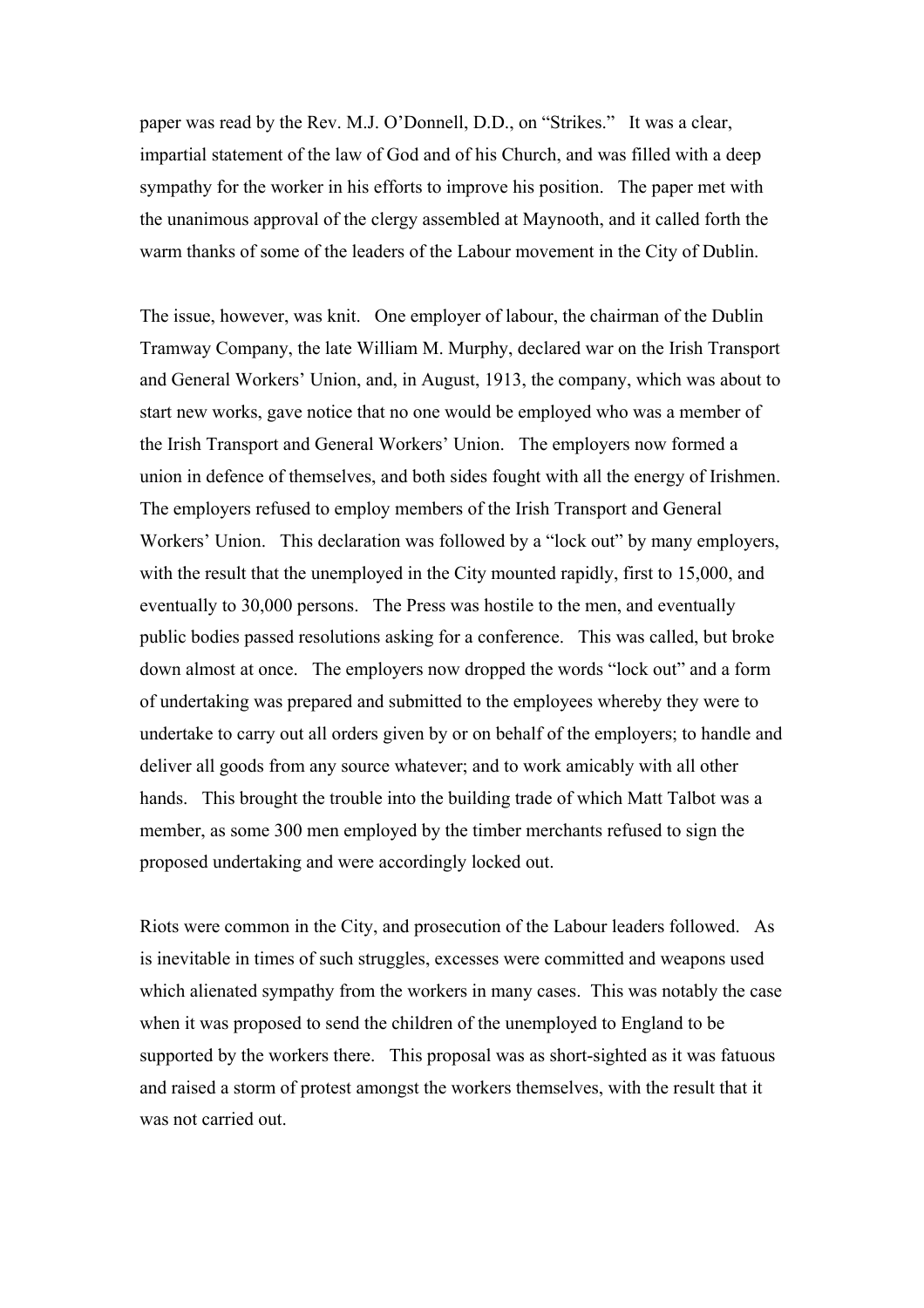paper was read by the Rev. M.J. O'Donnell, D.D., on "Strikes." It was a clear, impartial statement of the law of God and of his Church, and was filled with a deep sympathy for the worker in his efforts to improve his position. The paper met with the unanimous approval of the clergy assembled at Maynooth, and it called forth the warm thanks of some of the leaders of the Labour movement in the City of Dublin.

The issue, however, was knit. One employer of labour, the chairman of the Dublin Tramway Company, the late William M. Murphy, declared war on the Irish Transport and General Workers' Union, and, in August, 1913, the company, which was about to start new works, gave notice that no one would be employed who was a member of the Irish Transport and General Workers' Union. The employers now formed a union in defence of themselves, and both sides fought with all the energy of Irishmen. The employers refused to employ members of the Irish Transport and General Workers' Union. This declaration was followed by a "lock out" by many employers, with the result that the unemployed in the City mounted rapidly, first to 15,000, and eventually to 30,000 persons. The Press was hostile to the men, and eventually public bodies passed resolutions asking for a conference. This was called, but broke down almost at once. The employers now dropped the words "lock out" and a form of undertaking was prepared and submitted to the employees whereby they were to undertake to carry out all orders given by or on behalf of the employers; to handle and deliver all goods from any source whatever; and to work amicably with all other hands. This brought the trouble into the building trade of which Matt Talbot was a member, as some 300 men employed by the timber merchants refused to sign the proposed undertaking and were accordingly locked out.

Riots were common in the City, and prosecution of the Labour leaders followed. As is inevitable in times of such struggles, excesses were committed and weapons used which alienated sympathy from the workers in many cases. This was notably the case when it was proposed to send the children of the unemployed to England to be supported by the workers there. This proposal was as short-sighted as it was fatuous and raised a storm of protest amongst the workers themselves, with the result that it was not carried out.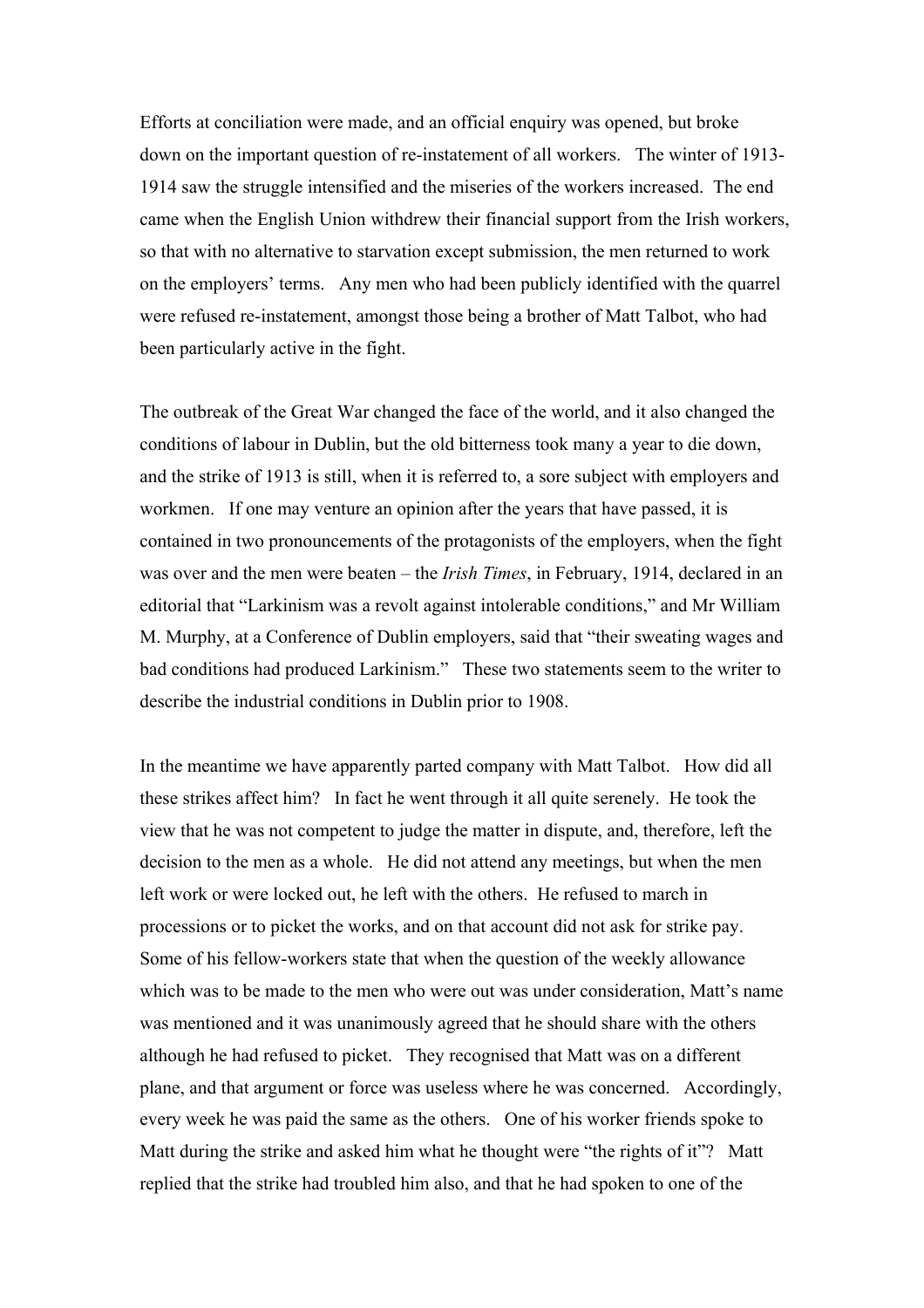Efforts at conciliation were made, and an official enquiry was opened, but broke down on the important question of re-instatement of all workers. The winter of 1913-1914 saw the struggle intensified and the miseries of the workers increased. The end came when the English Union withdrew their financial support from the Irish workers, so that with no alternative to starvation except submission, the men returned to work on the employers' terms. Any men who had been publicly identified with the quarrel were refused re-instatement, amongst those being a brother of Matt Talbot, who had been particularly active in the fight.

The outbreak of the Great War changed the face of the world, and it also changed the conditions of labour in Dublin, but the old bitterness took many a year to die down, and the strike of 1913 is still, when it is referred to, a sore subject with employers and workmen. If one may venture an opinion after the years that have passed, it is contained in two pronouncements of the protagonists of the employers, when the fight was over and the men were beaten – the *Irish Times*, in February, 1914, declared in an editorial that "Larkinism was a revolt against intolerable conditions," and Mr William M. Murphy, at a Conference of Dublin employers, said that "their sweating wages and bad conditions had produced Larkinism." These two statements seem to the writer to describe the industrial conditions in Dublin prior to 1908.

In the meantime we have apparently parted company with Matt Talbot. How did all these strikes affect him? In fact he went through it all quite serenely. He took the view that he was not competent to judge the matter in dispute, and, therefore, left the decision to the men as a whole. He did not attend any meetings, but when the men left work or were locked out, he left with the others. He refused to march in processions or to picket the works, and on that account did not ask for strike pay. Some of his fellow-workers state that when the question of the weekly allowance which was to be made to the men who were out was under consideration, Matt's name was mentioned and it was unanimously agreed that he should share with the others although he had refused to picket. They recognised that Matt was on a different plane, and that argument or force was useless where he was concerned. Accordingly, every week he was paid the same as the others. One of his worker friends spoke to Matt during the strike and asked him what he thought were "the rights of it"? Matt replied that the strike had troubled him also, and that he had spoken to one of the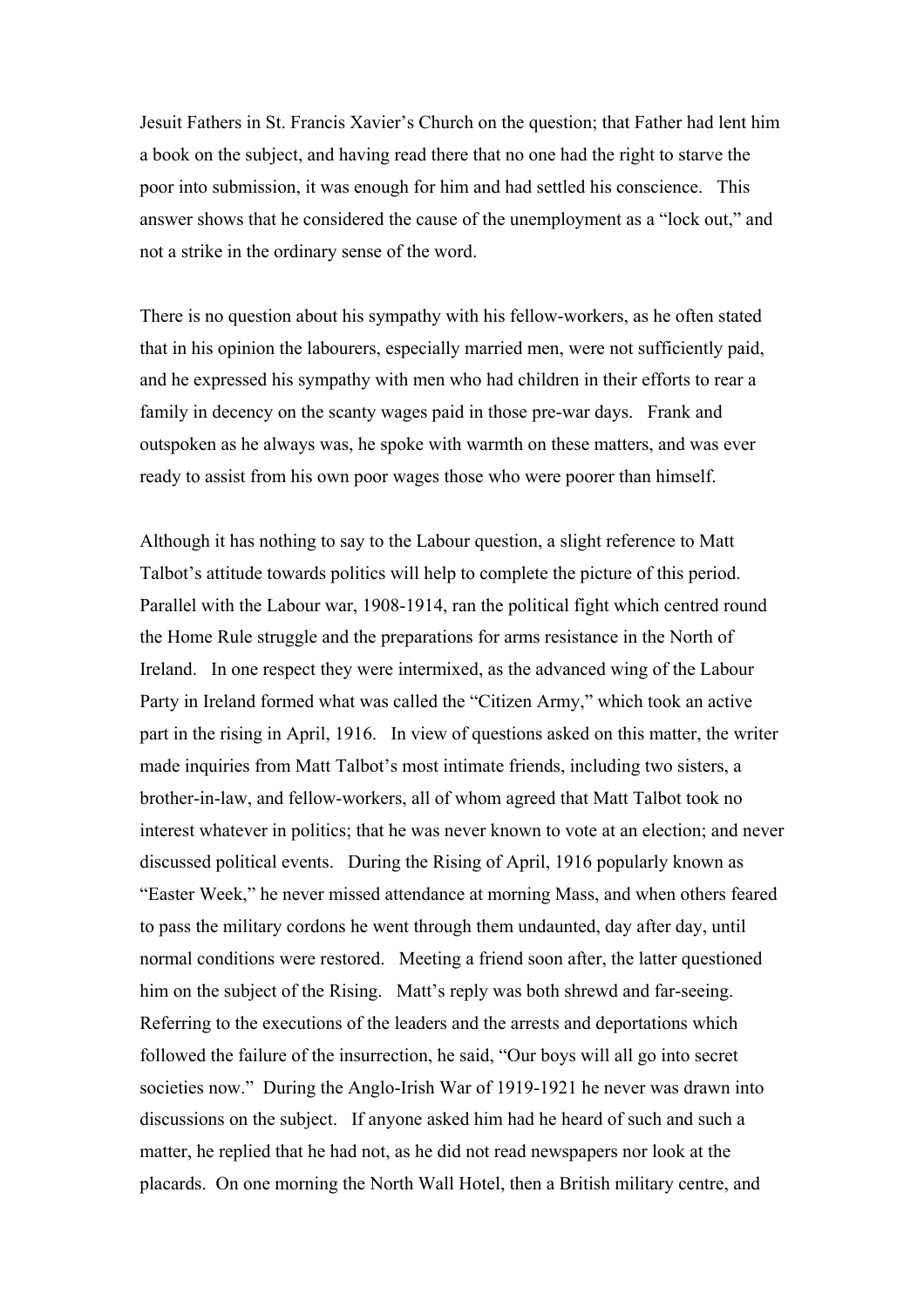Jesuit Fathers in St. Francis Xavier's Church on the question; that Father had lent him a book on the subject, and having read there that no one had the right to starve the poor into submission, it was enough for him and had settled his conscience. This answer shows that he considered the cause of the unemployment as a "lock out," and not a strike in the ordinary sense of the word.

There is no question about his sympathy with his fellow-workers, as he often stated that in his opinion the labourers, especially married men, were not sufficiently paid, and he expressed his sympathy with men who had children in their efforts to rear a family in decency on the scanty wages paid in those pre-war days. Frank and outspoken as he always was, he spoke with warmth on these matters, and was ever ready to assist from his own poor wages those who were poorer than himself.

Although it has nothing to say to the Labour question, a slight reference to Matt Talbot's attitude towards politics will help to complete the picture of this period. Parallel with the Labour war, 1908-1914, ran the political fight which centred round the Home Rule struggle and the preparations for arms resistance in the North of Ireland. In one respect they were intermixed, as the advanced wing of the Labour Party in Ireland formed what was called the "Citizen Army," which took an active part in the rising in April, 1916. In view of questions asked on this matter, the writer made inquiries from Matt Talbot's most intimate friends, including two sisters, a brother-in-law, and fellow-workers, all of whom agreed that Matt Talbot took no interest whatever in politics; that he was never known to vote at an election; and never discussed political events. During the Rising of April, 1916 popularly known as "Easter Week," he never missed attendance at morning Mass, and when others feared to pass the military cordons he went through them undaunted, day after day, until normal conditions were restored. Meeting a friend soon after, the latter questioned him on the subject of the Rising. Matt's reply was both shrewd and far-seeing. Referring to the executions of the leaders and the arrests and deportations which followed the failure of the insurrection, he said, "Our boys will all go into secret societies now." During the Anglo-Irish War of 1919-1921 he never was drawn into discussions on the subject. If anyone asked him had he heard of such and such a matter, he replied that he had not, as he did not read newspapers nor look at the placards. On one morning the North Wall Hotel, then a British military centre, and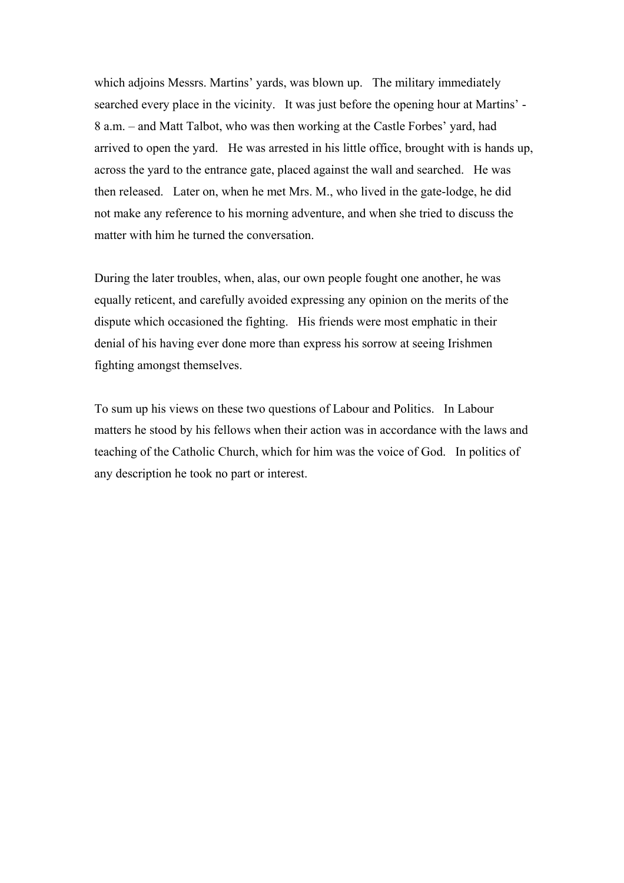which adjoins Messrs. Martins' yards, was blown up. The military immediately searched every place in the vicinity. It was just before the opening hour at Martins' - 8 a.m. – and Matt Talbot, who was then working at the Castle Forbes' yard, had arrived to open the yard. He was arrested in his little office, brought with is hands up, across the yard to the entrance gate, placed against the wall and searched. He was then released. Later on, when he met Mrs. M., who lived in the gate-lodge, he did not make any reference to his morning adventure, and when she tried to discuss the matter with him he turned the conversation.

During the later troubles, when, alas, our own people fought one another, he was equally reticent, and carefully avoided expressing any opinion on the merits of the dispute which occasioned the fighting. His friends were most emphatic in their denial of his having ever done more than express his sorrow at seeing Irishmen fighting amongst themselves.

To sum up his views on these two questions of Labour and Politics. In Labour matters he stood by his fellows when their action was in accordance with the laws and teaching of the Catholic Church, which for him was the voice of God. In politics of any description he took no part or interest.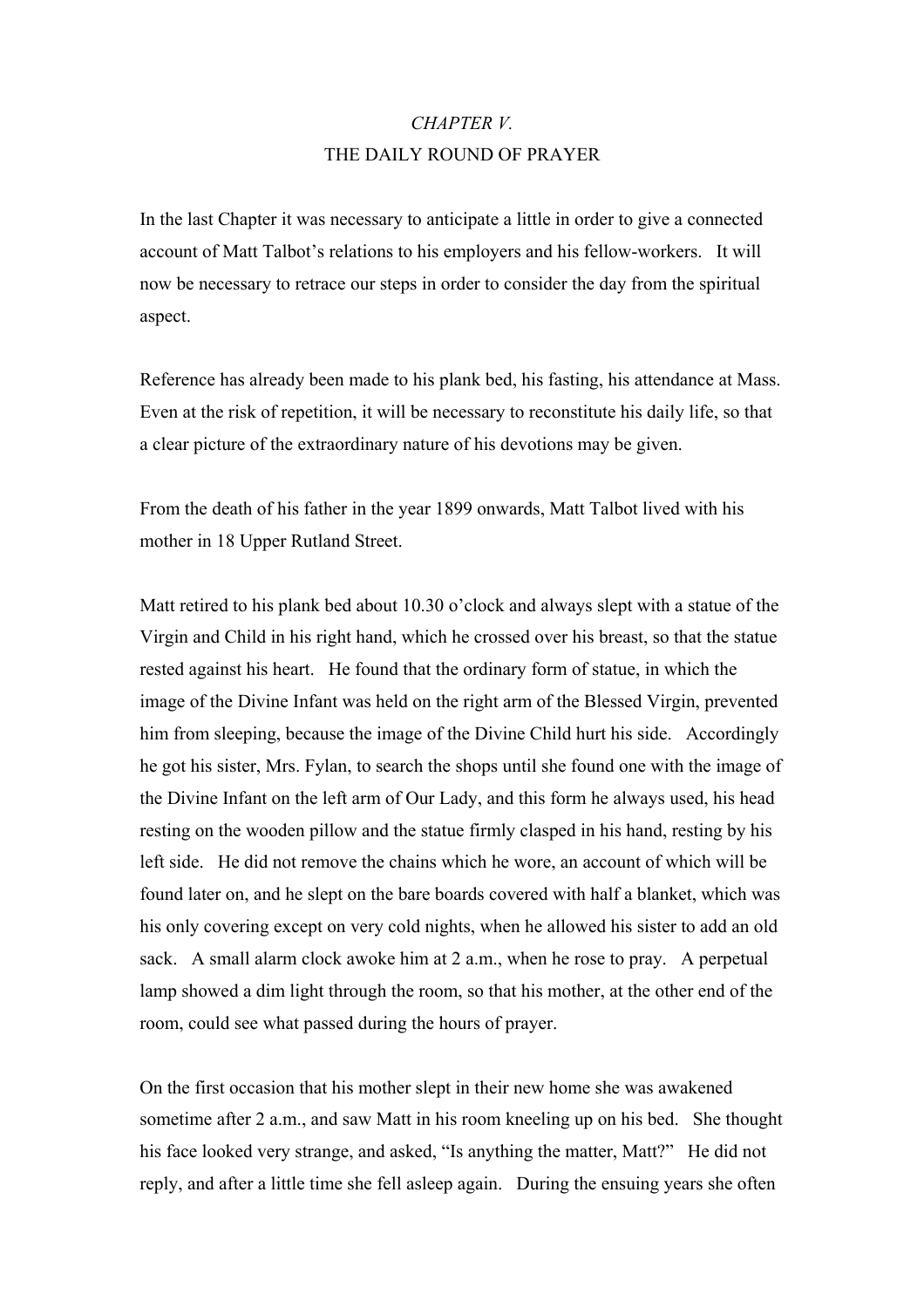## *CHAPTER V.*

## THE DAILY ROUND OF PRAYER

In the last Chapter it was necessary to anticipate a little in order to give a connected account of Matt Talbot's relations to his employers and his fellow-workers. It will now be necessary to retrace our steps in order to consider the day from the spiritual aspect.

Reference has already been made to his plank bed, his fasting, his attendance at Mass. Even at the risk of repetition, it will be necessary to reconstitute his daily life, so that a clear picture of the extraordinary nature of his devotions may be given.

From the death of his father in the year 1899 onwards, Matt Talbot lived with his mother in 18 Upper Rutland Street.

Matt retired to his plank bed about 10.30 o'clock and always slept with a statue of the Virgin and Child in his right hand, which he crossed over his breast, so that the statue rested against his heart. He found that the ordinary form of statue, in which the image of the Divine Infant was held on the right arm of the Blessed Virgin, prevented him from sleeping, because the image of the Divine Child hurt his side. Accordingly he got his sister, Mrs. Fylan, to search the shops until she found one with the image of the Divine Infant on the left arm of Our Lady, and this form he always used, his head resting on the wooden pillow and the statue firmly clasped in his hand, resting by his left side. He did not remove the chains which he wore, an account of which will be found later on, and he slept on the bare boards covered with half a blanket, which was his only covering except on very cold nights, when he allowed his sister to add an old sack. A small alarm clock awoke him at 2 a.m., when he rose to pray. A perpetual lamp showed a dim light through the room, so that his mother, at the other end of the room, could see what passed during the hours of prayer.

On the first occasion that his mother slept in their new home she was awakened sometime after 2 a.m., and saw Matt in his room kneeling up on his bed. She thought his face looked very strange, and asked, "Is anything the matter, Matt?" He did not reply, and after a little time she fell asleep again. During the ensuing years she often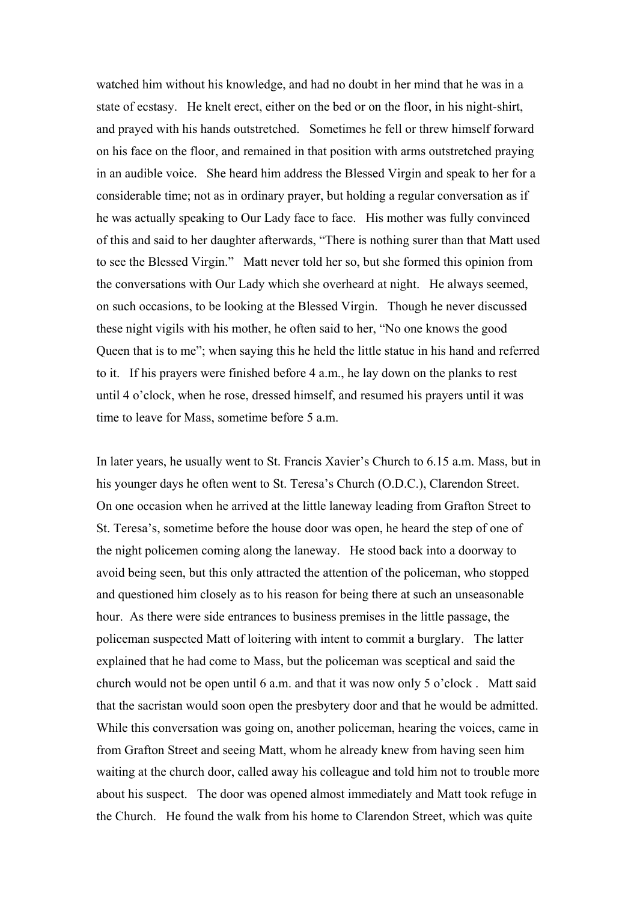watched him without his knowledge, and had no doubt in her mind that he was in a state of ecstasy. He knelt erect, either on the bed or on the floor, in his night-shirt, and prayed with his hands outstretched. Sometimes he fell or threw himself forward on his face on the floor, and remained in that position with arms outstretched praying in an audible voice. She heard him address the Blessed Virgin and speak to her for a considerable time; not as in ordinary prayer, but holding a regular conversation as if he was actually speaking to Our Lady face to face. His mother was fully convinced of this and said to her daughter afterwards, "There is nothing surer than that Matt used to see the Blessed Virgin." Matt never told her so, but she formed this opinion from the conversations with Our Lady which she overheard at night. He always seemed, on such occasions, to be looking at the Blessed Virgin. Though he never discussed these night vigils with his mother, he often said to her, "No one knows the good Queen that is to me"; when saying this he held the little statue in his hand and referred to it. If his prayers were finished before 4 a.m., he lay down on the planks to rest until 4 o'clock, when he rose, dressed himself, and resumed his prayers until it was time to leave for Mass, sometime before 5 a.m.

In later years, he usually went to St. Francis Xavier's Church to 6.15 a.m. Mass, but in his younger days he often went to St. Teresa's Church (O.D.C.), Clarendon Street. On one occasion when he arrived at the little laneway leading from Grafton Street to St. Teresa's, sometime before the house door was open, he heard the step of one of the night policemen coming along the laneway. He stood back into a doorway to avoid being seen, but this only attracted the attention of the policeman, who stopped and questioned him closely as to his reason for being there at such an unseasonable hour. As there were side entrances to business premises in the little passage, the policeman suspected Matt of loitering with intent to commit a burglary. The latter explained that he had come to Mass, but the policeman was sceptical and said the church would not be open until 6 a.m. and that it was now only 5 o'clock . Matt said that the sacristan would soon open the presbytery door and that he would be admitted. While this conversation was going on, another policeman, hearing the voices, came in from Grafton Street and seeing Matt, whom he already knew from having seen him waiting at the church door, called away his colleague and told him not to trouble more about his suspect. The door was opened almost immediately and Matt took refuge in the Church. He found the walk from his home to Clarendon Street, which was quite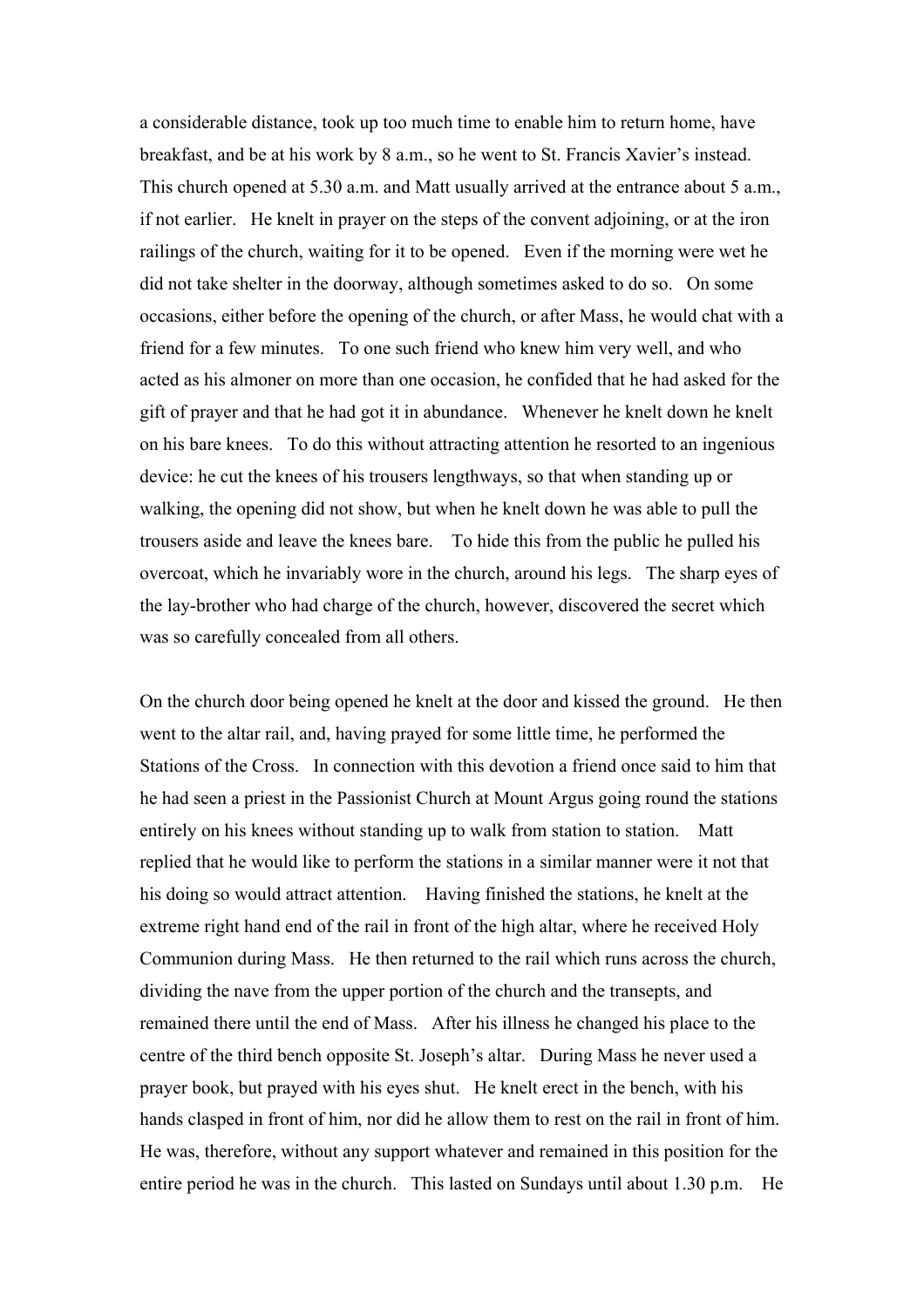a considerable distance, took up too much time to enable him to return home, have breakfast, and be at his work by 8 a.m., so he went to St. Francis Xavier's instead. This church opened at 5.30 a.m. and Matt usually arrived at the entrance about 5 a.m., if not earlier. He knelt in prayer on the steps of the convent adjoining, or at the iron railings of the church, waiting for it to be opened. Even if the morning were wet he did not take shelter in the doorway, although sometimes asked to do so. On some occasions, either before the opening of the church, or after Mass, he would chat with a friend for a few minutes. To one such friend who knew him very well, and who acted as his almoner on more than one occasion, he confided that he had asked for the gift of prayer and that he had got it in abundance. Whenever he knelt down he knelt on his bare knees. To do this without attracting attention he resorted to an ingenious device: he cut the knees of his trousers lengthways, so that when standing up or walking, the opening did not show, but when he knelt down he was able to pull the trousers aside and leave the knees bare. To hide this from the public he pulled his overcoat, which he invariably wore in the church, around his legs. The sharp eyes of the lay-brother who had charge of the church, however, discovered the secret which was so carefully concealed from all others.

On the church door being opened he knelt at the door and kissed the ground. He then went to the altar rail, and, having prayed for some little time, he performed the Stations of the Cross. In connection with this devotion a friend once said to him that he had seen a priest in the Passionist Church at Mount Argus going round the stations entirely on his knees without standing up to walk from station to station. Matt replied that he would like to perform the stations in a similar manner were it not that his doing so would attract attention. Having finished the stations, he knelt at the extreme right hand end of the rail in front of the high altar, where he received Holy Communion during Mass. He then returned to the rail which runs across the church, dividing the nave from the upper portion of the church and the transepts, and remained there until the end of Mass. After his illness he changed his place to the centre of the third bench opposite St. Joseph's altar. During Mass he never used a prayer book, but prayed with his eyes shut. He knelt erect in the bench, with his hands clasped in front of him, nor did he allow them to rest on the rail in front of him. He was, therefore, without any support whatever and remained in this position for the entire period he was in the church. This lasted on Sundays until about 1.30 p.m. He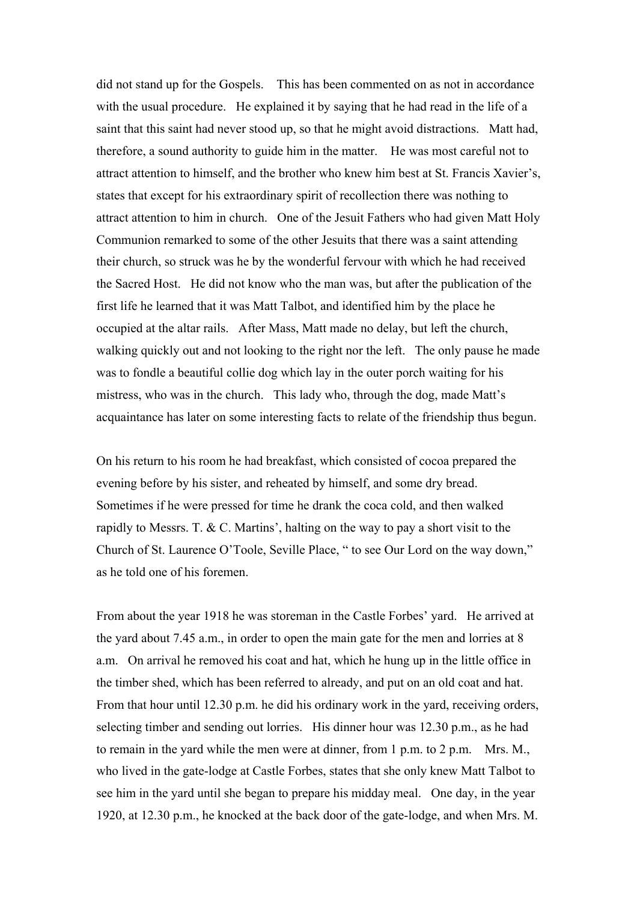did not stand up for the Gospels. This has been commented on as not in accordance with the usual procedure. He explained it by saying that he had read in the life of a saint that this saint had never stood up, so that he might avoid distractions. Matt had, therefore, a sound authority to guide him in the matter. He was most careful not to attract attention to himself, and the brother who knew him best at St. Francis Xavier's, states that except for his extraordinary spirit of recollection there was nothing to attract attention to him in church. One of the Jesuit Fathers who had given Matt Holy Communion remarked to some of the other Jesuits that there was a saint attending their church, so struck was he by the wonderful fervour with which he had received the Sacred Host. He did not know who the man was, but after the publication of the first life he learned that it was Matt Talbot, and identified him by the place he occupied at the altar rails. After Mass, Matt made no delay, but left the church, walking quickly out and not looking to the right nor the left. The only pause he made was to fondle a beautiful collie dog which lay in the outer porch waiting for his mistress, who was in the church. This lady who, through the dog, made Matt's acquaintance has later on some interesting facts to relate of the friendship thus begun.

On his return to his room he had breakfast, which consisted of cocoa prepared the evening before by his sister, and reheated by himself, and some dry bread. Sometimes if he were pressed for time he drank the coca cold, and then walked rapidly to Messrs. T. & C. Martins', halting on the way to pay a short visit to the Church of St. Laurence O'Toole, Seville Place, " to see Our Lord on the way down," as he told one of his foremen.

From about the year 1918 he was storeman in the Castle Forbes' yard. He arrived at the yard about 7.45 a.m., in order to open the main gate for the men and lorries at 8 a.m. On arrival he removed his coat and hat, which he hung up in the little office in the timber shed, which has been referred to already, and put on an old coat and hat. From that hour until 12.30 p.m. he did his ordinary work in the yard, receiving orders, selecting timber and sending out lorries. His dinner hour was 12.30 p.m., as he had to remain in the yard while the men were at dinner, from 1 p.m. to 2 p.m. Mrs. M., who lived in the gate-lodge at Castle Forbes, states that she only knew Matt Talbot to see him in the yard until she began to prepare his midday meal. One day, in the year 1920, at 12.30 p.m., he knocked at the back door of the gate-lodge, and when Mrs. M.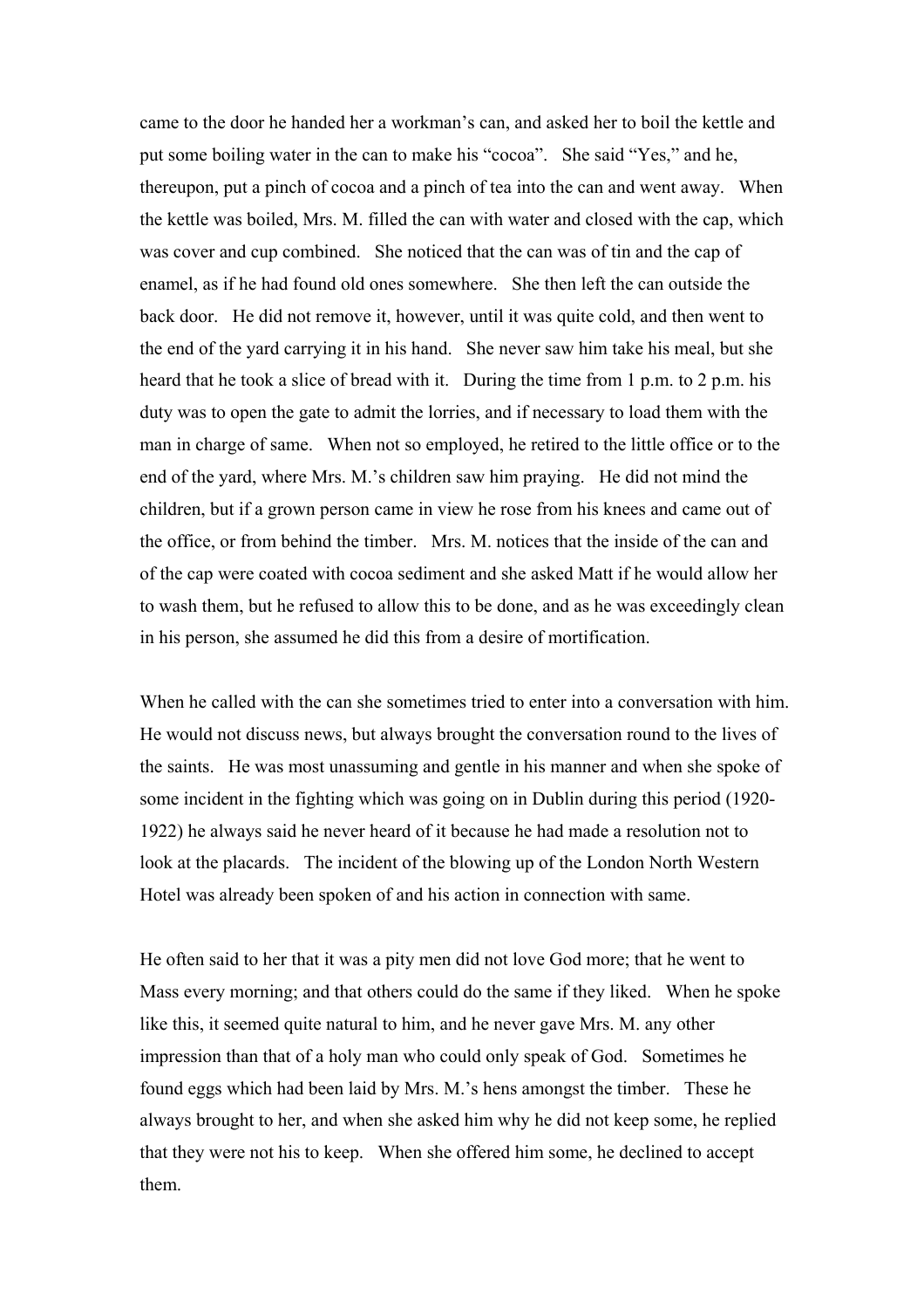came to the door he handed her a workman's can, and asked her to boil the kettle and put some boiling water in the can to make his "cocoa". She said "Yes," and he, thereupon, put a pinch of cocoa and a pinch of tea into the can and went away. When the kettle was boiled, Mrs. M. filled the can with water and closed with the cap, which was cover and cup combined. She noticed that the can was of tin and the cap of enamel, as if he had found old ones somewhere. She then left the can outside the back door. He did not remove it, however, until it was quite cold, and then went to the end of the yard carrying it in his hand. She never saw him take his meal, but she heard that he took a slice of bread with it. During the time from 1 p.m. to 2 p.m. his duty was to open the gate to admit the lorries, and if necessary to load them with the man in charge of same. When not so employed, he retired to the little office or to the end of the yard, where Mrs. M.'s children saw him praying. He did not mind the children, but if a grown person came in view he rose from his knees and came out of the office, or from behind the timber. Mrs. M. notices that the inside of the can and of the cap were coated with cocoa sediment and she asked Matt if he would allow her to wash them, but he refused to allow this to be done, and as he was exceedingly clean in his person, she assumed he did this from a desire of mortification.

When he called with the can she sometimes tried to enter into a conversation with him. He would not discuss news, but always brought the conversation round to the lives of the saints. He was most unassuming and gentle in his manner and when she spoke of some incident in the fighting which was going on in Dublin during this period (1920-1922) he always said he never heard of it because he had made a resolution not to look at the placards. The incident of the blowing up of the London North Western Hotel was already been spoken of and his action in connection with same.

He often said to her that it was a pity men did not love God more; that he went to Mass every morning; and that others could do the same if they liked. When he spoke like this, it seemed quite natural to him, and he never gave Mrs. M. any other impression than that of a holy man who could only speak of God. Sometimes he found eggs which had been laid by Mrs. M.'s hens amongst the timber. These he always brought to her, and when she asked him why he did not keep some, he replied that they were not his to keep. When she offered him some, he declined to accept them.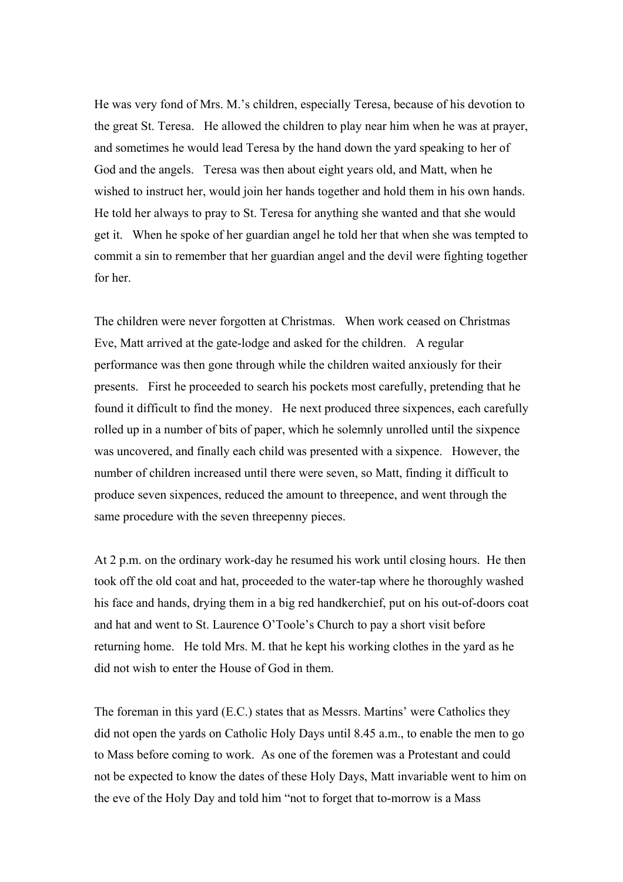He was very fond of Mrs. M.'s children, especially Teresa, because of his devotion to the great St. Teresa. He allowed the children to play near him when he was at prayer, and sometimes he would lead Teresa by the hand down the yard speaking to her of God and the angels. Teresa was then about eight years old, and Matt, when he wished to instruct her, would join her hands together and hold them in his own hands. He told her always to pray to St. Teresa for anything she wanted and that she would get it. When he spoke of her guardian angel he told her that when she was tempted to commit a sin to remember that her guardian angel and the devil were fighting together for her.

The children were never forgotten at Christmas. When work ceased on Christmas Eve, Matt arrived at the gate-lodge and asked for the children. A regular performance was then gone through while the children waited anxiously for their presents. First he proceeded to search his pockets most carefully, pretending that he found it difficult to find the money. He next produced three sixpences, each carefully rolled up in a number of bits of paper, which he solemnly unrolled until the sixpence was uncovered, and finally each child was presented with a sixpence. However, the number of children increased until there were seven, so Matt, finding it difficult to produce seven sixpences, reduced the amount to threepence, and went through the same procedure with the seven threepenny pieces.

At 2 p.m. on the ordinary work-day he resumed his work until closing hours. He then took off the old coat and hat, proceeded to the water-tap where he thoroughly washed his face and hands, drying them in a big red handkerchief, put on his out-of-doors coat and hat and went to St. Laurence O'Toole's Church to pay a short visit before returning home. He told Mrs. M. that he kept his working clothes in the yard as he did not wish to enter the House of God in them.

The foreman in this yard (E.C.) states that as Messrs. Martins' were Catholics they did not open the yards on Catholic Holy Days until 8.45 a.m., to enable the men to go to Mass before coming to work. As one of the foremen was a Protestant and could not be expected to know the dates of these Holy Days, Matt invariable went to him on the eve of the Holy Day and told him "not to forget that to-morrow is a Mass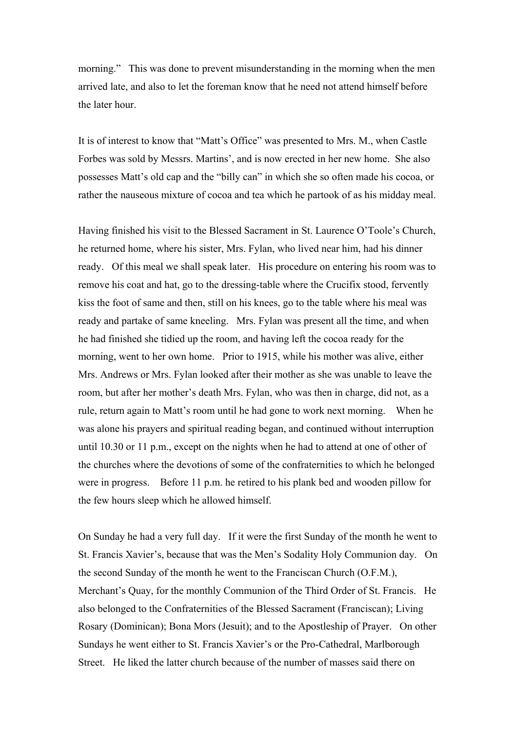morning." This was done to prevent misunderstanding in the morning when the men arrived late, and also to let the foreman know that he need not attend himself before the later hour.

It is of interest to know that "Matt's Office" was presented to Mrs. M., when Castle Forbes was sold by Messrs. Martins', and is now erected in her new home. She also possesses Matt's old cap and the "billy can" in which she so often made his cocoa, or rather the nauseous mixture of cocoa and tea which he partook of as his midday meal.

Having finished his visit to the Blessed Sacrament in St. Laurence O'Toole's Church, he returned home, where his sister, Mrs. Fylan, who lived near him, had his dinner ready. Of this meal we shall speak later. His procedure on entering his room was to remove his coat and hat, go to the dressing-table where the Crucifix stood, fervently kiss the foot of same and then, still on his knees, go to the table where his meal was ready and partake of same kneeling. Mrs. Fylan was present all the time, and when he had finished she tidied up the room, and having left the cocoa ready for the morning, went to her own home. Prior to 1915, while his mother was alive, either Mrs. Andrews or Mrs. Fylan looked after their mother as she was unable to leave the room, but after her mother's death Mrs. Fylan, who was then in charge, did not, as a rule, return again to Matt's room until he had gone to work next morning. When he was alone his prayers and spiritual reading began, and continued without interruption until 10.30 or 11 p.m., except on the nights when he had to attend at one of other of the churches where the devotions of some of the confraternities to which he belonged were in progress. Before 11 p.m. he retired to his plank bed and wooden pillow for the few hours sleep which he allowed himself.

On Sunday he had a very full day. If it were the first Sunday of the month he went to St. Francis Xavier's, because that was the Men's Sodality Holy Communion day. On the second Sunday of the month he went to the Franciscan Church (O.F.M.), Merchant's Quay, for the monthly Communion of the Third Order of St. Francis. He also belonged to the Confraternities of the Blessed Sacrament (Franciscan); Living Rosary (Dominican); Bona Mors (Jesuit); and to the Apostleship of Prayer. On other Sundays he went either to St. Francis Xavier's or the Pro-Cathedral, Marlborough Street. He liked the latter church because of the number of masses said there on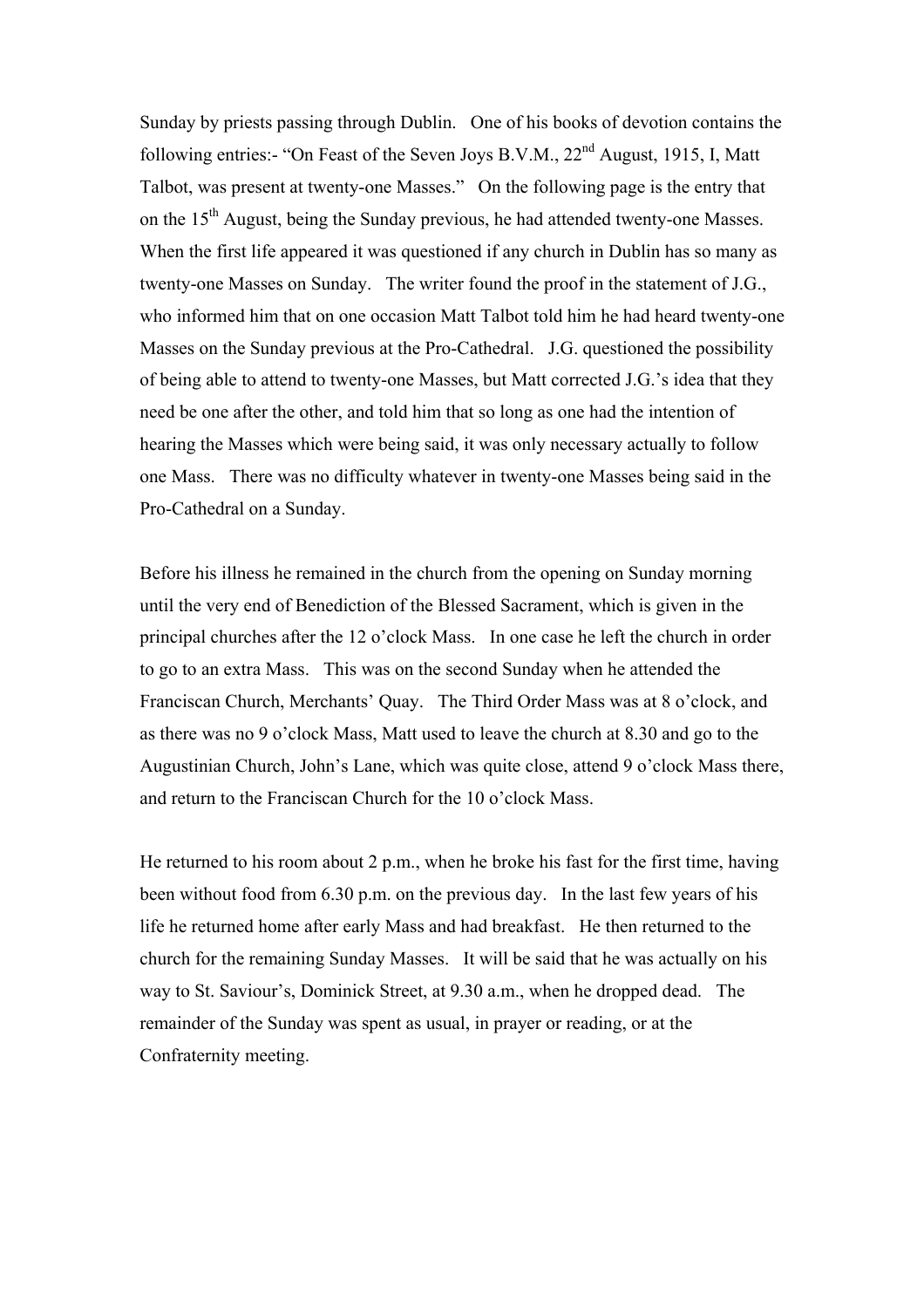Sunday by priests passing through Dublin. One of his books of devotion contains the following entries:- "On Feast of the Seven Joys B.V.M., 22nd August, 1915, I, Matt Talbot, was present at twenty-one Masses." On the following page is the entry that on the 15th August, being the Sunday previous, he had attended twenty-one Masses. When the first life appeared it was questioned if any church in Dublin has so many as twenty-one Masses on Sunday. The writer found the proof in the statement of J.G., who informed him that on one occasion Matt Talbot told him he had heard twenty-one Masses on the Sunday previous at the Pro-Cathedral. J.G. questioned the possibility of being able to attend to twenty-one Masses, but Matt corrected J.G.'s idea that they need be one after the other, and told him that so long as one had the intention of hearing the Masses which were being said, it was only necessary actually to follow one Mass. There was no difficulty whatever in twenty-one Masses being said in the Pro-Cathedral on a Sunday.

Before his illness he remained in the church from the opening on Sunday morning until the very end of Benediction of the Blessed Sacrament, which is given in the principal churches after the 12 o'clock Mass. In one case he left the church in order to go to an extra Mass. This was on the second Sunday when he attended the Franciscan Church, Merchants' Quay. The Third Order Mass was at 8 o'clock, and as there was no 9 o'clock Mass, Matt used to leave the church at 8.30 and go to the Augustinian Church, John's Lane, which was quite close, attend 9 o'clock Mass there, and return to the Franciscan Church for the 10 o'clock Mass.

He returned to his room about 2 p.m., when he broke his fast for the first time, having been without food from 6.30 p.m. on the previous day. In the last few years of his life he returned home after early Mass and had breakfast. He then returned to the church for the remaining Sunday Masses. It will be said that he was actually on his way to St. Saviour's, Dominick Street, at 9.30 a.m., when he dropped dead. The remainder of the Sunday was spent as usual, in prayer or reading, or at the Confraternity meeting.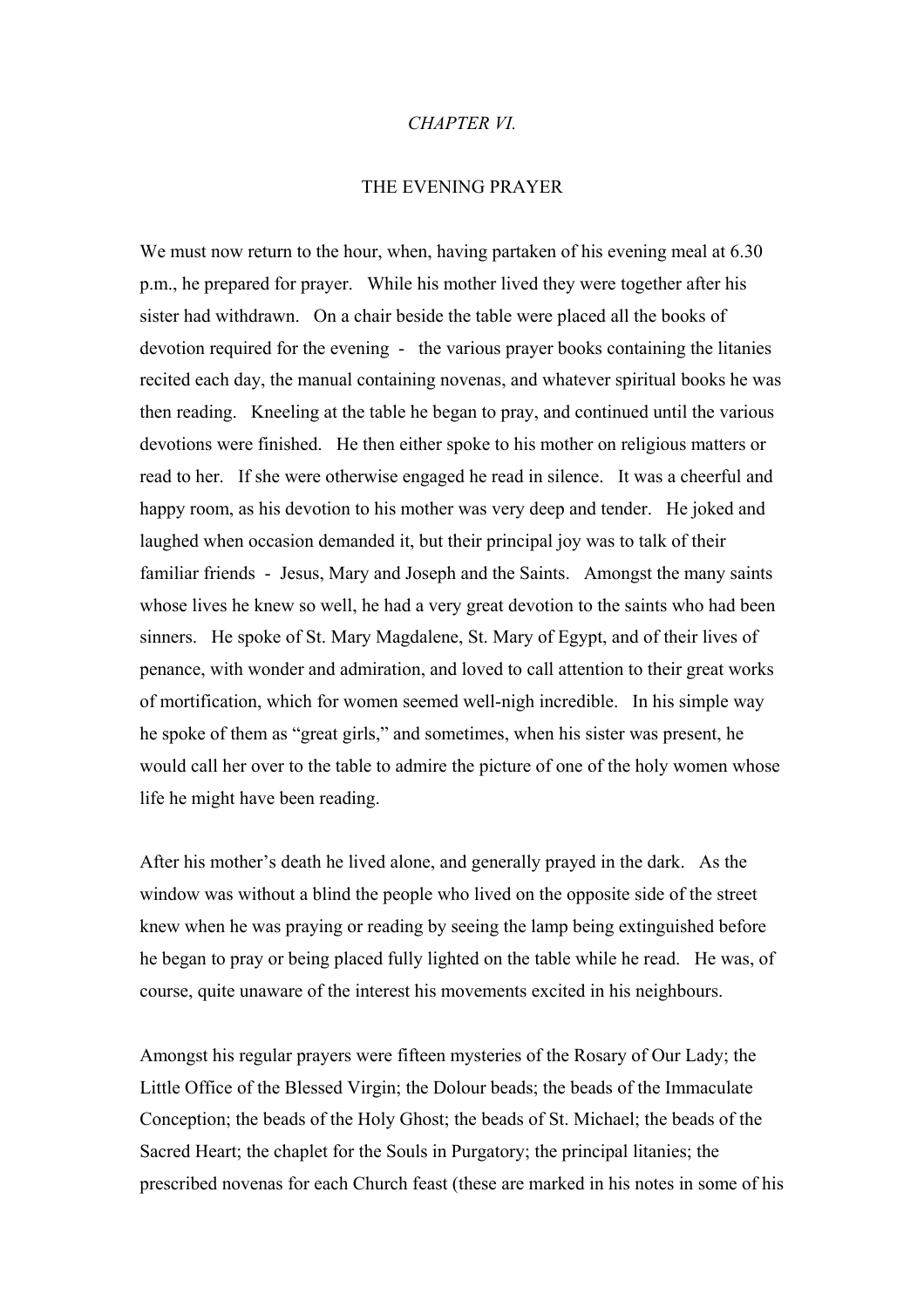*CHAPTER VI.*

## THE EVENING PRAYER

We must now return to the hour, when, having partaken of his evening meal at 6.30 p.m., he prepared for prayer. While his mother lived they were together after his sister had withdrawn. On a chair beside the table were placed all the books of devotion required for the evening - the various prayer books containing the litanies recited each day, the manual containing novenas, and whatever spiritual books he was then reading. Kneeling at the table he began to pray, and continued until the various devotions were finished. He then either spoke to his mother on religious matters or read to her. If she were otherwise engaged he read in silence. It was a cheerful and happy room, as his devotion to his mother was very deep and tender. He joked and laughed when occasion demanded it, but their principal joy was to talk of their familiar friends - Jesus, Mary and Joseph and the Saints. Amongst the many saints whose lives he knew so well, he had a very great devotion to the saints who had been sinners. He spoke of St. Mary Magdalene, St. Mary of Egypt, and of their lives of penance, with wonder and admiration, and loved to call attention to their great works of mortification, which for women seemed well-nigh incredible. In his simple way he spoke of them as "great girls," and sometimes, when his sister was present, he would call her over to the table to admire the picture of one of the holy women whose life he might have been reading.

After his mother's death he lived alone, and generally prayed in the dark. As the window was without a blind the people who lived on the opposite side of the street knew when he was praying or reading by seeing the lamp being extinguished before he began to pray or being placed fully lighted on the table while he read. He was, of course, quite unaware of the interest his movements excited in his neighbours.

Amongst his regular prayers were fifteen mysteries of the Rosary of Our Lady; the Little Office of the Blessed Virgin; the Dolour beads; the beads of the Immaculate Conception; the beads of the Holy Ghost; the beads of St. Michael; the beads of the Sacred Heart; the chaplet for the Souls in Purgatory; the principal litanies; the prescribed novenas for each Church feast (these are marked in his notes in some of his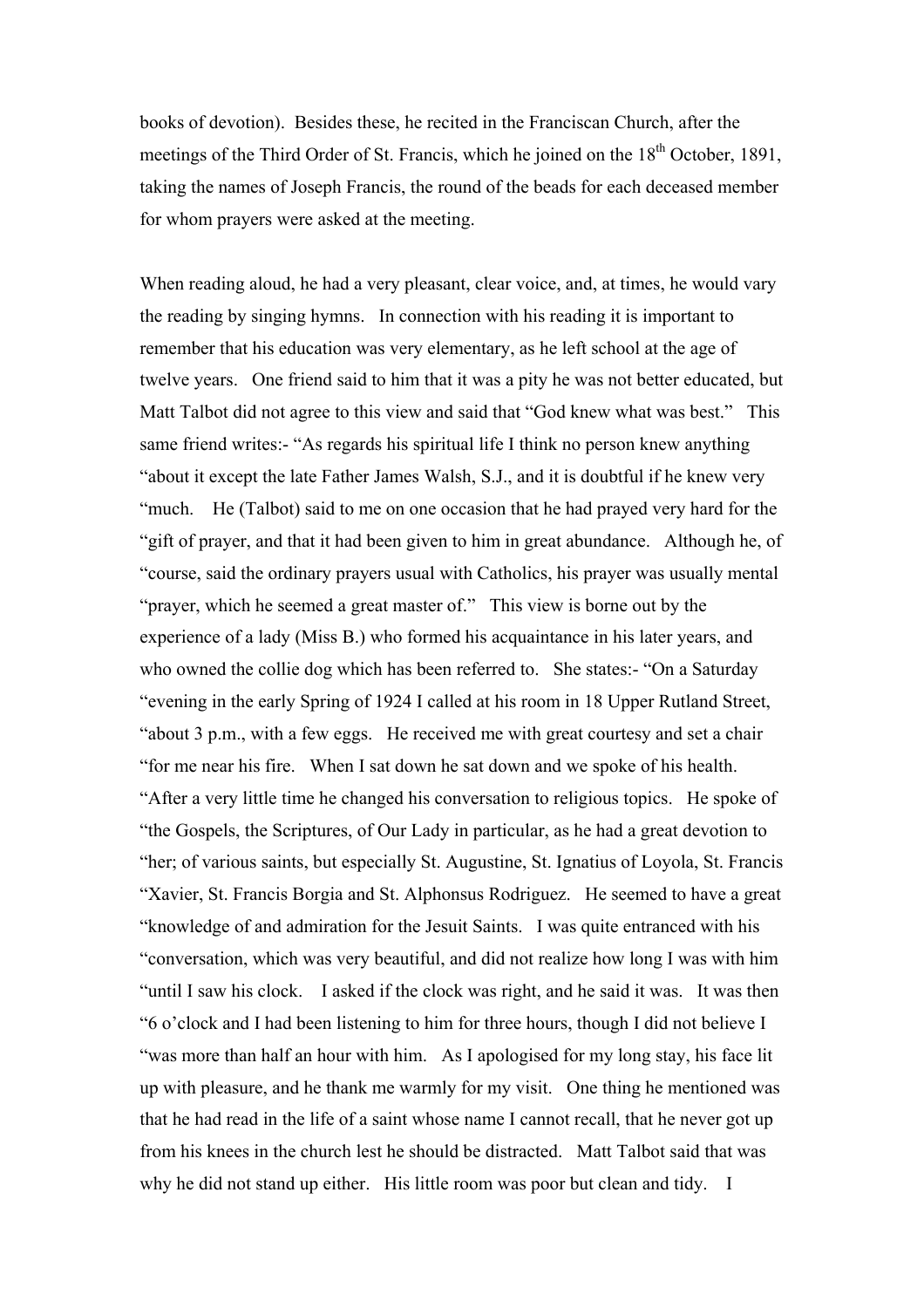books of devotion). Besides these, he recited in the Franciscan Church, after the meetings of the Third Order of St. Francis, which he joined on the 18th October, 1891, taking the names of Joseph Francis, the round of the beads for each deceased member for whom prayers were asked at the meeting.

When reading aloud, he had a very pleasant, clear voice, and, at times, he would vary the reading by singing hymns. In connection with his reading it is important to remember that his education was very elementary, as he left school at the age of twelve years. One friend said to him that it was a pity he was not better educated, but Matt Talbot did not agree to this view and said that "God knew what was best." This same friend writes:- "As regards his spiritual life I think no person knew anything "about it except the late Father James Walsh, S.J., and it is doubtful if he knew very "much. He (Talbot) said to me on one occasion that he had prayed very hard for the "gift of prayer, and that it had been given to him in great abundance. Although he, of "course, said the ordinary prayers usual with Catholics, his prayer was usually mental "prayer, which he seemed a great master of." This view is borne out by the experience of a lady (Miss B.) who formed his acquaintance in his later years, and who owned the collie dog which has been referred to. She states:- "On a Saturday "evening in the early Spring of 1924 I called at his room in 18 Upper Rutland Street, "about 3 p.m., with a few eggs. He received me with great courtesy and set a chair "for me near his fire. When I sat down he sat down and we spoke of his health. "After a very little time he changed his conversation to religious topics. He spoke of "the Gospels, the Scriptures, of Our Lady in particular, as he had a great devotion to "her; of various saints, but especially St. Augustine, St. Ignatius of Loyola, St. Francis "Xavier, St. Francis Borgia and St. Alphonsus Rodriguez. He seemed to have a great "knowledge of and admiration for the Jesuit Saints. I was quite entranced with his "conversation, which was very beautiful, and did not realize how long I was with him "until I saw his clock. I asked if the clock was right, and he said it was. It was then "6 o'clock and I had been listening to him for three hours, though I did not believe I "was more than half an hour with him. As I apologised for my long stay, his face lit up with pleasure, and he thank me warmly for my visit. One thing he mentioned was that he had read in the life of a saint whose name I cannot recall, that he never got up from his knees in the church lest he should be distracted. Matt Talbot said that was why he did not stand up either. His little room was poor but clean and tidy. I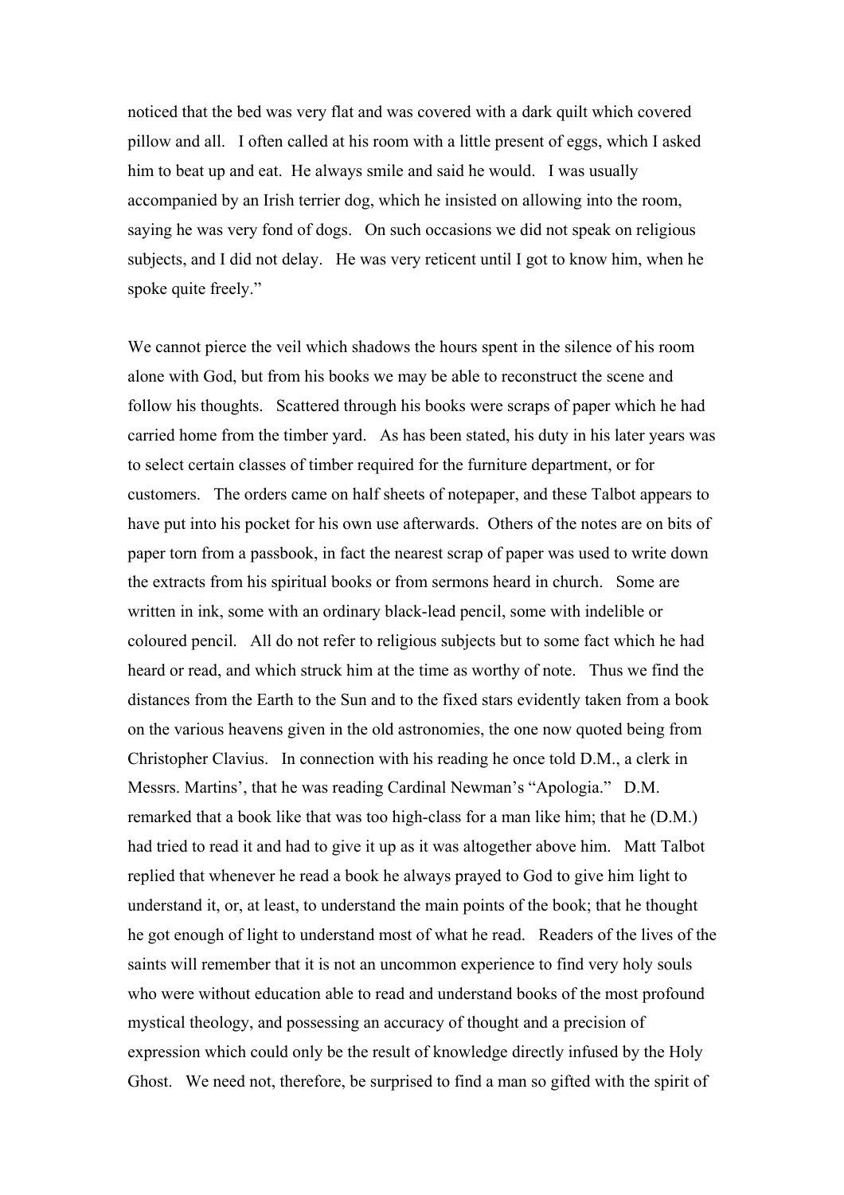noticed that the bed was very flat and was covered with a dark quilt which covered pillow and all. I often called at his room with a little present of eggs, which I asked him to beat up and eat. He always smile and said he would. I was usually accompanied by an Irish terrier dog, which he insisted on allowing into the room, saying he was very fond of dogs. On such occasions we did not speak on religious subjects, and I did not delay. He was very reticent until I got to know him, when he spoke quite freely."

We cannot pierce the veil which shadows the hours spent in the silence of his room alone with God, but from his books we may be able to reconstruct the scene and follow his thoughts. Scattered through his books were scraps of paper which he had carried home from the timber yard. As has been stated, his duty in his later years was to select certain classes of timber required for the furniture department, or for customers. The orders came on half sheets of notepaper, and these Talbot appears to have put into his pocket for his own use afterwards. Others of the notes are on bits of paper torn from a passbook, in fact the nearest scrap of paper was used to write down the extracts from his spiritual books or from sermons heard in church. Some are written in ink, some with an ordinary black-lead pencil, some with indelible or coloured pencil. All do not refer to religious subjects but to some fact which he had heard or read, and which struck him at the time as worthy of note. Thus we find the distances from the Earth to the Sun and to the fixed stars evidently taken from a book on the various heavens given in the old astronomies, the one now quoted being from Christopher Clavius. In connection with his reading he once told D.M., a clerk in Messrs. Martins', that he was reading Cardinal Newman's "Apologia." D.M. remarked that a book like that was too high-class for a man like him; that he (D.M.) had tried to read it and had to give it up as it was altogether above him. Matt Talbot replied that whenever he read a book he always prayed to God to give him light to understand it, or, at least, to understand the main points of the book; that he thought he got enough of light to understand most of what he read. Readers of the lives of the saints will remember that it is not an uncommon experience to find very holy souls who were without education able to read and understand books of the most profound mystical theology, and possessing an accuracy of thought and a precision of expression which could only be the result of knowledge directly infused by the Holy Ghost. We need not, therefore, be surprised to find a man so gifted with the spirit of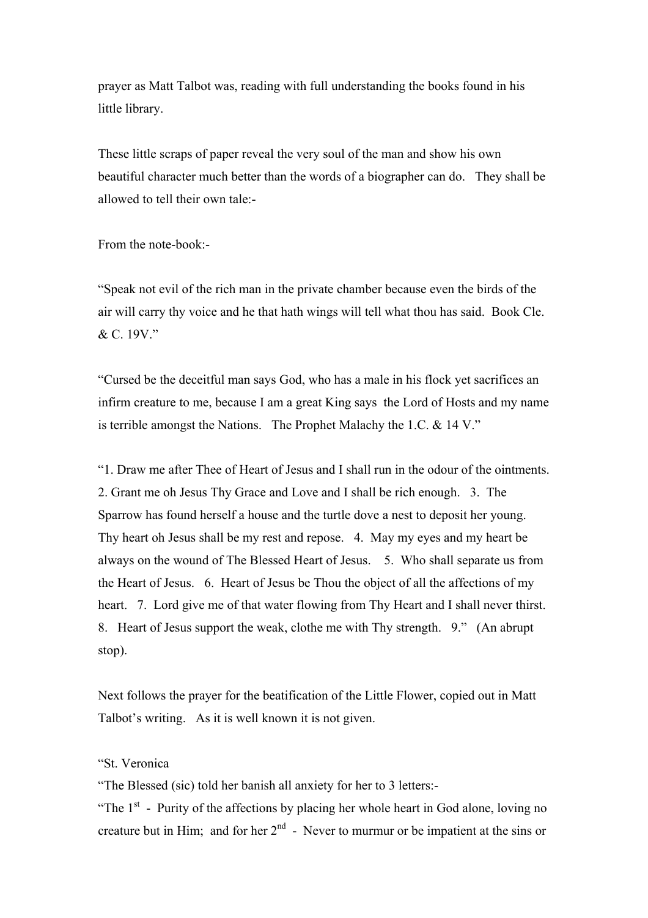prayer as Matt Talbot was, reading with full understanding the books found in his little library.

These little scraps of paper reveal the very soul of the man and show his own beautiful character much better than the words of a biographer can do. They shall be allowed to tell their own tale:-

From the note-book:-

"Speak not evil of the rich man in the private chamber because even the birds of the air will carry thy voice and he that hath wings will tell what thou has said. Book Cle. & C. 19V."

"Cursed be the deceitful man says God, who has a male in his flock yet sacrifices an infirm creature to me, because I am a great King says the Lord of Hosts and my name is terrible amongst the Nations. The Prophet Malachy the 1.C. & 14 V."

"1. Draw me after Thee of Heart of Jesus and I shall run in the odour of the ointments. 2. Grant me oh Jesus Thy Grace and Love and I shall be rich enough. 3. The Sparrow has found herself a house and the turtle dove a nest to deposit her young. Thy heart oh Jesus shall be my rest and repose. 4. May my eyes and my heart be always on the wound of The Blessed Heart of Jesus. 5. Who shall separate us from the Heart of Jesus. 6. Heart of Jesus be Thou the object of all the affections of my heart. 7. Lord give me of that water flowing from Thy Heart and I shall never thirst. 8. Heart of Jesus support the weak, clothe me with Thy strength. 9." (An abrupt stop).

Next follows the prayer for the beatification of the Little Flower, copied out in Matt Talbot's writing. As it is well known it is not given.

"St. Veronica

"The Blessed (sic) told her banish all anxiety for her to 3 letters:-

"The 1st - Purity of the affections by placing her whole heart in God alone, loving no creature but in Him; and for her 2nd - Never to murmur or be impatient at the sins or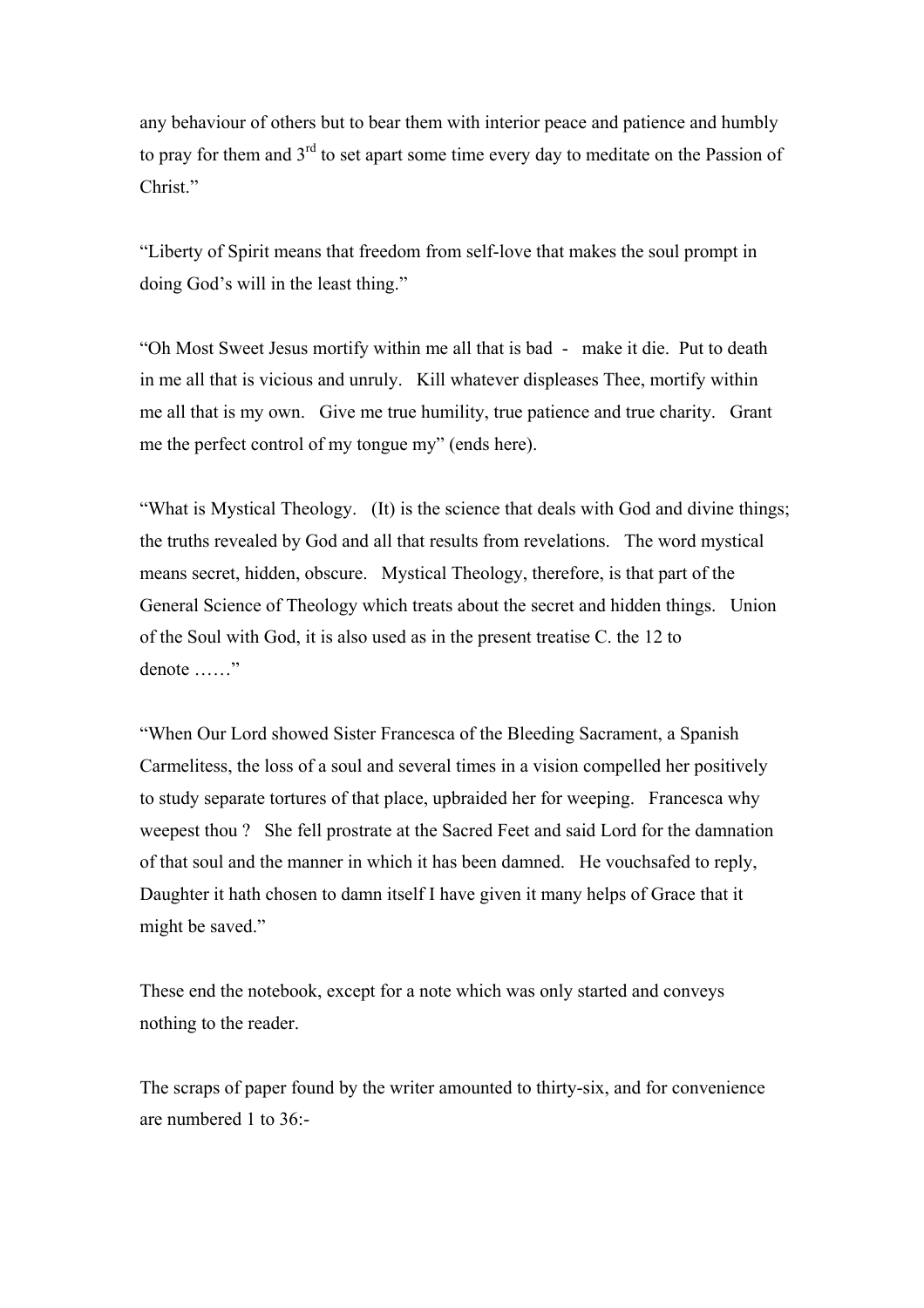any behaviour of others but to bear them with interior peace and patience and humbly to pray for them and 3rd to set apart some time every day to meditate on the Passion of Christ."

"Liberty of Spirit means that freedom from self-love that makes the soul prompt in doing God's will in the least thing."

"Oh Most Sweet Jesus mortify within me all that is bad - make it die. Put to death in me all that is vicious and unruly. Kill whatever displeases Thee, mortify within me all that is my own. Give me true humility, true patience and true charity. Grant me the perfect control of my tongue my" (ends here).

"What is Mystical Theology. (It) is the science that deals with God and divine things; the truths revealed by God and all that results from revelations. The word mystical means secret, hidden, obscure. Mystical Theology, therefore, is that part of the General Science of Theology which treats about the secret and hidden things. Union of the Soul with God, it is also used as in the present treatise C. the 12 to denote ……"

"When Our Lord showed Sister Francesca of the Bleeding Sacrament, a Spanish Carmelitess, the loss of a soul and several times in a vision compelled her positively to study separate tortures of that place, upbraided her for weeping. Francesca why weepest thou ? She fell prostrate at the Sacred Feet and said Lord for the damnation of that soul and the manner in which it has been damned. He vouchsafed to reply, Daughter it hath chosen to damn itself I have given it many helps of Grace that it might be saved."

These end the notebook, except for a note which was only started and conveys nothing to the reader.

The scraps of paper found by the writer amounted to thirty-six, and for convenience are numbered 1 to 36:-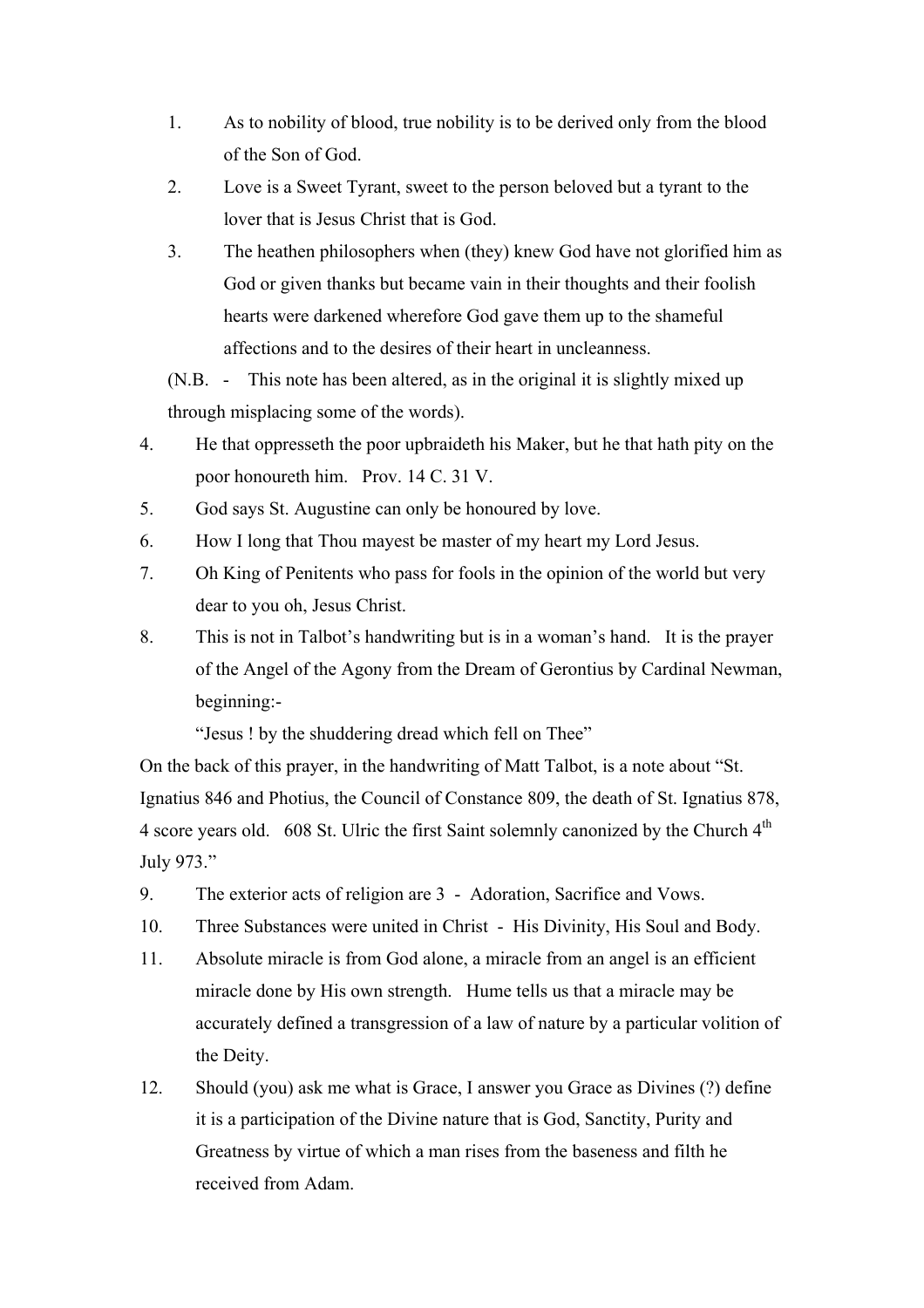1. As to nobility of blood, true nobility is to be derived only from the blood of the Son of God.
2. Love is a Sweet Tyrant, sweet to the person beloved but a tyrant to the lover that is Jesus Christ that is God.
3. The heathen philosophers when (they) knew God have not glorified him as God or given thanks but became vain in their thoughts and their foolish hearts were darkened wherefore God gave them up to the shameful affections and to the desires of their heart in uncleanness.

(N.B. - This note has been altered, as in the original it is slightly mixed up through misplacing some of the words).

4. He that oppresseth the poor upbraideth his Maker, but he that hath pity on the poor honoureth him. Prov. 14 C. 31 V.
5. God says St. Augustine can only be honoured by love.
6. How I long that Thou mayest be master of my heart my Lord Jesus.
7. Oh King of Penitents who pass for fools in the opinion of the world but very dear to you oh, Jesus Christ.
8. This is not in Talbot's handwriting but is in a woman's hand. It is the prayer of the Angel of the Agony from the Dream of Gerontius by Cardinal Newman, beginning:-

   "Jesus ! by the shuddering dread which fell on Thee"

On the back of this prayer, in the handwriting of Matt Talbot, is a note about "St. Ignatius 846 and Photius, the Council of Constance 809, the death of St. Ignatius 878, 4 score years old. 608 St. Ulric the first Saint solemnly canonized by the Church 4th July 973."

9. The exterior acts of religion are 3 - Adoration, Sacrifice and Vows.
10. Three Substances were united in Christ - His Divinity, His Soul and Body.
11. Absolute miracle is from God alone, a miracle from an angel is an efficient miracle done by His own strength. Hume tells us that a miracle may be accurately defined a transgression of a law of nature by a particular volition of the Deity.
12. Should (you) ask me what is Grace, I answer you Grace as Divines (?) define it is a participation of the Divine nature that is God, Sanctity, Purity and Greatness by virtue of which a man rises from the baseness and filth he received from Adam.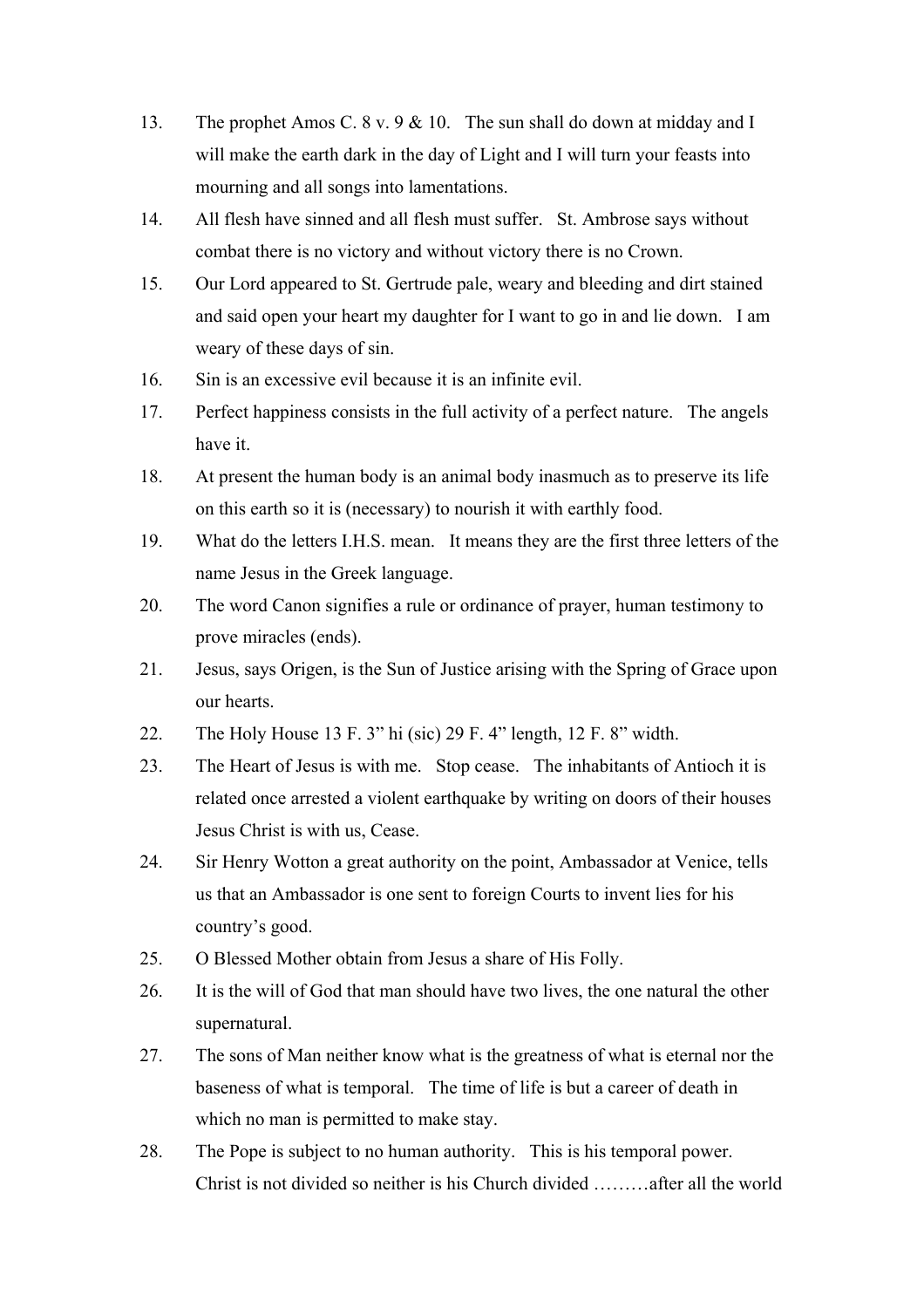13. The prophet Amos C. 8 v. 9 & 10. The sun shall do down at midday and I will make the earth dark in the day of Light and I will turn your feasts into mourning and all songs into lamentations.
14. All flesh have sinned and all flesh must suffer. St. Ambrose says without combat there is no victory and without victory there is no Crown.
15. Our Lord appeared to St. Gertrude pale, weary and bleeding and dirt stained and said open your heart my daughter for I want to go in and lie down. I am weary of these days of sin.
16. Sin is an excessive evil because it is an infinite evil.
17. Perfect happiness consists in the full activity of a perfect nature. The angels have it.
18. At present the human body is an animal body inasmuch as to preserve its life on this earth so it is (necessary) to nourish it with earthly food.
19. What do the letters I.H.S. mean. It means they are the first three letters of the name Jesus in the Greek language.
20. The word Canon signifies a rule or ordinance of prayer, human testimony to prove miracles (ends).
21. Jesus, says Origen, is the Sun of Justice arising with the Spring of Grace upon our hearts.
22. The Holy House 13 F. 3" hi (sic) 29 F. 4" length, 12 F. 8" width.
23. The Heart of Jesus is with me. Stop cease. The inhabitants of Antioch it is related once arrested a violent earthquake by writing on doors of their houses Jesus Christ is with us, Cease.
24. Sir Henry Wotton a great authority on the point, Ambassador at Venice, tells us that an Ambassador is one sent to foreign Courts to invent lies for his country's good.
25. O Blessed Mother obtain from Jesus a share of His Folly.
26. It is the will of God that man should have two lives, the one natural the other supernatural.
27. The sons of Man neither know what is the greatness of what is eternal nor the baseness of what is temporal. The time of life is but a career of death in which no man is permitted to make stay.
28. The Pope is subject to no human authority. This is his temporal power. Christ is not divided so neither is his Church divided ………after all the world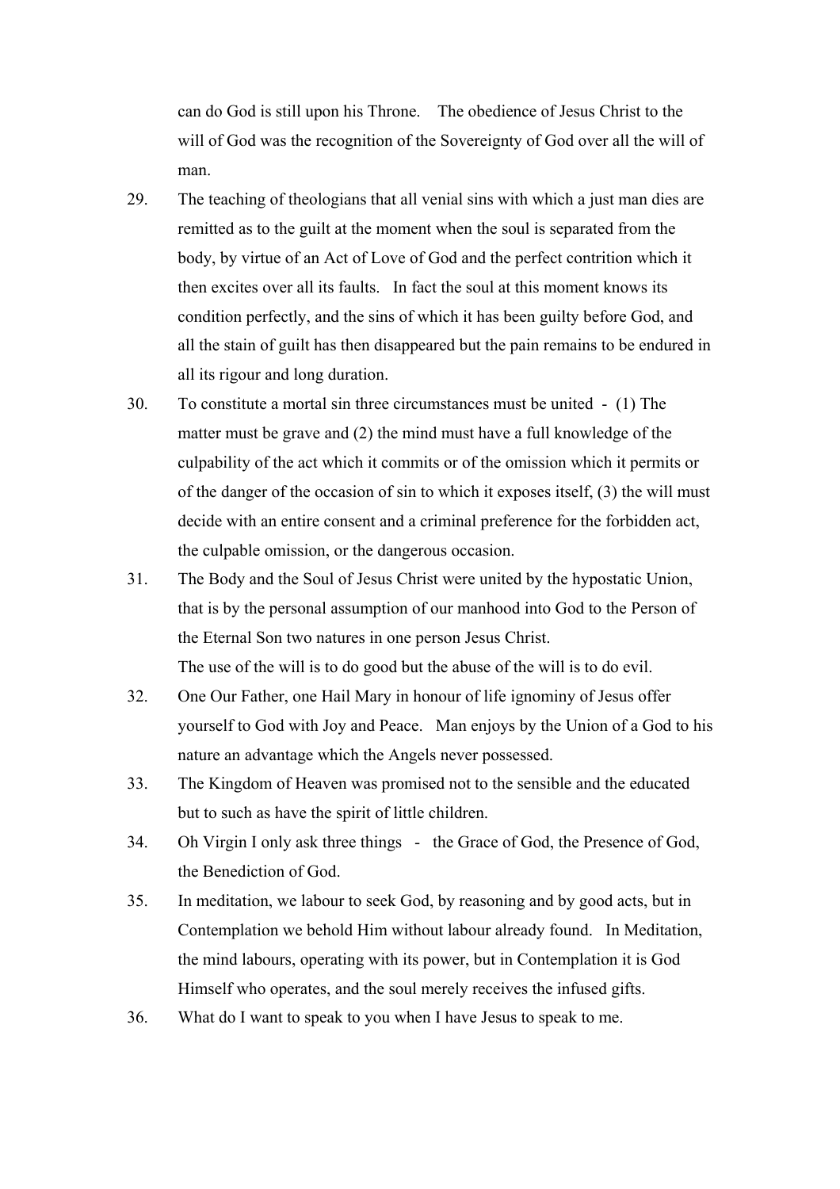can do God is still upon his Throne. The obedience of Jesus Christ to the will of God was the recognition of the Sovereignty of God over all the will of man.

29. The teaching of theologians that all venial sins with which a just man dies are remitted as to the guilt at the moment when the soul is separated from the body, by virtue of an Act of Love of God and the perfect contrition which it then excites over all its faults. In fact the soul at this moment knows its condition perfectly, and the sins of which it has been guilty before God, and all the stain of guilt has then disappeared but the pain remains to be endured in all its rigour and long duration.

30. To constitute a mortal sin three circumstances must be united - (1) The matter must be grave and (2) the mind must have a full knowledge of the culpability of the act which it commits or of the omission which it permits or of the danger of the occasion of sin to which it exposes itself, (3) the will must decide with an entire consent and a criminal preference for the forbidden act, the culpable omission, or the dangerous occasion.

31. The Body and the Soul of Jesus Christ were united by the hypostatic Union, that is by the personal assumption of our manhood into God to the Person of the Eternal Son two natures in one person Jesus Christ.
The use of the will is to do good but the abuse of the will is to do evil.

32. One Our Father, one Hail Mary in honour of life ignominy of Jesus offer yourself to God with Joy and Peace. Man enjoys by the Union of a God to his nature an advantage which the Angels never possessed.

33. The Kingdom of Heaven was promised not to the sensible and the educated but to such as have the spirit of little children.

34. Oh Virgin I only ask three things - the Grace of God, the Presence of God, the Benediction of God.

35. In meditation, we labour to seek God, by reasoning and by good acts, but in Contemplation we behold Him without labour already found. In Meditation, the mind labours, operating with its power, but in Contemplation it is God Himself who operates, and the soul merely receives the infused gifts.

36. What do I want to speak to you when I have Jesus to speak to me.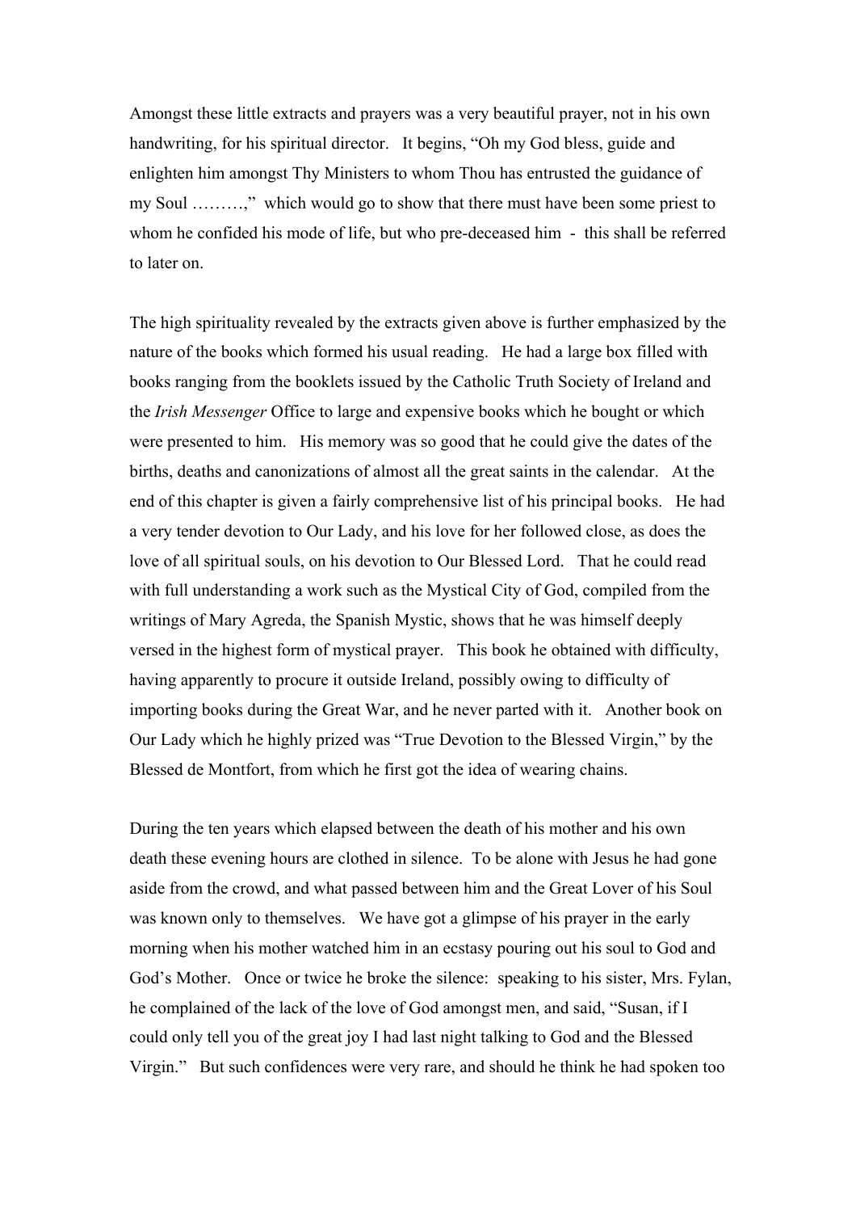Amongst these little extracts and prayers was a very beautiful prayer, not in his own handwriting, for his spiritual director. It begins, "Oh my God bless, guide and enlighten him amongst Thy Ministers to whom Thou has entrusted the guidance of my Soul ………," which would go to show that there must have been some priest to whom he confided his mode of life, but who pre-deceased him - this shall be referred to later on.

The high spirituality revealed by the extracts given above is further emphasized by the nature of the books which formed his usual reading. He had a large box filled with books ranging from the booklets issued by the Catholic Truth Society of Ireland and the *Irish Messenger* Office to large and expensive books which he bought or which were presented to him. His memory was so good that he could give the dates of the births, deaths and canonizations of almost all the great saints in the calendar. At the end of this chapter is given a fairly comprehensive list of his principal books. He had a very tender devotion to Our Lady, and his love for her followed close, as does the love of all spiritual souls, on his devotion to Our Blessed Lord. That he could read with full understanding a work such as the Mystical City of God, compiled from the writings of Mary Agreda, the Spanish Mystic, shows that he was himself deeply versed in the highest form of mystical prayer. This book he obtained with difficulty, having apparently to procure it outside Ireland, possibly owing to difficulty of importing books during the Great War, and he never parted with it. Another book on Our Lady which he highly prized was "True Devotion to the Blessed Virgin," by the Blessed de Montfort, from which he first got the idea of wearing chains.

During the ten years which elapsed between the death of his mother and his own death these evening hours are clothed in silence. To be alone with Jesus he had gone aside from the crowd, and what passed between him and the Great Lover of his Soul was known only to themselves. We have got a glimpse of his prayer in the early morning when his mother watched him in an ecstasy pouring out his soul to God and God's Mother. Once or twice he broke the silence: speaking to his sister, Mrs. Fylan, he complained of the lack of the love of God amongst men, and said, "Susan, if I could only tell you of the great joy I had last night talking to God and the Blessed Virgin." But such confidences were very rare, and should he think he had spoken too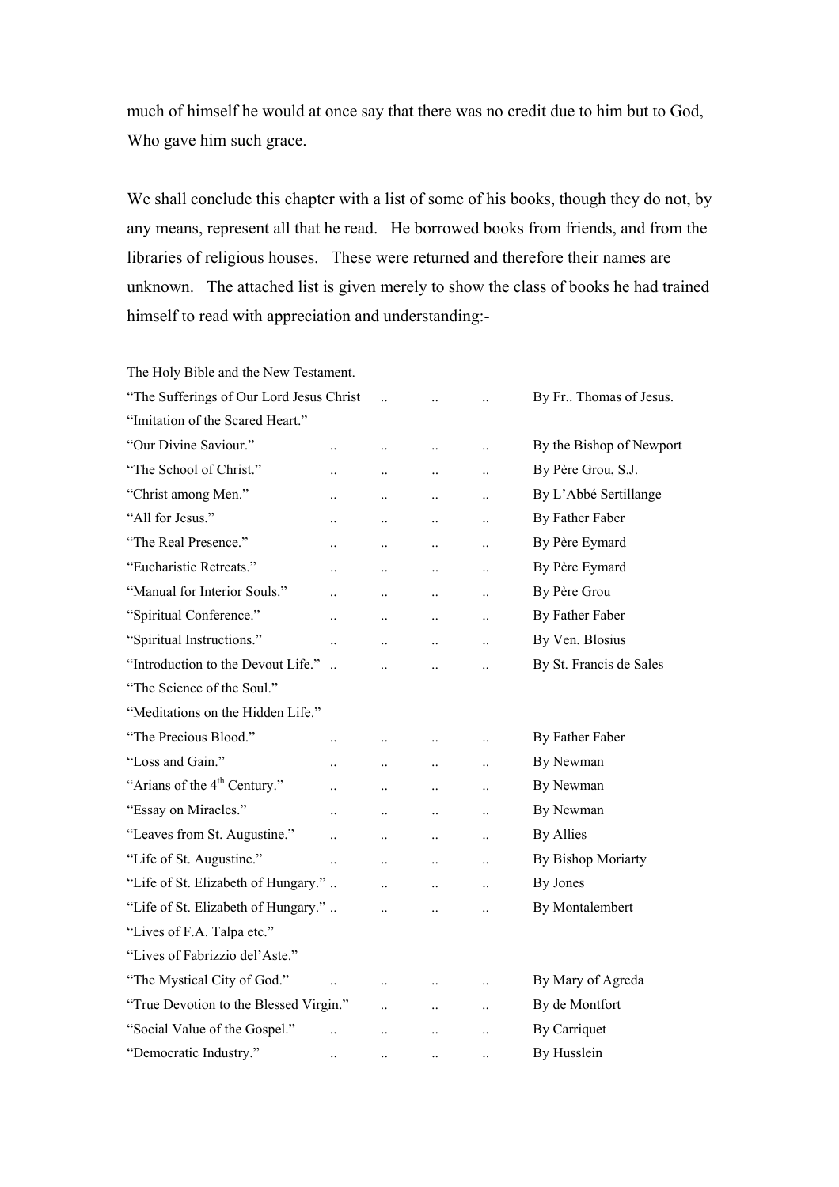much of himself he would at once say that there was no credit due to him but to God, Who gave him such grace.

We shall conclude this chapter with a list of some of his books, though they do not, by any means, represent all that he read. He borrowed books from friends, and from the libraries of religious houses. These were returned and therefore their names are unknown. The attached list is given merely to show the class of books he had trained himself to read with appreciation and understanding:-

The Holy Bible and the New Testament.
“The Sufferings of Our Lord Jesus Christ .. .. .. By Fr.. Thomas of Jesus.
“Imitation of the Scared Heart.”
“Our Divine Saviour.” .. .. .. .. By the Bishop of Newport
“The School of Christ.” .. .. .. .. By Père Grou, S.J.
“Christ among Men.” .. .. .. .. By L’Abbé Sertillange
“All for Jesus.” .. .. .. .. By Father Faber
“The Real Presence.” .. .. .. .. By Père Eymard
“Eucharistic Retreats.” .. .. .. .. By Père Eymard
“Manual for Interior Souls.” .. .. .. .. By Père Grou
“Spiritual Conference.” .. .. .. .. By Father Faber
“Spiritual Instructions.” .. .. .. .. By Ven. Blosius
“Introduction to the Devout Life.” .. .. .. .. By St. Francis de Sales
“The Science of the Soul.”
“Meditations on the Hidden Life.”
“The Precious Blood.” .. .. .. .. By Father Faber
“Loss and Gain.” .. .. .. .. By Newman
“Arians of the 4th Century.” .. .. .. .. By Newman
“Essay on Miracles.” .. .. .. .. By Newman
“Leaves from St. Augustine.” .. .. .. .. By Allies
“Life of St. Augustine.” .. .. .. .. By Bishop Moriarty
“Life of St. Elizabeth of Hungary.” .. .. .. .. By Jones
“Life of St. Elizabeth of Hungary.” .. .. .. .. By Montalembert
“Lives of F.A. Talpa etc.”
“Lives of Fabrizzio del’Aste.”
“The Mystical City of God.” .. .. .. .. By Mary of Agreda
“True Devotion to the Blessed Virgin.” .. .. .. By de Montfort
“Social Value of the Gospel.” .. .. .. .. By Carriquet
“Democratic Industry.” .. .. .. .. By Husslein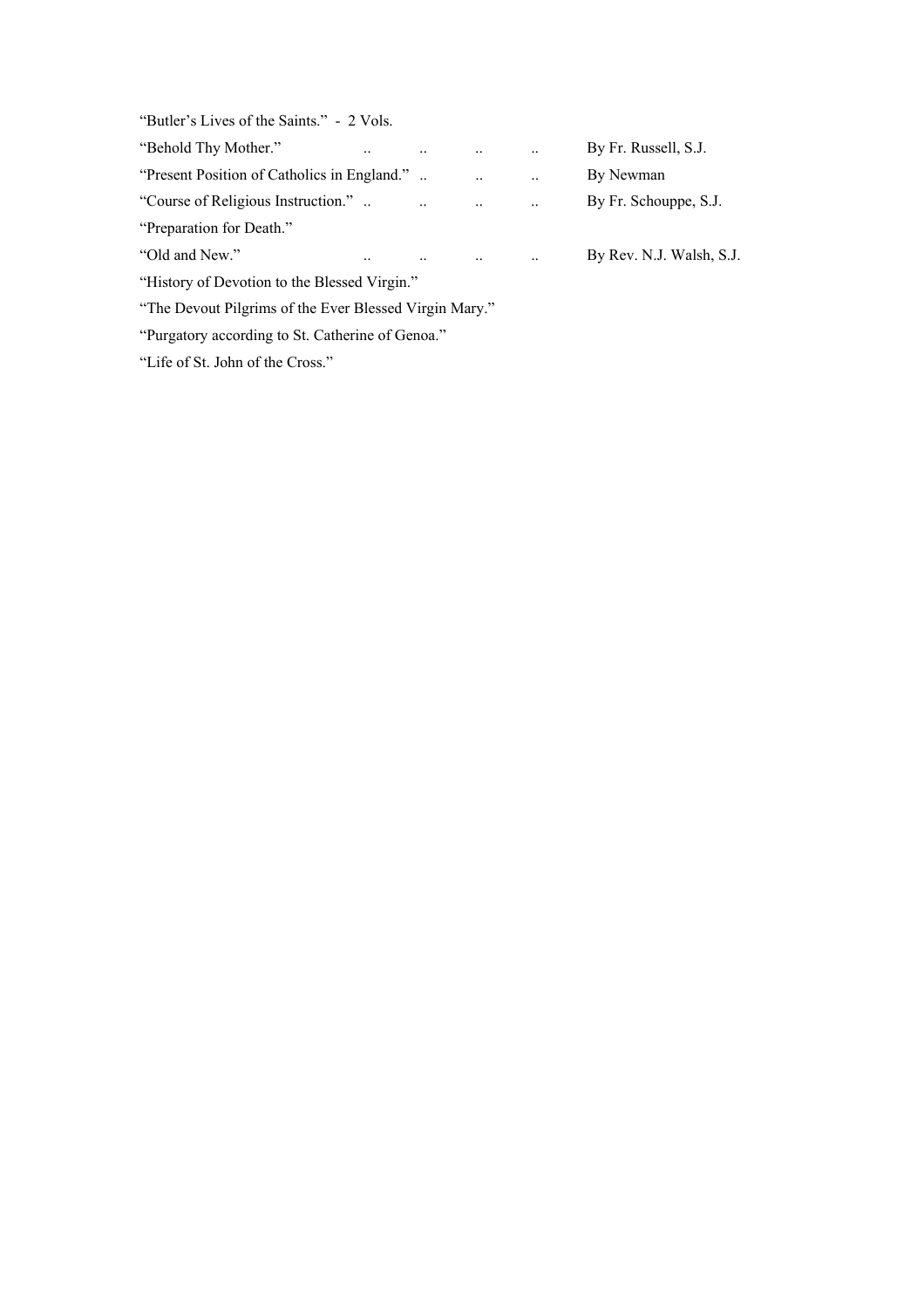"Butler's Lives of the Saints." - 2 Vols.

"Behold Thy Mother." .. .. .. .. By Fr. Russell, S.J.

"Present Position of Catholics in England." .. .. .. By Newman

"Course of Religious Instruction." .. .. .. .. By Fr. Schouppe, S.J.

"Preparation for Death."

"Old and New." .. .. .. .. By Rev. N.J. Walsh, S.J.

"History of Devotion to the Blessed Virgin."

"The Devout Pilgrims of the Ever Blessed Virgin Mary."

"Purgatory according to St. Catherine of Genoa."

"Life of St. John of the Cross."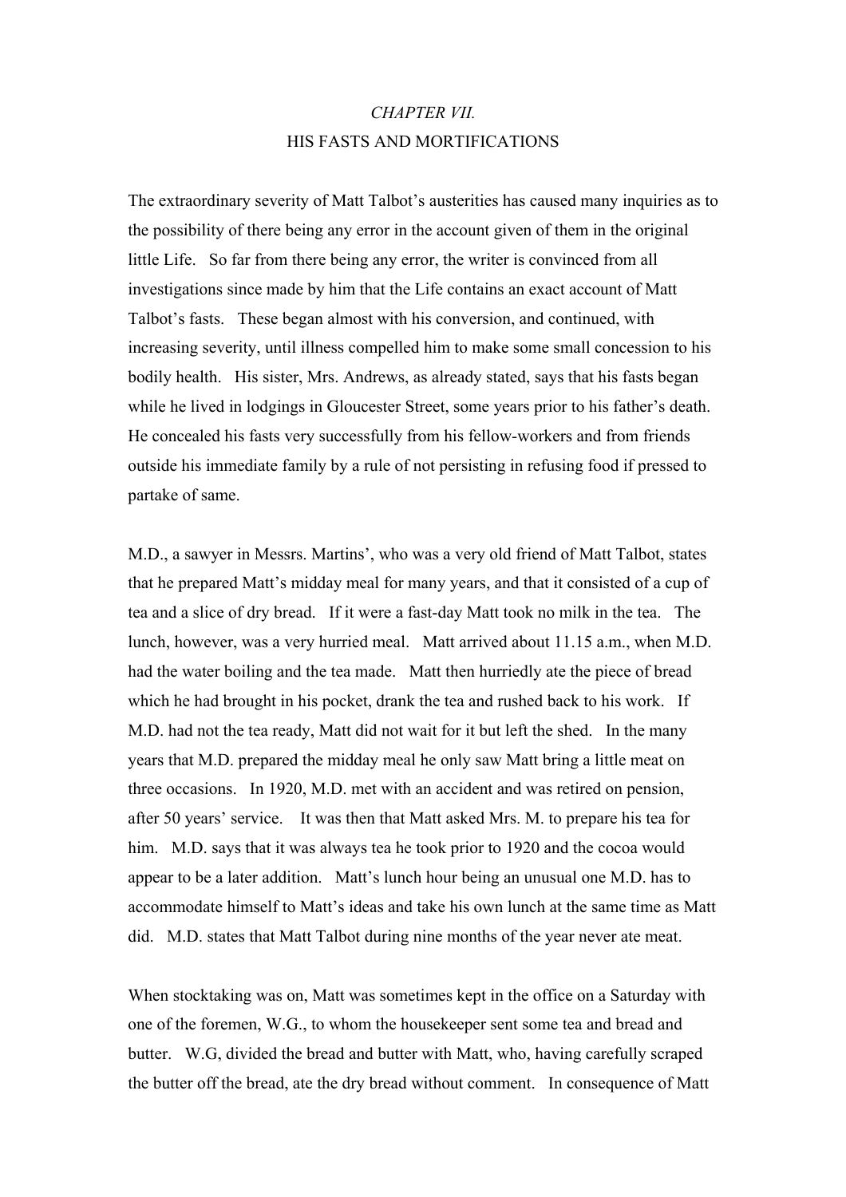## *CHAPTER VII.*

## HIS FASTS AND MORTIFICATIONS

The extraordinary severity of Matt Talbot's austerities has caused many inquiries as to the possibility of there being any error in the account given of them in the original little Life. So far from there being any error, the writer is convinced from all investigations since made by him that the Life contains an exact account of Matt Talbot's fasts. These began almost with his conversion, and continued, with increasing severity, until illness compelled him to make some small concession to his bodily health. His sister, Mrs. Andrews, as already stated, says that his fasts began while he lived in lodgings in Gloucester Street, some years prior to his father's death. He concealed his fasts very successfully from his fellow-workers and from friends outside his immediate family by a rule of not persisting in refusing food if pressed to partake of same.

M.D., a sawyer in Messrs. Martins', who was a very old friend of Matt Talbot, states that he prepared Matt's midday meal for many years, and that it consisted of a cup of tea and a slice of dry bread. If it were a fast-day Matt took no milk in the tea. The lunch, however, was a very hurried meal. Matt arrived about 11.15 a.m., when M.D. had the water boiling and the tea made. Matt then hurriedly ate the piece of bread which he had brought in his pocket, drank the tea and rushed back to his work. If M.D. had not the tea ready, Matt did not wait for it but left the shed. In the many years that M.D. prepared the midday meal he only saw Matt bring a little meat on three occasions. In 1920, M.D. met with an accident and was retired on pension, after 50 years' service. It was then that Matt asked Mrs. M. to prepare his tea for him. M.D. says that it was always tea he took prior to 1920 and the cocoa would appear to be a later addition. Matt's lunch hour being an unusual one M.D. has to accommodate himself to Matt's ideas and take his own lunch at the same time as Matt did. M.D. states that Matt Talbot during nine months of the year never ate meat.

When stocktaking was on, Matt was sometimes kept in the office on a Saturday with one of the foremen, W.G., to whom the housekeeper sent some tea and bread and butter. W.G, divided the bread and butter with Matt, who, having carefully scraped the butter off the bread, ate the dry bread without comment. In consequence of Matt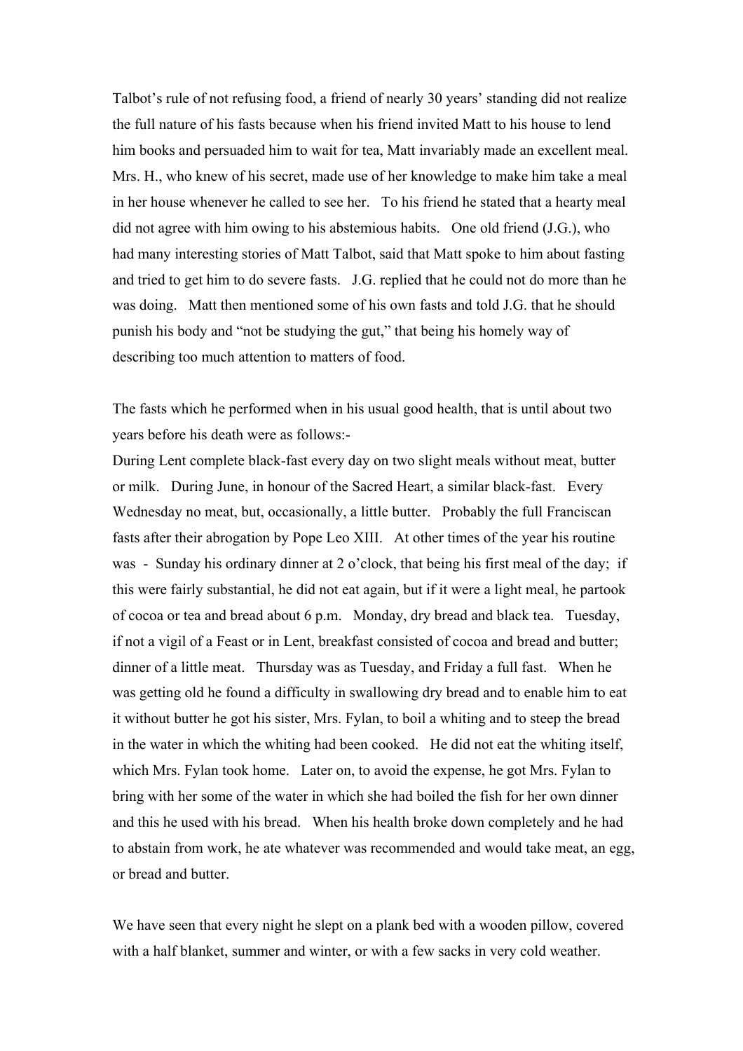Talbot's rule of not refusing food, a friend of nearly 30 years' standing did not realize the full nature of his fasts because when his friend invited Matt to his house to lend him books and persuaded him to wait for tea, Matt invariably made an excellent meal. Mrs. H., who knew of his secret, made use of her knowledge to make him take a meal in her house whenever he called to see her. To his friend he stated that a hearty meal did not agree with him owing to his abstemious habits. One old friend (J.G.), who had many interesting stories of Matt Talbot, said that Matt spoke to him about fasting and tried to get him to do severe fasts. J.G. replied that he could not do more than he was doing. Matt then mentioned some of his own fasts and told J.G. that he should punish his body and "not be studying the gut," that being his homely way of describing too much attention to matters of food.

The fasts which he performed when in his usual good health, that is until about two years before his death were as follows:-

During Lent complete black-fast every day on two slight meals without meat, butter or milk. During June, in honour of the Sacred Heart, a similar black-fast. Every Wednesday no meat, but, occasionally, a little butter. Probably the full Franciscan fasts after their abrogation by Pope Leo XIII. At other times of the year his routine was - Sunday his ordinary dinner at 2 o'clock, that being his first meal of the day; if this were fairly substantial, he did not eat again, but if it were a light meal, he partook of cocoa or tea and bread about 6 p.m. Monday, dry bread and black tea. Tuesday, if not a vigil of a Feast or in Lent, breakfast consisted of cocoa and bread and butter; dinner of a little meat. Thursday was as Tuesday, and Friday a full fast. When he was getting old he found a difficulty in swallowing dry bread and to enable him to eat it without butter he got his sister, Mrs. Fylan, to boil a whiting and to steep the bread in the water in which the whiting had been cooked. He did not eat the whiting itself, which Mrs. Fylan took home. Later on, to avoid the expense, he got Mrs. Fylan to bring with her some of the water in which she had boiled the fish for her own dinner and this he used with his bread. When his health broke down completely and he had to abstain from work, he ate whatever was recommended and would take meat, an egg, or bread and butter.

We have seen that every night he slept on a plank bed with a wooden pillow, covered with a half blanket, summer and winter, or with a few sacks in very cold weather.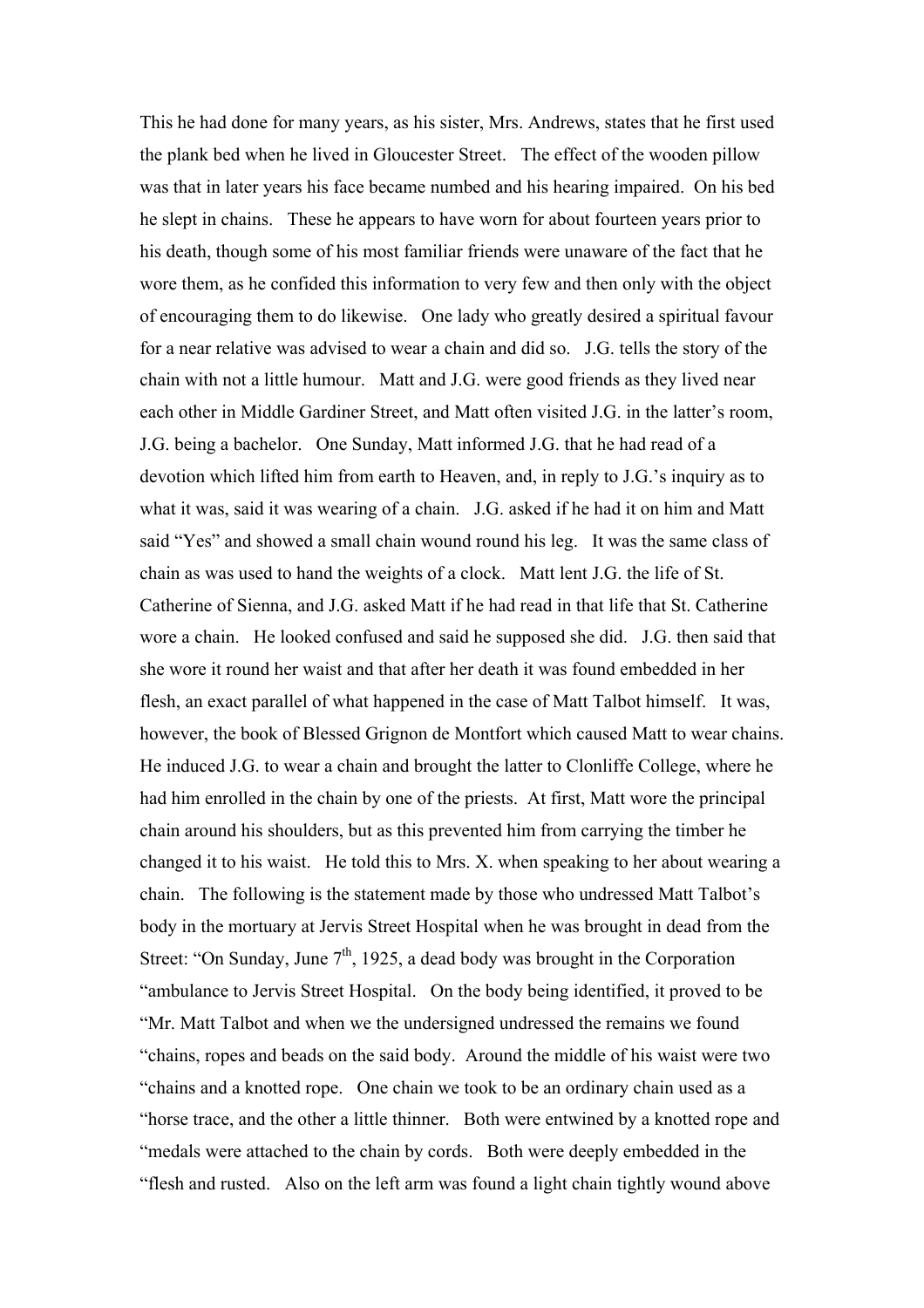This he had done for many years, as his sister, Mrs. Andrews, states that he first used the plank bed when he lived in Gloucester Street. The effect of the wooden pillow was that in later years his face became numbed and his hearing impaired. On his bed he slept in chains. These he appears to have worn for about fourteen years prior to his death, though some of his most familiar friends were unaware of the fact that he wore them, as he confided this information to very few and then only with the object of encouraging them to do likewise. One lady who greatly desired a spiritual favour for a near relative was advised to wear a chain and did so. J.G. tells the story of the chain with not a little humour. Matt and J.G. were good friends as they lived near each other in Middle Gardiner Street, and Matt often visited J.G. in the latter's room, J.G. being a bachelor. One Sunday, Matt informed J.G. that he had read of a devotion which lifted him from earth to Heaven, and, in reply to J.G.'s inquiry as to what it was, said it was wearing of a chain. J.G. asked if he had it on him and Matt said "Yes" and showed a small chain wound round his leg. It was the same class of chain as was used to hand the weights of a clock. Matt lent J.G. the life of St. Catherine of Sienna, and J.G. asked Matt if he had read in that life that St. Catherine wore a chain. He looked confused and said he supposed she did. J.G. then said that she wore it round her waist and that after her death it was found embedded in her flesh, an exact parallel of what happened in the case of Matt Talbot himself. It was, however, the book of Blessed Grignon de Montfort which caused Matt to wear chains. He induced J.G. to wear a chain and brought the latter to Clonliffe College, where he had him enrolled in the chain by one of the priests. At first, Matt wore the principal chain around his shoulders, but as this prevented him from carrying the timber he changed it to his waist. He told this to Mrs. X. when speaking to her about wearing a chain. The following is the statement made by those who undressed Matt Talbot's body in the mortuary at Jervis Street Hospital when he was brought in dead from the Street: "On Sunday, June 7th, 1925, a dead body was brought in the Corporation "ambulance to Jervis Street Hospital. On the body being identified, it proved to be "Mr. Matt Talbot and when we the undersigned undressed the remains we found "chains, ropes and beads on the said body. Around the middle of his waist were two "chains and a knotted rope. One chain we took to be an ordinary chain used as a "horse trace, and the other a little thinner. Both were entwined by a knotted rope and "medals were attached to the chain by cords. Both were deeply embedded in the "flesh and rusted. Also on the left arm was found a light chain tightly wound above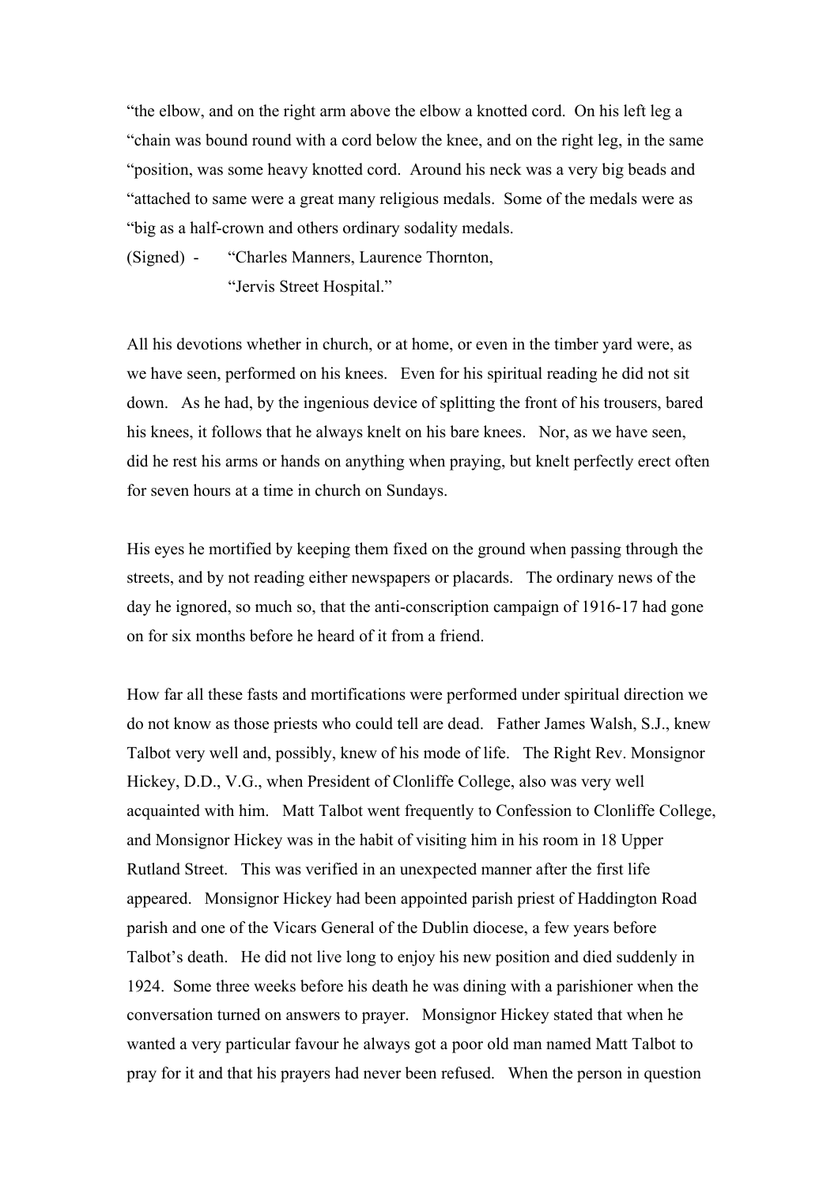"the elbow, and on the right arm above the elbow a knotted cord. On his left leg a "chain was bound round with a cord below the knee, and on the right leg, in the same "position, was some heavy knotted cord. Around his neck was a very big beads and "attached to same were a great many religious medals. Some of the medals were as "big as a half-crown and others ordinary sodality medals.

(Signed) - "Charles Manners, Laurence Thornton,
"Jervis Street Hospital."

All his devotions whether in church, or at home, or even in the timber yard were, as we have seen, performed on his knees. Even for his spiritual reading he did not sit down. As he had, by the ingenious device of splitting the front of his trousers, bared his knees, it follows that he always knelt on his bare knees. Nor, as we have seen, did he rest his arms or hands on anything when praying, but knelt perfectly erect often for seven hours at a time in church on Sundays.

His eyes he mortified by keeping them fixed on the ground when passing through the streets, and by not reading either newspapers or placards. The ordinary news of the day he ignored, so much so, that the anti-conscription campaign of 1916-17 had gone on for six months before he heard of it from a friend.

How far all these fasts and mortifications were performed under spiritual direction we do not know as those priests who could tell are dead. Father James Walsh, S.J., knew Talbot very well and, possibly, knew of his mode of life. The Right Rev. Monsignor Hickey, D.D., V.G., when President of Clonliffe College, also was very well acquainted with him. Matt Talbot went frequently to Confession to Clonliffe College, and Monsignor Hickey was in the habit of visiting him in his room in 18 Upper Rutland Street. This was verified in an unexpected manner after the first life appeared. Monsignor Hickey had been appointed parish priest of Haddington Road parish and one of the Vicars General of the Dublin diocese, a few years before Talbot's death. He did not live long to enjoy his new position and died suddenly in 1924. Some three weeks before his death he was dining with a parishioner when the conversation turned on answers to prayer. Monsignor Hickey stated that when he wanted a very particular favour he always got a poor old man named Matt Talbot to pray for it and that his prayers had never been refused. When the person in question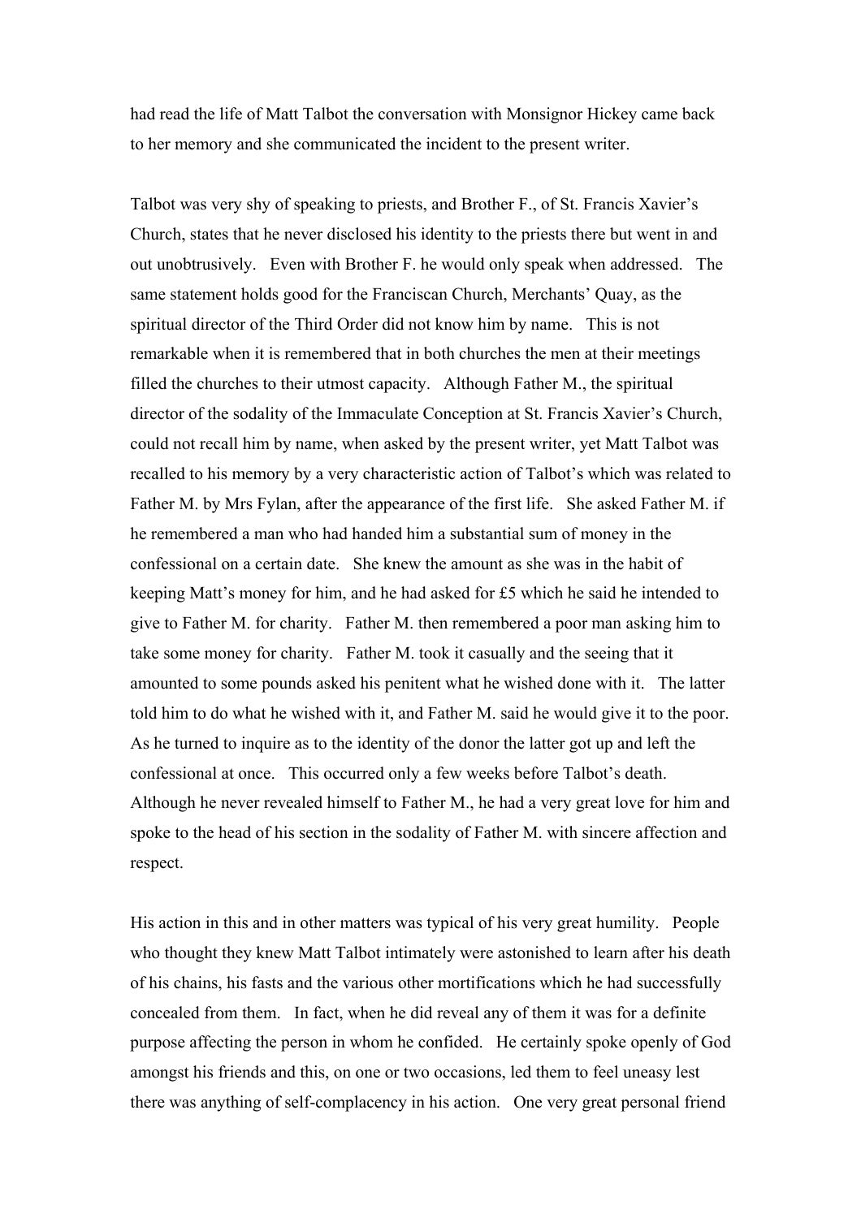had read the life of Matt Talbot the conversation with Monsignor Hickey came back to her memory and she communicated the incident to the present writer.

Talbot was very shy of speaking to priests, and Brother F., of St. Francis Xavier's Church, states that he never disclosed his identity to the priests there but went in and out unobtrusively. Even with Brother F. he would only speak when addressed. The same statement holds good for the Franciscan Church, Merchants' Quay, as the spiritual director of the Third Order did not know him by name. This is not remarkable when it is remembered that in both churches the men at their meetings filled the churches to their utmost capacity. Although Father M., the spiritual director of the sodality of the Immaculate Conception at St. Francis Xavier's Church, could not recall him by name, when asked by the present writer, yet Matt Talbot was recalled to his memory by a very characteristic action of Talbot's which was related to Father M. by Mrs Fylan, after the appearance of the first life. She asked Father M. if he remembered a man who had handed him a substantial sum of money in the confessional on a certain date. She knew the amount as she was in the habit of keeping Matt's money for him, and he had asked for £5 which he said he intended to give to Father M. for charity. Father M. then remembered a poor man asking him to take some money for charity. Father M. took it casually and the seeing that it amounted to some pounds asked his penitent what he wished done with it. The latter told him to do what he wished with it, and Father M. said he would give it to the poor. As he turned to inquire as to the identity of the donor the latter got up and left the confessional at once. This occurred only a few weeks before Talbot's death. Although he never revealed himself to Father M., he had a very great love for him and spoke to the head of his section in the sodality of Father M. with sincere affection and respect.

His action in this and in other matters was typical of his very great humility. People who thought they knew Matt Talbot intimately were astonished to learn after his death of his chains, his fasts and the various other mortifications which he had successfully concealed from them. In fact, when he did reveal any of them it was for a definite purpose affecting the person in whom he confided. He certainly spoke openly of God amongst his friends and this, on one or two occasions, led them to feel uneasy lest there was anything of self-complacency in his action. One very great personal friend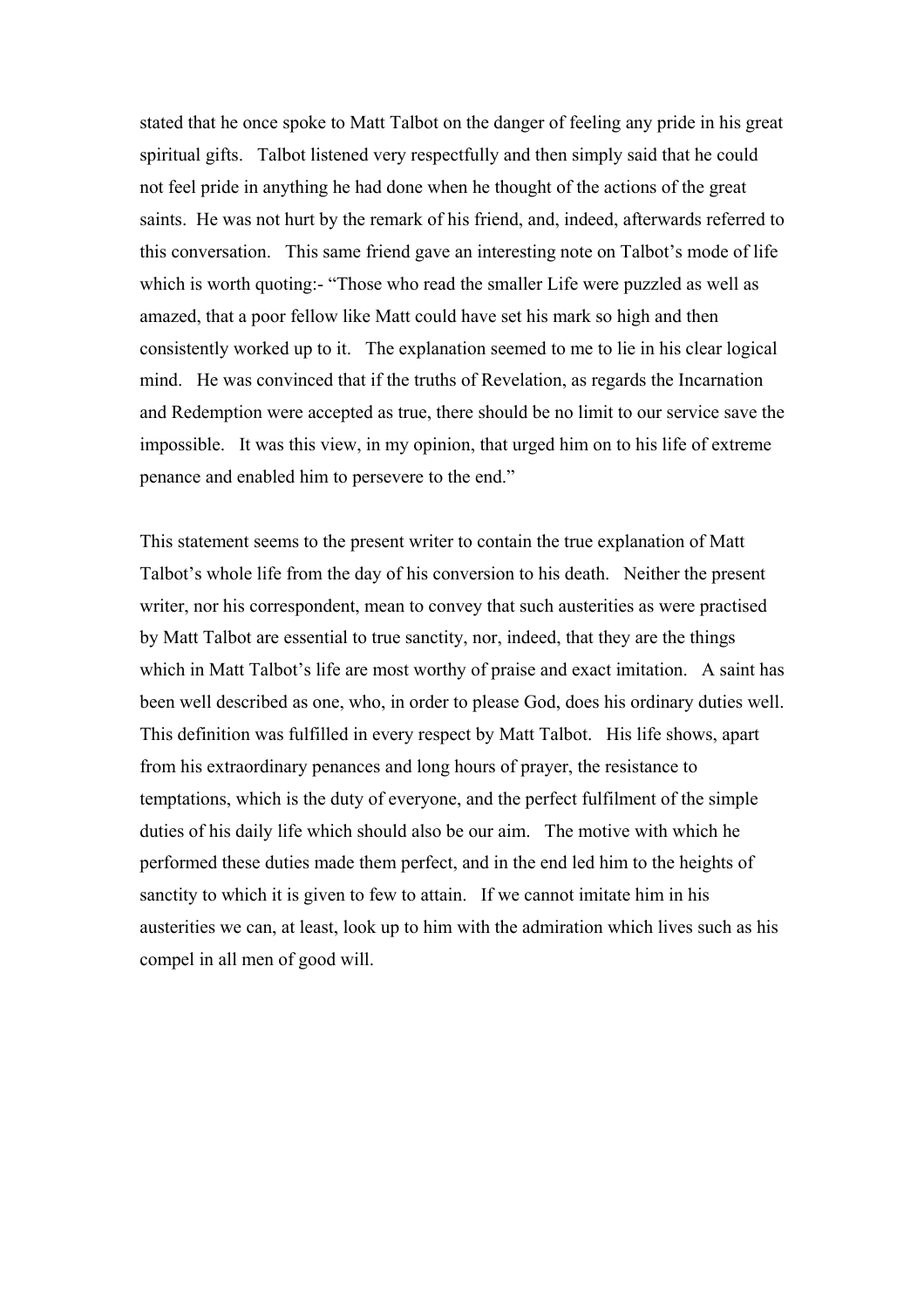stated that he once spoke to Matt Talbot on the danger of feeling any pride in his great spiritual gifts. Talbot listened very respectfully and then simply said that he could not feel pride in anything he had done when he thought of the actions of the great saints. He was not hurt by the remark of his friend, and, indeed, afterwards referred to this conversation. This same friend gave an interesting note on Talbot's mode of life which is worth quoting:- "Those who read the smaller Life were puzzled as well as amazed, that a poor fellow like Matt could have set his mark so high and then consistently worked up to it. The explanation seemed to me to lie in his clear logical mind. He was convinced that if the truths of Revelation, as regards the Incarnation and Redemption were accepted as true, there should be no limit to our service save the impossible. It was this view, in my opinion, that urged him on to his life of extreme penance and enabled him to persevere to the end."

This statement seems to the present writer to contain the true explanation of Matt Talbot's whole life from the day of his conversion to his death. Neither the present writer, nor his correspondent, mean to convey that such austerities as were practised by Matt Talbot are essential to true sanctity, nor, indeed, that they are the things which in Matt Talbot's life are most worthy of praise and exact imitation. A saint has been well described as one, who, in order to please God, does his ordinary duties well. This definition was fulfilled in every respect by Matt Talbot. His life shows, apart from his extraordinary penances and long hours of prayer, the resistance to temptations, which is the duty of everyone, and the perfect fulfilment of the simple duties of his daily life which should also be our aim. The motive with which he performed these duties made them perfect, and in the end led him to the heights of sanctity to which it is given to few to attain. If we cannot imitate him in his austerities we can, at least, look up to him with the admiration which lives such as his compel in all men of good will.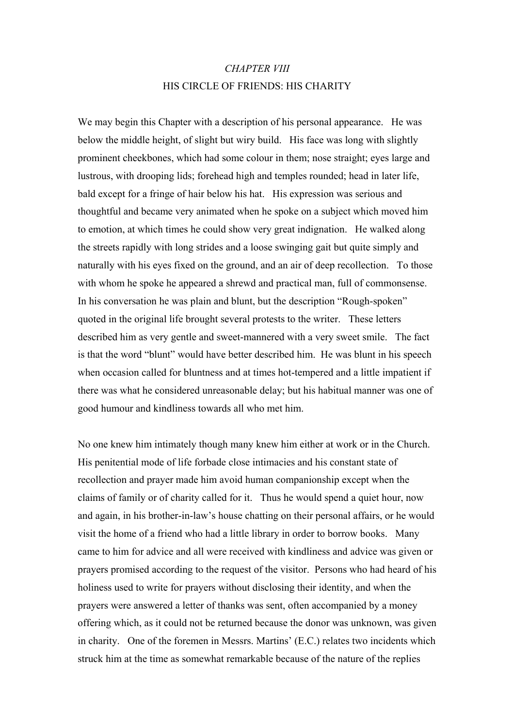*CHAPTER VIII*

HIS CIRCLE OF FRIENDS: HIS CHARITY

We may begin this Chapter with a description of his personal appearance. He was below the middle height, of slight but wiry build. His face was long with slightly prominent cheekbones, which had some colour in them; nose straight; eyes large and lustrous, with drooping lids; forehead high and temples rounded; head in later life, bald except for a fringe of hair below his hat. His expression was serious and thoughtful and became very animated when he spoke on a subject which moved him to emotion, at which times he could show very great indignation. He walked along the streets rapidly with long strides and a loose swinging gait but quite simply and naturally with his eyes fixed on the ground, and an air of deep recollection. To those with whom he spoke he appeared a shrewd and practical man, full of commonsense. In his conversation he was plain and blunt, but the description "Rough-spoken" quoted in the original life brought several protests to the writer. These letters described him as very gentle and sweet-mannered with a very sweet smile. The fact is that the word "blunt" would have better described him. He was blunt in his speech when occasion called for bluntness and at times hot-tempered and a little impatient if there was what he considered unreasonable delay; but his habitual manner was one of good humour and kindliness towards all who met him.

No one knew him intimately though many knew him either at work or in the Church. His penitential mode of life forbade close intimacies and his constant state of recollection and prayer made him avoid human companionship except when the claims of family or of charity called for it. Thus he would spend a quiet hour, now and again, in his brother-in-law's house chatting on their personal affairs, or he would visit the home of a friend who had a little library in order to borrow books. Many came to him for advice and all were received with kindliness and advice was given or prayers promised according to the request of the visitor. Persons who had heard of his holiness used to write for prayers without disclosing their identity, and when the prayers were answered a letter of thanks was sent, often accompanied by a money offering which, as it could not be returned because the donor was unknown, was given in charity. One of the foremen in Messrs. Martins' (E.C.) relates two incidents which struck him at the time as somewhat remarkable because of the nature of the replies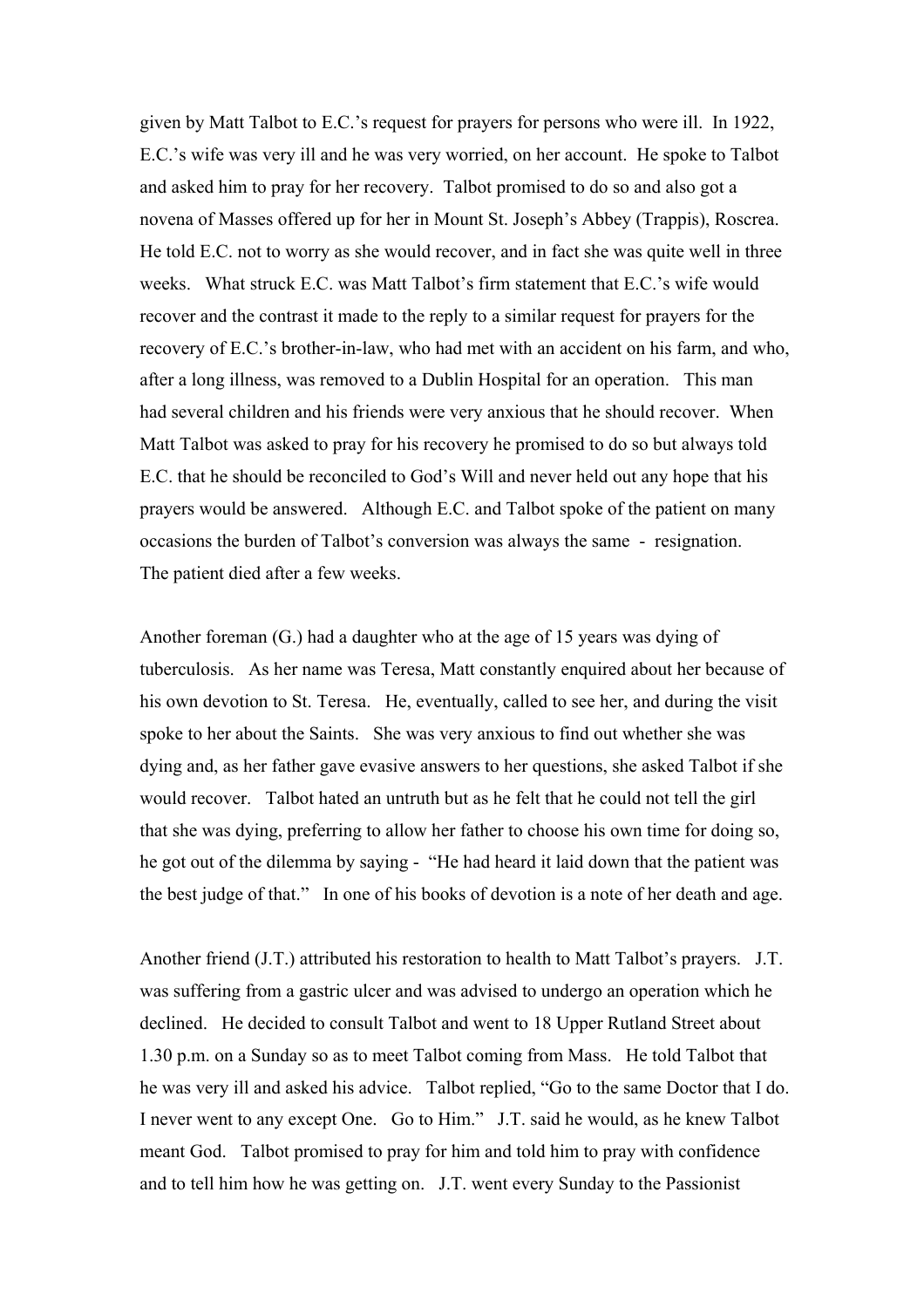given by Matt Talbot to E.C.'s request for prayers for persons who were ill. In 1922, E.C.'s wife was very ill and he was very worried, on her account. He spoke to Talbot and asked him to pray for her recovery. Talbot promised to do so and also got a novena of Masses offered up for her in Mount St. Joseph's Abbey (Trappis), Roscrea. He told E.C. not to worry as she would recover, and in fact she was quite well in three weeks. What struck E.C. was Matt Talbot's firm statement that E.C.'s wife would recover and the contrast it made to the reply to a similar request for prayers for the recovery of E.C.'s brother-in-law, who had met with an accident on his farm, and who, after a long illness, was removed to a Dublin Hospital for an operation. This man had several children and his friends were very anxious that he should recover. When Matt Talbot was asked to pray for his recovery he promised to do so but always told E.C. that he should be reconciled to God's Will and never held out any hope that his prayers would be answered. Although E.C. and Talbot spoke of the patient on many occasions the burden of Talbot's conversion was always the same - resignation. The patient died after a few weeks.

Another foreman (G.) had a daughter who at the age of 15 years was dying of tuberculosis. As her name was Teresa, Matt constantly enquired about her because of his own devotion to St. Teresa. He, eventually, called to see her, and during the visit spoke to her about the Saints. She was very anxious to find out whether she was dying and, as her father gave evasive answers to her questions, she asked Talbot if she would recover. Talbot hated an untruth but as he felt that he could not tell the girl that she was dying, preferring to allow her father to choose his own time for doing so, he got out of the dilemma by saying - "He had heard it laid down that the patient was the best judge of that." In one of his books of devotion is a note of her death and age.

Another friend (J.T.) attributed his restoration to health to Matt Talbot's prayers. J.T. was suffering from a gastric ulcer and was advised to undergo an operation which he declined. He decided to consult Talbot and went to 18 Upper Rutland Street about 1.30 p.m. on a Sunday so as to meet Talbot coming from Mass. He told Talbot that he was very ill and asked his advice. Talbot replied, "Go to the same Doctor that I do. I never went to any except One. Go to Him." J.T. said he would, as he knew Talbot meant God. Talbot promised to pray for him and told him to pray with confidence and to tell him how he was getting on. J.T. went every Sunday to the Passionist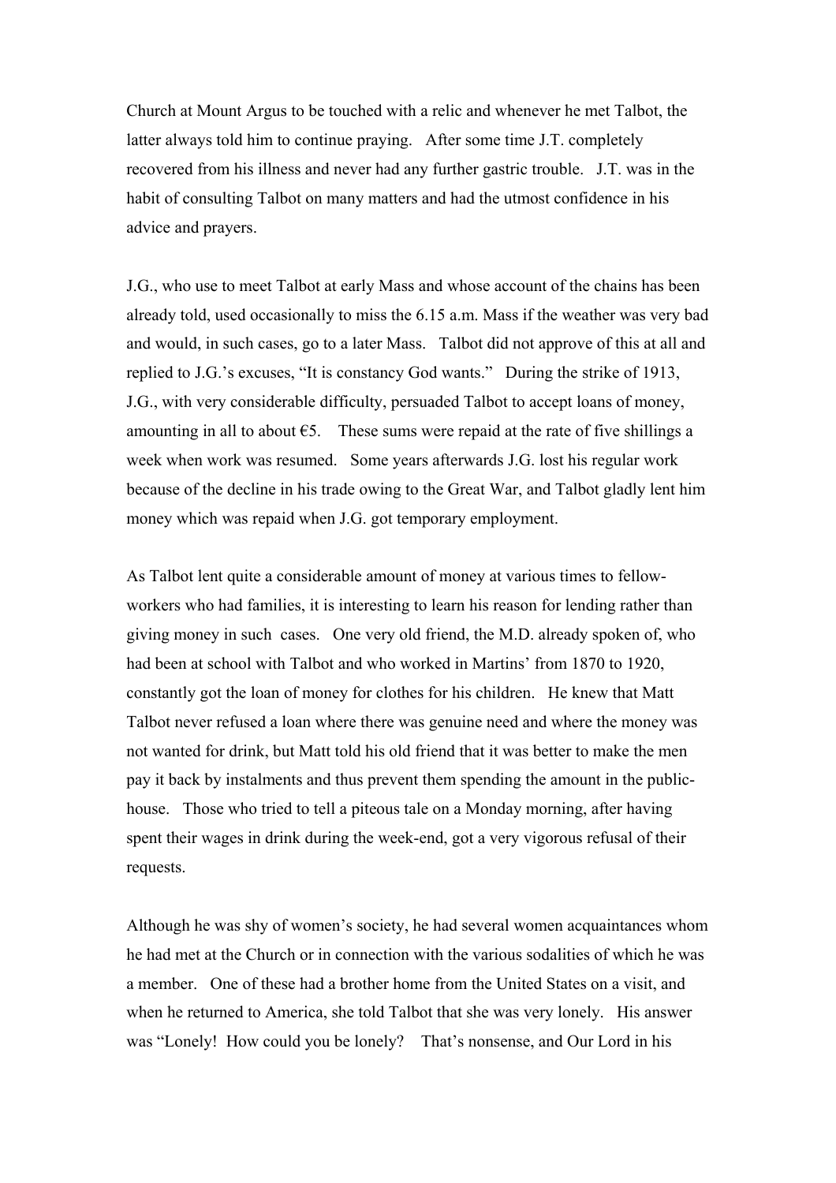Church at Mount Argus to be touched with a relic and whenever he met Talbot, the latter always told him to continue praying. After some time J.T. completely recovered from his illness and never had any further gastric trouble. J.T. was in the habit of consulting Talbot on many matters and had the utmost confidence in his advice and prayers.

J.G., who use to meet Talbot at early Mass and whose account of the chains has been already told, used occasionally to miss the 6.15 a.m. Mass if the weather was very bad and would, in such cases, go to a later Mass. Talbot did not approve of this at all and replied to J.G.'s excuses, "It is constancy God wants." During the strike of 1913, J.G., with very considerable difficulty, persuaded Talbot to accept loans of money, amounting in all to about €5. These sums were repaid at the rate of five shillings a week when work was resumed. Some years afterwards J.G. lost his regular work because of the decline in his trade owing to the Great War, and Talbot gladly lent him money which was repaid when J.G. got temporary employment.

As Talbot lent quite a considerable amount of money at various times to fellow-workers who had families, it is interesting to learn his reason for lending rather than giving money in such cases. One very old friend, the M.D. already spoken of, who had been at school with Talbot and who worked in Martins' from 1870 to 1920, constantly got the loan of money for clothes for his children. He knew that Matt Talbot never refused a loan where there was genuine need and where the money was not wanted for drink, but Matt told his old friend that it was better to make the men pay it back by instalments and thus prevent them spending the amount in the public-house. Those who tried to tell a piteous tale on a Monday morning, after having spent their wages in drink during the week-end, got a very vigorous refusal of their requests.

Although he was shy of women's society, he had several women acquaintances whom he had met at the Church or in connection with the various sodalities of which he was a member. One of these had a brother home from the United States on a visit, and when he returned to America, she told Talbot that she was very lonely. His answer was "Lonely! How could you be lonely? That's nonsense, and Our Lord in his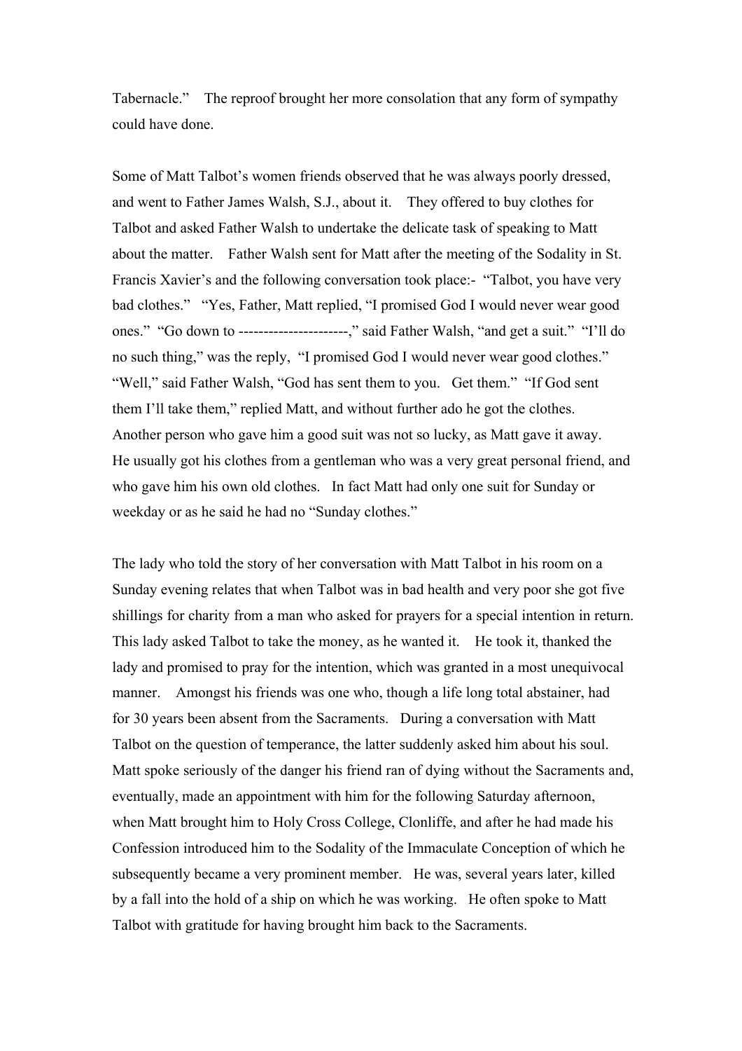Tabernacle." The reproof brought her more consolation that any form of sympathy could have done.

Some of Matt Talbot's women friends observed that he was always poorly dressed, and went to Father James Walsh, S.J., about it. They offered to buy clothes for Talbot and asked Father Walsh to undertake the delicate task of speaking to Matt about the matter. Father Walsh sent for Matt after the meeting of the Sodality in St. Francis Xavier's and the following conversation took place:- "Talbot, you have very bad clothes." "Yes, Father, Matt replied, "I promised God I would never wear good ones." "Go down to ----------------------," said Father Walsh, "and get a suit." "I'll do no such thing," was the reply, "I promised God I would never wear good clothes." "Well," said Father Walsh, "God has sent them to you. Get them." "If God sent them I'll take them," replied Matt, and without further ado he got the clothes. Another person who gave him a good suit was not so lucky, as Matt gave it away. He usually got his clothes from a gentleman who was a very great personal friend, and who gave him his own old clothes. In fact Matt had only one suit for Sunday or weekday or as he said he had no "Sunday clothes."

The lady who told the story of her conversation with Matt Talbot in his room on a Sunday evening relates that when Talbot was in bad health and very poor she got five shillings for charity from a man who asked for prayers for a special intention in return. This lady asked Talbot to take the money, as he wanted it. He took it, thanked the lady and promised to pray for the intention, which was granted in a most unequivocal manner. Amongst his friends was one who, though a life long total abstainer, had for 30 years been absent from the Sacraments. During a conversation with Matt Talbot on the question of temperance, the latter suddenly asked him about his soul. Matt spoke seriously of the danger his friend ran of dying without the Sacraments and, eventually, made an appointment with him for the following Saturday afternoon, when Matt brought him to Holy Cross College, Clonliffe, and after he had made his Confession introduced him to the Sodality of the Immaculate Conception of which he subsequently became a very prominent member. He was, several years later, killed by a fall into the hold of a ship on which he was working. He often spoke to Matt Talbot with gratitude for having brought him back to the Sacraments.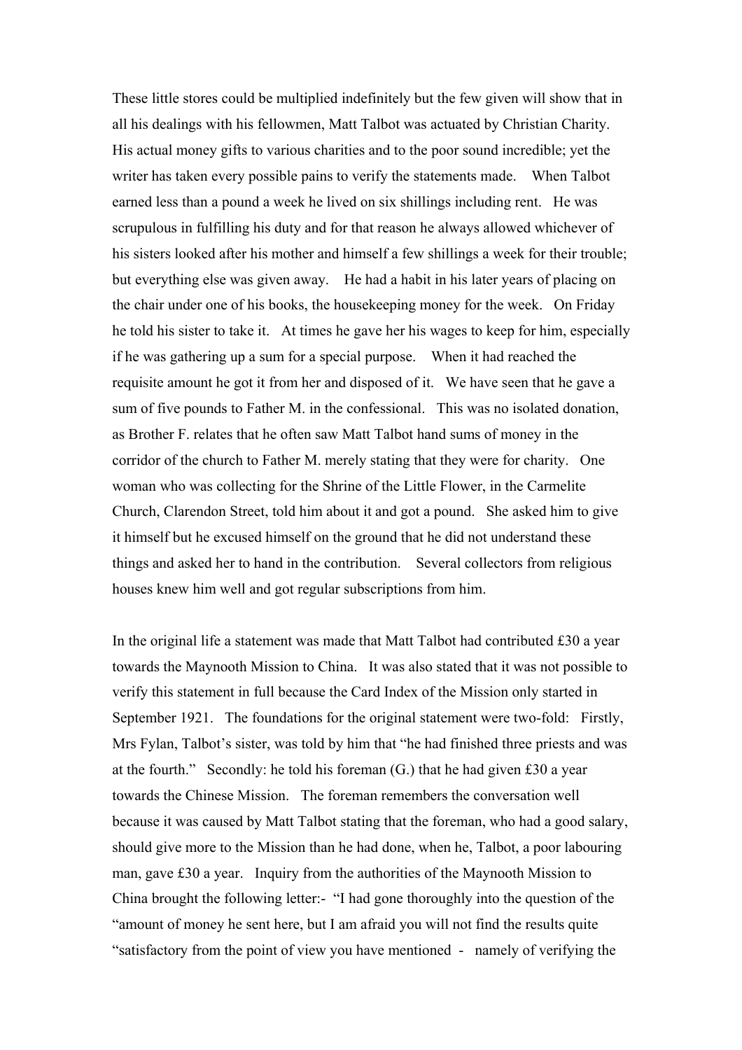These little stores could be multiplied indefinitely but the few given will show that in all his dealings with his fellowmen, Matt Talbot was actuated by Christian Charity. His actual money gifts to various charities and to the poor sound incredible; yet the writer has taken every possible pains to verify the statements made. When Talbot earned less than a pound a week he lived on six shillings including rent. He was scrupulous in fulfilling his duty and for that reason he always allowed whichever of his sisters looked after his mother and himself a few shillings a week for their trouble; but everything else was given away. He had a habit in his later years of placing on the chair under one of his books, the housekeeping money for the week. On Friday he told his sister to take it. At times he gave her his wages to keep for him, especially if he was gathering up a sum for a special purpose. When it had reached the requisite amount he got it from her and disposed of it. We have seen that he gave a sum of five pounds to Father M. in the confessional. This was no isolated donation, as Brother F. relates that he often saw Matt Talbot hand sums of money in the corridor of the church to Father M. merely stating that they were for charity. One woman who was collecting for the Shrine of the Little Flower, in the Carmelite Church, Clarendon Street, told him about it and got a pound. She asked him to give it himself but he excused himself on the ground that he did not understand these things and asked her to hand in the contribution. Several collectors from religious houses knew him well and got regular subscriptions from him.

In the original life a statement was made that Matt Talbot had contributed £30 a year towards the Maynooth Mission to China. It was also stated that it was not possible to verify this statement in full because the Card Index of the Mission only started in September 1921. The foundations for the original statement were two-fold: Firstly, Mrs Fylan, Talbot's sister, was told by him that "he had finished three priests and was at the fourth." Secondly: he told his foreman (G.) that he had given £30 a year towards the Chinese Mission. The foreman remembers the conversation well because it was caused by Matt Talbot stating that the foreman, who had a good salary, should give more to the Mission than he had done, when he, Talbot, a poor labouring man, gave £30 a year. Inquiry from the authorities of the Maynooth Mission to China brought the following letter:- "I had gone thoroughly into the question of the "amount of money he sent here, but I am afraid you will not find the results quite "satisfactory from the point of view you have mentioned - namely of verifying the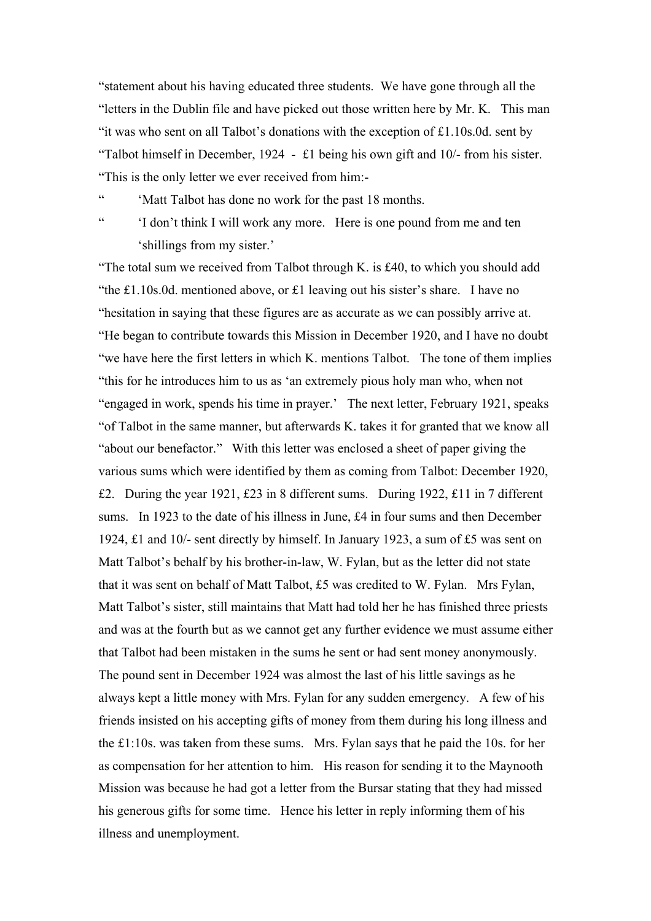"statement about his having educated three students. We have gone through all the "letters in the Dublin file and have picked out those written here by Mr. K. This man "it was who sent on all Talbot's donations with the exception of £1.10s.0d. sent by "Talbot himself in December, 1924 - £1 being his own gift and 10/- from his sister. "This is the only letter we ever received from him:-

" 'Matt Talbot has done no work for the past 18 months.

" 'I don't think I will work any more. Here is one pound from me and ten 'shillings from my sister.'

"The total sum we received from Talbot through K. is £40, to which you should add "the £1.10s.0d. mentioned above, or £1 leaving out his sister's share. I have no "hesitation in saying that these figures are as accurate as we can possibly arrive at. "He began to contribute towards this Mission in December 1920, and I have no doubt "we have here the first letters in which K. mentions Talbot. The tone of them implies "this for he introduces him to us as 'an extremely pious holy man who, when not "engaged in work, spends his time in prayer.' The next letter, February 1921, speaks "of Talbot in the same manner, but afterwards K. takes it for granted that we know all "about our benefactor." With this letter was enclosed a sheet of paper giving the various sums which were identified by them as coming from Talbot: December 1920, £2. During the year 1921, £23 in 8 different sums. During 1922, £11 in 7 different sums. In 1923 to the date of his illness in June, £4 in four sums and then December 1924, £1 and 10/- sent directly by himself. In January 1923, a sum of £5 was sent on Matt Talbot's behalf by his brother-in-law, W. Fylan, but as the letter did not state that it was sent on behalf of Matt Talbot, £5 was credited to W. Fylan. Mrs Fylan, Matt Talbot's sister, still maintains that Matt had told her he has finished three priests and was at the fourth but as we cannot get any further evidence we must assume either that Talbot had been mistaken in the sums he sent or had sent money anonymously. The pound sent in December 1924 was almost the last of his little savings as he always kept a little money with Mrs. Fylan for any sudden emergency. A few of his friends insisted on his accepting gifts of money from them during his long illness and the £1:10s. was taken from these sums. Mrs. Fylan says that he paid the 10s. for her as compensation for her attention to him. His reason for sending it to the Maynooth Mission was because he had got a letter from the Bursar stating that they had missed his generous gifts for some time. Hence his letter in reply informing them of his illness and unemployment.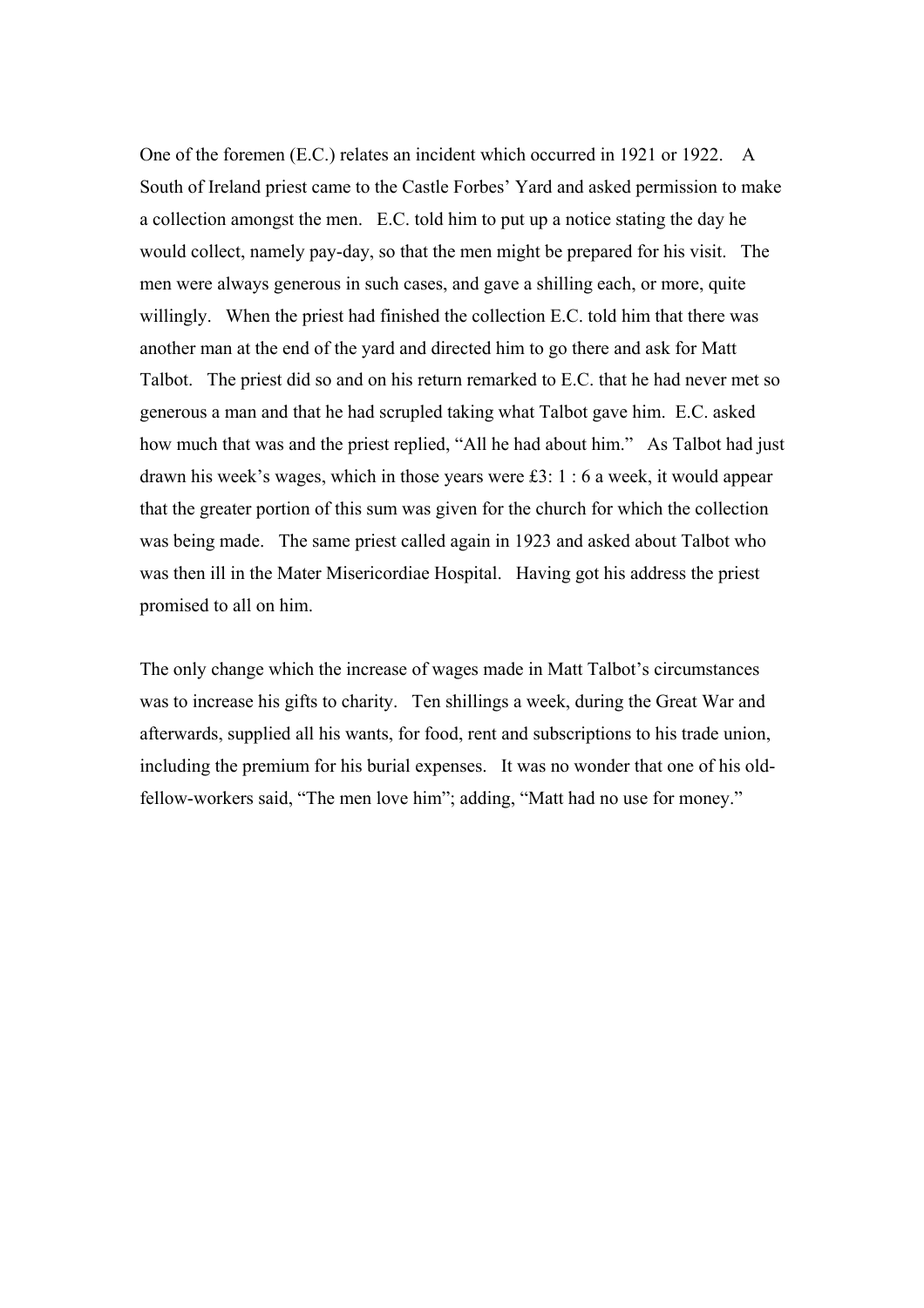One of the foremen (E.C.) relates an incident which occurred in 1921 or 1922. A South of Ireland priest came to the Castle Forbes' Yard and asked permission to make a collection amongst the men. E.C. told him to put up a notice stating the day he would collect, namely pay-day, so that the men might be prepared for his visit. The men were always generous in such cases, and gave a shilling each, or more, quite willingly. When the priest had finished the collection E.C. told him that there was another man at the end of the yard and directed him to go there and ask for Matt Talbot. The priest did so and on his return remarked to E.C. that he had never met so generous a man and that he had scrupled taking what Talbot gave him. E.C. asked how much that was and the priest replied, "All he had about him." As Talbot had just drawn his week's wages, which in those years were £3: 1 : 6 a week, it would appear that the greater portion of this sum was given for the church for which the collection was being made. The same priest called again in 1923 and asked about Talbot who was then ill in the Mater Misericordiae Hospital. Having got his address the priest promised to all on him.

The only change which the increase of wages made in Matt Talbot's circumstances was to increase his gifts to charity. Ten shillings a week, during the Great War and afterwards, supplied all his wants, for food, rent and subscriptions to his trade union, including the premium for his burial expenses. It was no wonder that one of his old-fellow-workers said, "The men love him"; adding, "Matt had no use for money."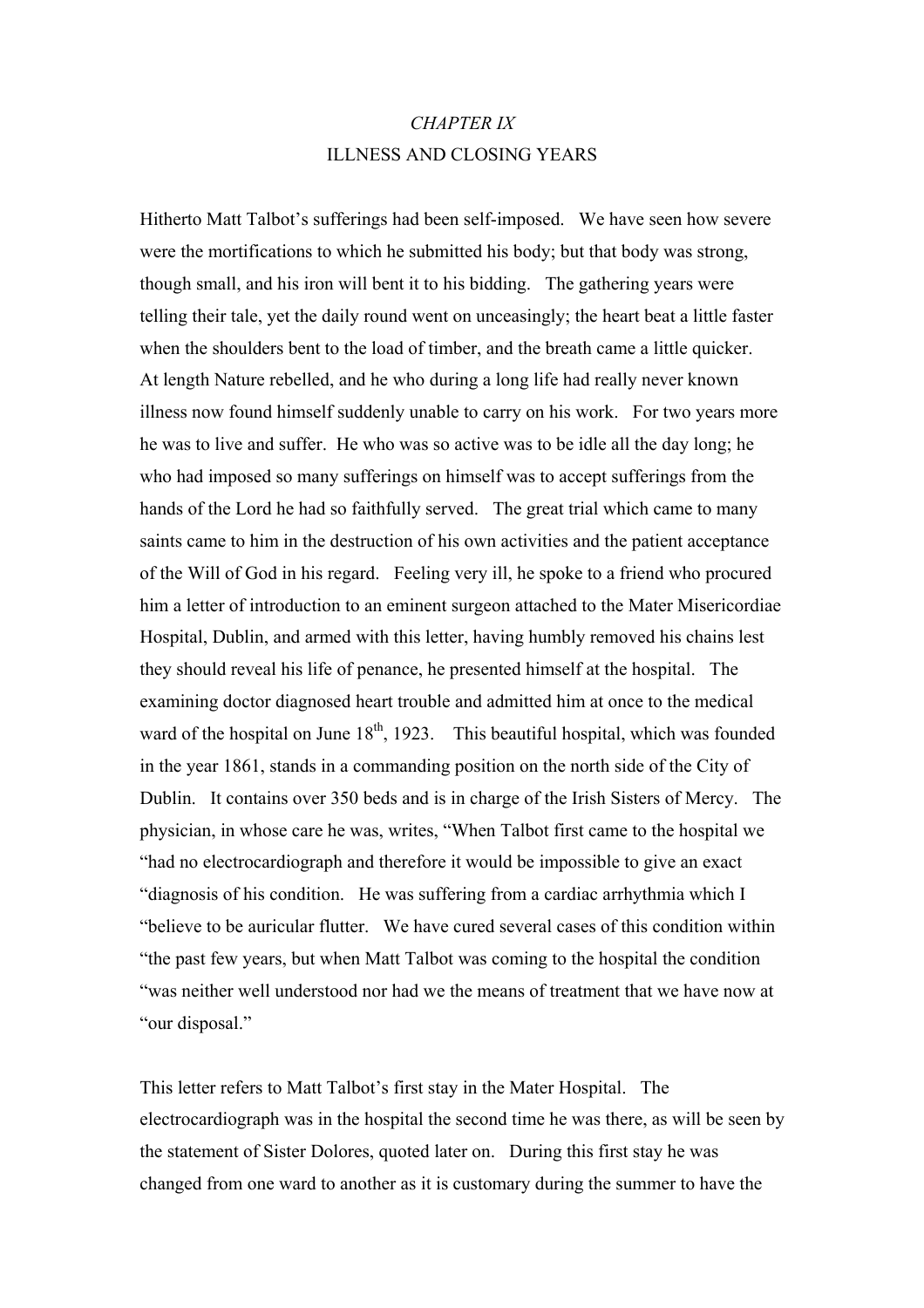*CHAPTER IX*

## ILLNESS AND CLOSING YEARS

Hitherto Matt Talbot's sufferings had been self-imposed. We have seen how severe were the mortifications to which he submitted his body; but that body was strong, though small, and his iron will bent it to his bidding. The gathering years were telling their tale, yet the daily round went on unceasingly; the heart beat a little faster when the shoulders bent to the load of timber, and the breath came a little quicker. At length Nature rebelled, and he who during a long life had really never known illness now found himself suddenly unable to carry on his work. For two years more he was to live and suffer. He who was so active was to be idle all the day long; he who had imposed so many sufferings on himself was to accept sufferings from the hands of the Lord he had so faithfully served. The great trial which came to many saints came to him in the destruction of his own activities and the patient acceptance of the Will of God in his regard. Feeling very ill, he spoke to a friend who procured him a letter of introduction to an eminent surgeon attached to the Mater Misericordiae Hospital, Dublin, and armed with this letter, having humbly removed his chains lest they should reveal his life of penance, he presented himself at the hospital. The examining doctor diagnosed heart trouble and admitted him at once to the medical ward of the hospital on June 18th, 1923. This beautiful hospital, which was founded in the year 1861, stands in a commanding position on the north side of the City of Dublin. It contains over 350 beds and is in charge of the Irish Sisters of Mercy. The physician, in whose care he was, writes, "When Talbot first came to the hospital we "had no electrocardiograph and therefore it would be impossible to give an exact "diagnosis of his condition. He was suffering from a cardiac arrhythmia which I "believe to be auricular flutter. We have cured several cases of this condition within "the past few years, but when Matt Talbot was coming to the hospital the condition "was neither well understood nor had we the means of treatment that we have now at "our disposal."

This letter refers to Matt Talbot's first stay in the Mater Hospital. The electrocardiograph was in the hospital the second time he was there, as will be seen by the statement of Sister Dolores, quoted later on. During this first stay he was changed from one ward to another as it is customary during the summer to have the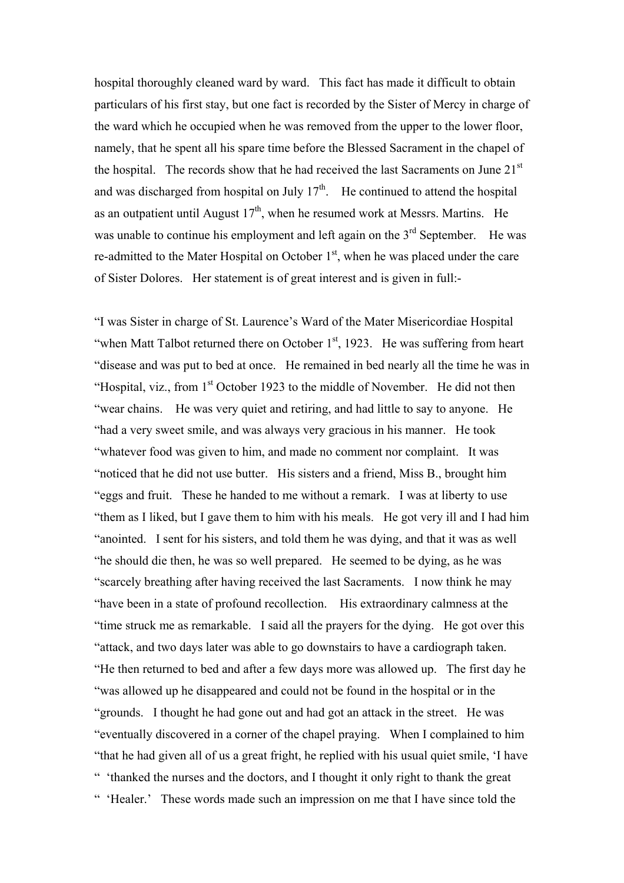hospital thoroughly cleaned ward by ward. This fact has made it difficult to obtain particulars of his first stay, but one fact is recorded by the Sister of Mercy in charge of the ward which he occupied when he was removed from the upper to the lower floor, namely, that he spent all his spare time before the Blessed Sacrament in the chapel of the hospital. The records show that he had received the last Sacraments on June 21st and was discharged from hospital on July 17th. He continued to attend the hospital as an outpatient until August 17th, when he resumed work at Messrs. Martins. He was unable to continue his employment and left again on the 3rd September. He was re-admitted to the Mater Hospital on October 1st, when he was placed under the care of Sister Dolores. Her statement is of great interest and is given in full:-

"I was Sister in charge of St. Laurence's Ward of the Mater Misericordiae Hospital "when Matt Talbot returned there on October 1st, 1923. He was suffering from heart "disease and was put to bed at once. He remained in bed nearly all the time he was in "Hospital, viz., from 1st October 1923 to the middle of November. He did not then "wear chains. He was very quiet and retiring, and had little to say to anyone. He "had a very sweet smile, and was always very gracious in his manner. He took "whatever food was given to him, and made no comment nor complaint. It was "noticed that he did not use butter. His sisters and a friend, Miss B., brought him "eggs and fruit. These he handed to me without a remark. I was at liberty to use "them as I liked, but I gave them to him with his meals. He got very ill and I had him "anointed. I sent for his sisters, and told them he was dying, and that it was as well "he should die then, he was so well prepared. He seemed to be dying, as he was "scarcely breathing after having received the last Sacraments. I now think he may "have been in a state of profound recollection. His extraordinary calmness at the "time struck me as remarkable. I said all the prayers for the dying. He got over this "attack, and two days later was able to go downstairs to have a cardiograph taken. "He then returned to bed and after a few days more was allowed up. The first day he "was allowed up he disappeared and could not be found in the hospital or in the "grounds. I thought he had gone out and had got an attack in the street. He was "eventually discovered in a corner of the chapel praying. When I complained to him "that he had given all of us a great fright, he replied with his usual quiet smile, 'I have " 'thanked the nurses and the doctors, and I thought it only right to thank the great " 'Healer.' These words made such an impression on me that I have since told the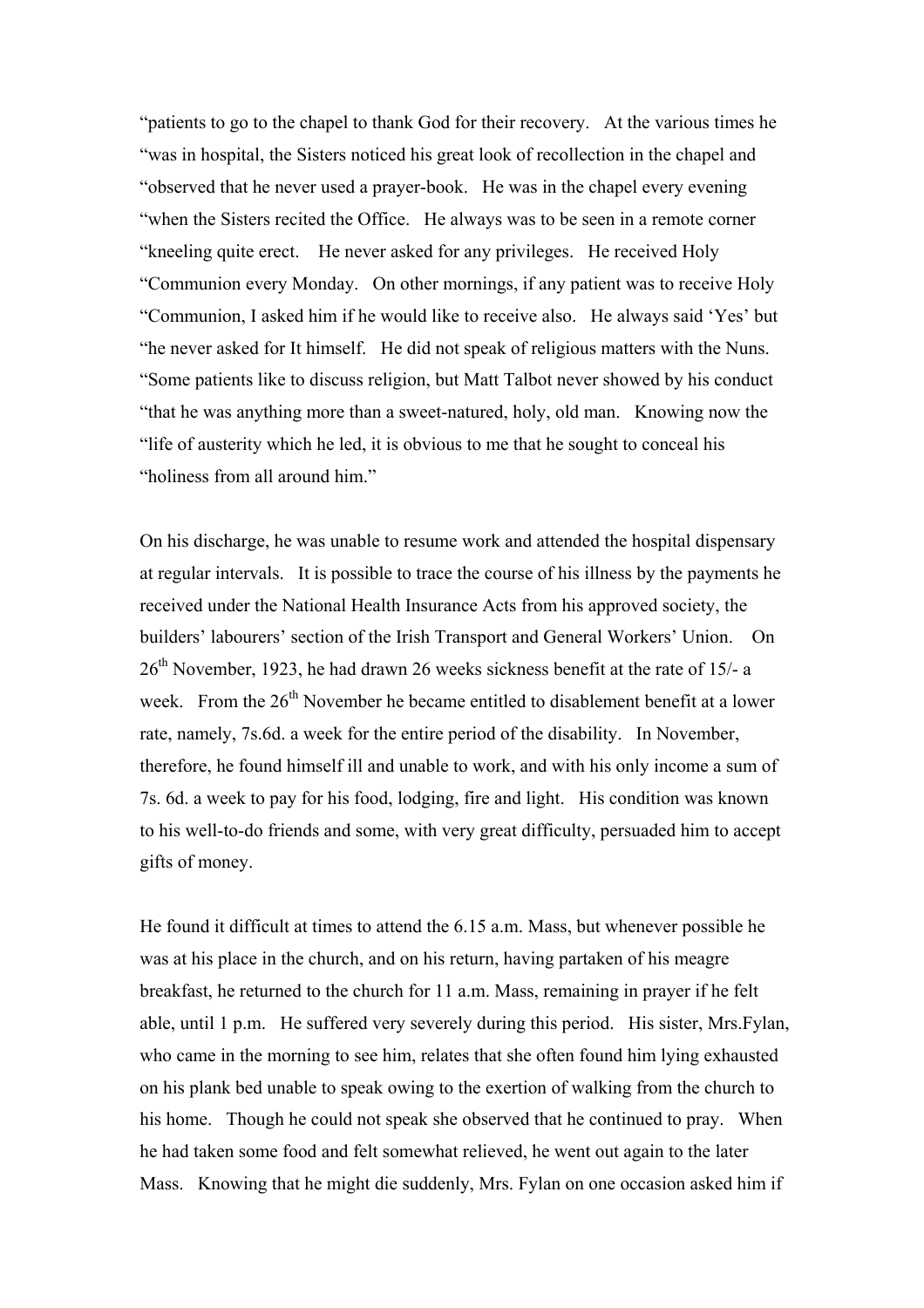"patients to go to the chapel to thank God for their recovery. At the various times he "was in hospital, the Sisters noticed his great look of recollection in the chapel and "observed that he never used a prayer-book. He was in the chapel every evening "when the Sisters recited the Office. He always was to be seen in a remote corner "kneeling quite erect. He never asked for any privileges. He received Holy "Communion every Monday. On other mornings, if any patient was to receive Holy "Communion, I asked him if he would like to receive also. He always said 'Yes' but "he never asked for It himself. He did not speak of religious matters with the Nuns. "Some patients like to discuss religion, but Matt Talbot never showed by his conduct "that he was anything more than a sweet-natured, holy, old man. Knowing now the "life of austerity which he led, it is obvious to me that he sought to conceal his "holiness from all around him."

On his discharge, he was unable to resume work and attended the hospital dispensary at regular intervals. It is possible to trace the course of his illness by the payments he received under the National Health Insurance Acts from his approved society, the builders' labourers' section of the Irish Transport and General Workers' Union. On 26th November, 1923, he had drawn 26 weeks sickness benefit at the rate of 15/- a week. From the 26th November he became entitled to disablement benefit at a lower rate, namely, 7s.6d. a week for the entire period of the disability. In November, therefore, he found himself ill and unable to work, and with his only income a sum of 7s. 6d. a week to pay for his food, lodging, fire and light. His condition was known to his well-to-do friends and some, with very great difficulty, persuaded him to accept gifts of money.

He found it difficult at times to attend the 6.15 a.m. Mass, but whenever possible he was at his place in the church, and on his return, having partaken of his meagre breakfast, he returned to the church for 11 a.m. Mass, remaining in prayer if he felt able, until 1 p.m. He suffered very severely during this period. His sister, Mrs.Fylan, who came in the morning to see him, relates that she often found him lying exhausted on his plank bed unable to speak owing to the exertion of walking from the church to his home. Though he could not speak she observed that he continued to pray. When he had taken some food and felt somewhat relieved, he went out again to the later Mass. Knowing that he might die suddenly, Mrs. Fylan on one occasion asked him if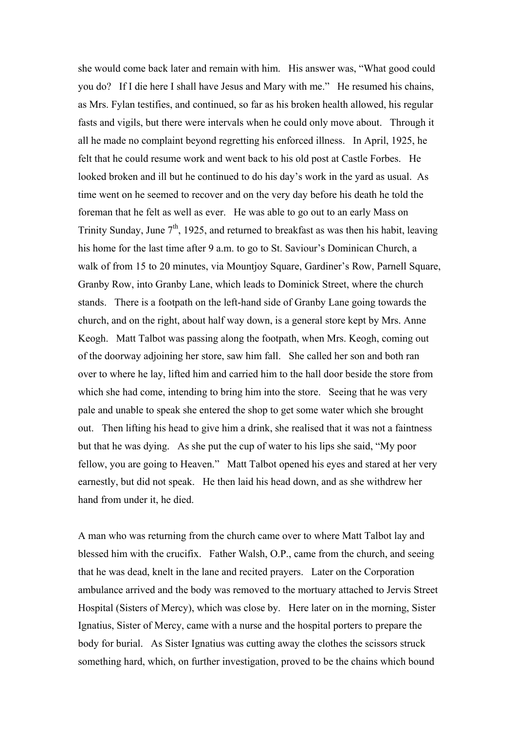she would come back later and remain with him. His answer was, "What good could you do? If I die here I shall have Jesus and Mary with me." He resumed his chains, as Mrs. Fylan testifies, and continued, so far as his broken health allowed, his regular fasts and vigils, but there were intervals when he could only move about. Through it all he made no complaint beyond regretting his enforced illness. In April, 1925, he felt that he could resume work and went back to his old post at Castle Forbes. He looked broken and ill but he continued to do his day's work in the yard as usual. As time went on he seemed to recover and on the very day before his death he told the foreman that he felt as well as ever. He was able to go out to an early Mass on Trinity Sunday, June 7th, 1925, and returned to breakfast as was then his habit, leaving his home for the last time after 9 a.m. to go to St. Saviour's Dominican Church, a walk of from 15 to 20 minutes, via Mountjoy Square, Gardiner's Row, Parnell Square, Granby Row, into Granby Lane, which leads to Dominick Street, where the church stands. There is a footpath on the left-hand side of Granby Lane going towards the church, and on the right, about half way down, is a general store kept by Mrs. Anne Keogh. Matt Talbot was passing along the footpath, when Mrs. Keogh, coming out of the doorway adjoining her store, saw him fall. She called her son and both ran over to where he lay, lifted him and carried him to the hall door beside the store from which she had come, intending to bring him into the store. Seeing that he was very pale and unable to speak she entered the shop to get some water which she brought out. Then lifting his head to give him a drink, she realised that it was not a faintness but that he was dying. As she put the cup of water to his lips she said, "My poor fellow, you are going to Heaven." Matt Talbot opened his eyes and stared at her very earnestly, but did not speak. He then laid his head down, and as she withdrew her hand from under it, he died.

A man who was returning from the church came over to where Matt Talbot lay and blessed him with the crucifix. Father Walsh, O.P., came from the church, and seeing that he was dead, knelt in the lane and recited prayers. Later on the Corporation ambulance arrived and the body was removed to the mortuary attached to Jervis Street Hospital (Sisters of Mercy), which was close by. Here later on in the morning, Sister Ignatius, Sister of Mercy, came with a nurse and the hospital porters to prepare the body for burial. As Sister Ignatius was cutting away the clothes the scissors struck something hard, which, on further investigation, proved to be the chains which bound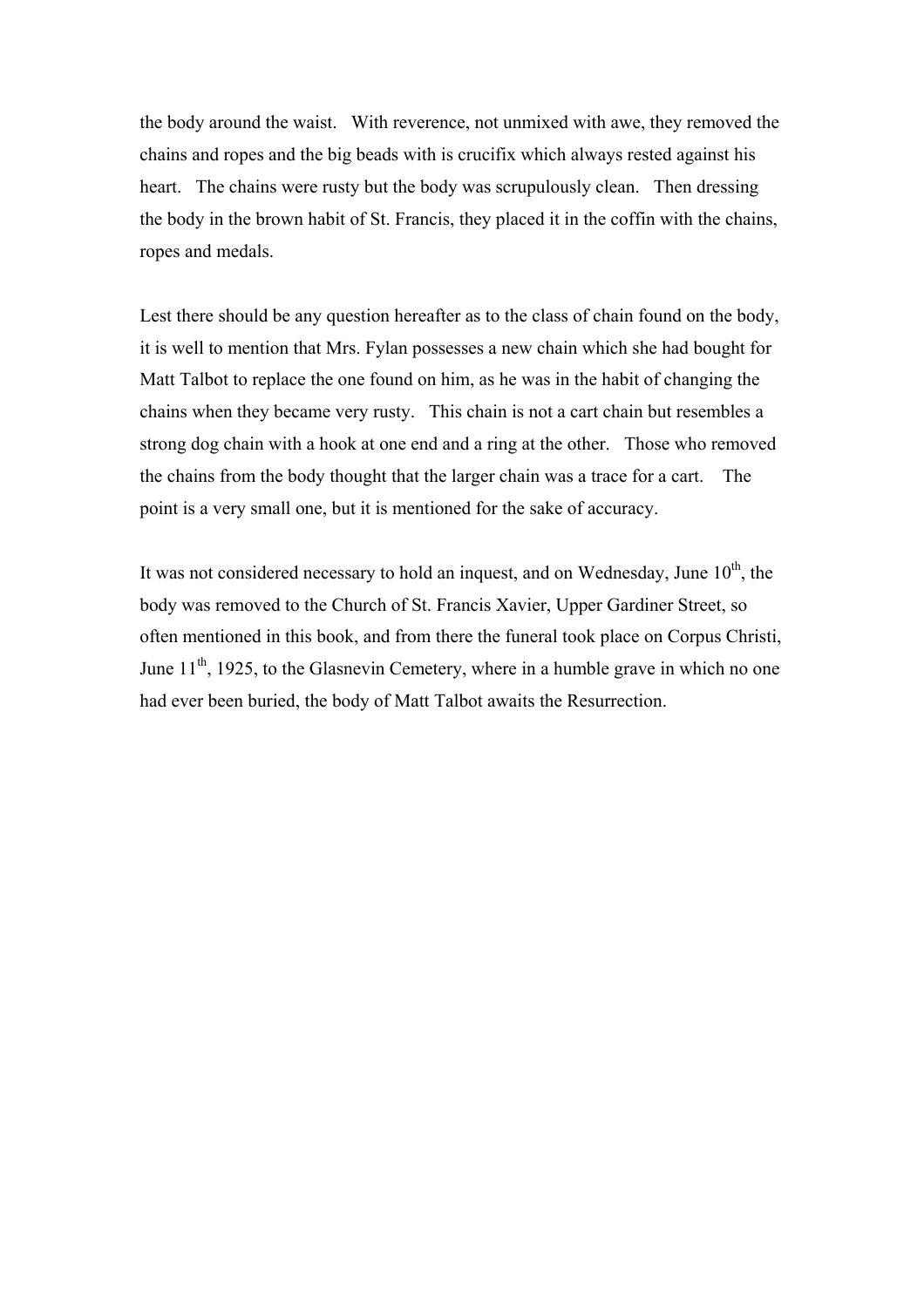the body around the waist. With reverence, not unmixed with awe, they removed the chains and ropes and the big beads with is crucifix which always rested against his heart. The chains were rusty but the body was scrupulously clean. Then dressing the body in the brown habit of St. Francis, they placed it in the coffin with the chains, ropes and medals.

Lest there should be any question hereafter as to the class of chain found on the body, it is well to mention that Mrs. Fylan possesses a new chain which she had bought for Matt Talbot to replace the one found on him, as he was in the habit of changing the chains when they became very rusty. This chain is not a cart chain but resembles a strong dog chain with a hook at one end and a ring at the other. Those who removed the chains from the body thought that the larger chain was a trace for a cart. The point is a very small one, but it is mentioned for the sake of accuracy.

It was not considered necessary to hold an inquest, and on Wednesday, June 10th, the body was removed to the Church of St. Francis Xavier, Upper Gardiner Street, so often mentioned in this book, and from there the funeral took place on Corpus Christi, June 11th, 1925, to the Glasnevin Cemetery, where in a humble grave in which no one had ever been buried, the body of Matt Talbot awaits the Resurrection.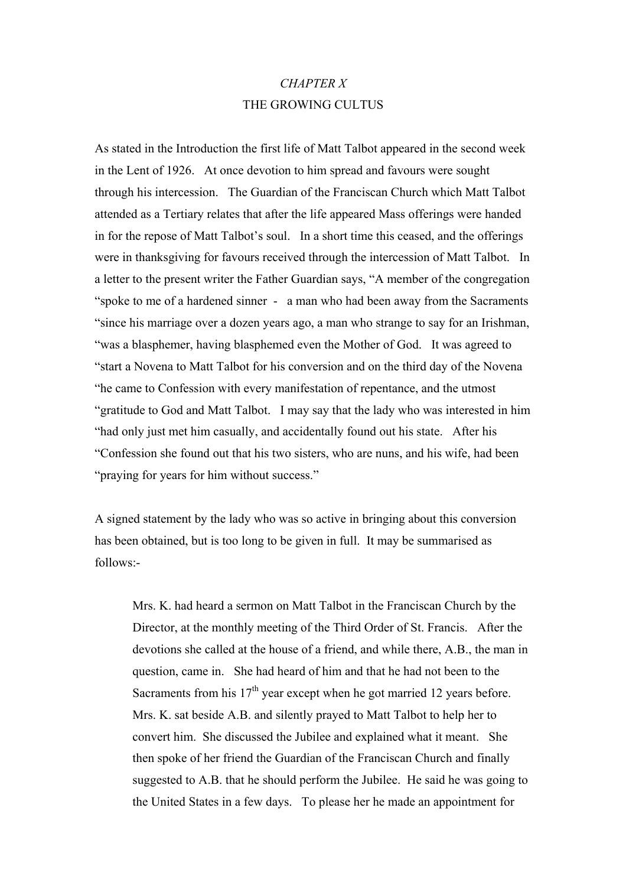*CHAPTER X*

THE GROWING CULTUS

As stated in the Introduction the first life of Matt Talbot appeared in the second week in the Lent of 1926. At once devotion to him spread and favours were sought through his intercession. The Guardian of the Franciscan Church which Matt Talbot attended as a Tertiary relates that after the life appeared Mass offerings were handed in for the repose of Matt Talbot's soul. In a short time this ceased, and the offerings were in thanksgiving for favours received through the intercession of Matt Talbot. In a letter to the present writer the Father Guardian says, "A member of the congregation "spoke to me of a hardened sinner - a man who had been away from the Sacraments "since his marriage over a dozen years ago, a man who strange to say for an Irishman, "was a blasphemer, having blasphemed even the Mother of God. It was agreed to "start a Novena to Matt Talbot for his conversion and on the third day of the Novena "he came to Confession with every manifestation of repentance, and the utmost "gratitude to God and Matt Talbot. I may say that the lady who was interested in him "had only just met him casually, and accidentally found out his state. After his "Confession she found out that his two sisters, who are nuns, and his wife, had been "praying for years for him without success."

A signed statement by the lady who was so active in bringing about this conversion has been obtained, but is too long to be given in full. It may be summarised as follows:-

> Mrs. K. had heard a sermon on Matt Talbot in the Franciscan Church by the Director, at the monthly meeting of the Third Order of St. Francis. After the devotions she called at the house of a friend, and while there, A.B., the man in question, came in. She had heard of him and that he had not been to the Sacraments from his 17th year except when he got married 12 years before. Mrs. K. sat beside A.B. and silently prayed to Matt Talbot to help her to convert him. She discussed the Jubilee and explained what it meant. She then spoke of her friend the Guardian of the Franciscan Church and finally suggested to A.B. that he should perform the Jubilee. He said he was going to the United States in a few days. To please her he made an appointment for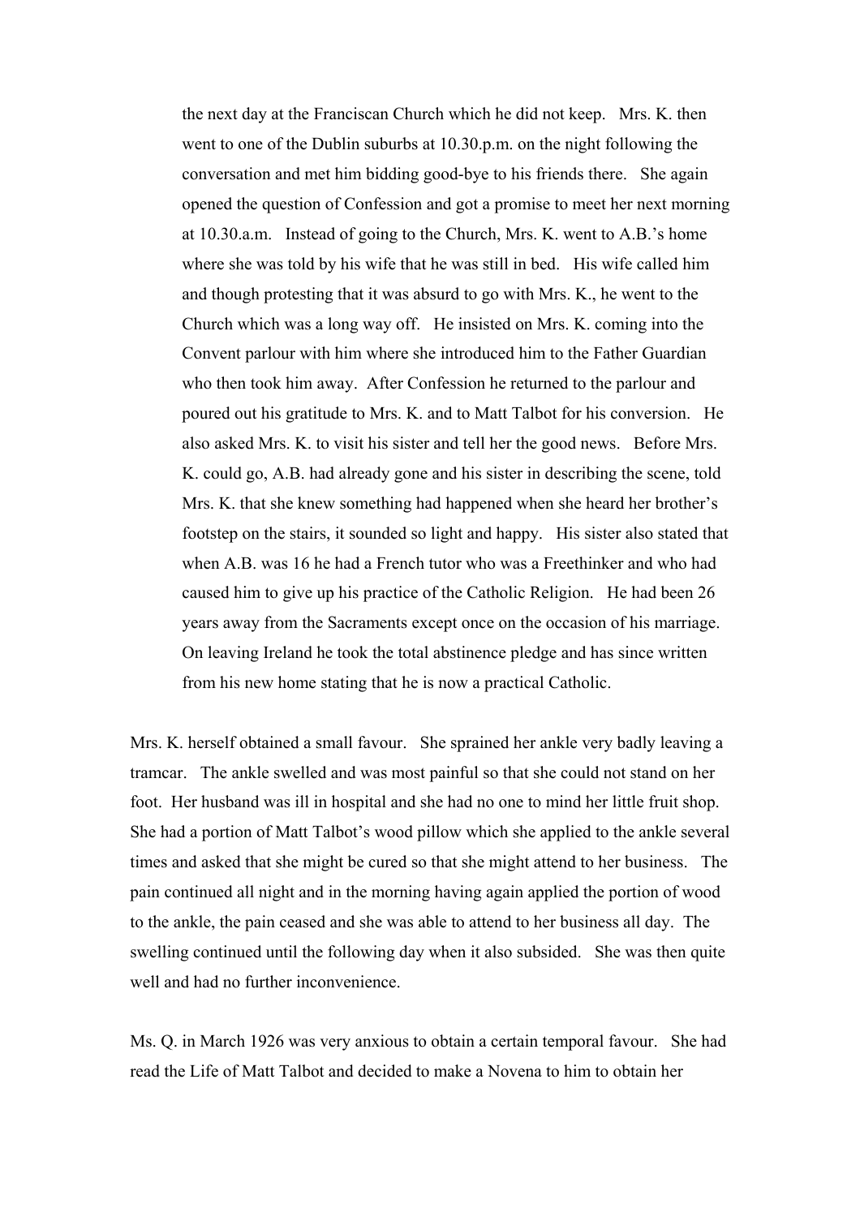the next day at the Franciscan Church which he did not keep. Mrs. K. then went to one of the Dublin suburbs at 10.30.p.m. on the night following the conversation and met him bidding good-bye to his friends there. She again opened the question of Confession and got a promise to meet her next morning at 10.30.a.m. Instead of going to the Church, Mrs. K. went to A.B.'s home where she was told by his wife that he was still in bed. His wife called him and though protesting that it was absurd to go with Mrs. K., he went to the Church which was a long way off. He insisted on Mrs. K. coming into the Convent parlour with him where she introduced him to the Father Guardian who then took him away. After Confession he returned to the parlour and poured out his gratitude to Mrs. K. and to Matt Talbot for his conversion. He also asked Mrs. K. to visit his sister and tell her the good news. Before Mrs. K. could go, A.B. had already gone and his sister in describing the scene, told Mrs. K. that she knew something had happened when she heard her brother's footstep on the stairs, it sounded so light and happy. His sister also stated that when A.B. was 16 he had a French tutor who was a Freethinker and who had caused him to give up his practice of the Catholic Religion. He had been 26 years away from the Sacraments except once on the occasion of his marriage. On leaving Ireland he took the total abstinence pledge and has since written from his new home stating that he is now a practical Catholic.

Mrs. K. herself obtained a small favour. She sprained her ankle very badly leaving a tramcar. The ankle swelled and was most painful so that she could not stand on her foot. Her husband was ill in hospital and she had no one to mind her little fruit shop. She had a portion of Matt Talbot's wood pillow which she applied to the ankle several times and asked that she might be cured so that she might attend to her business. The pain continued all night and in the morning having again applied the portion of wood to the ankle, the pain ceased and she was able to attend to her business all day. The swelling continued until the following day when it also subsided. She was then quite well and had no further inconvenience.

Ms. Q. in March 1926 was very anxious to obtain a certain temporal favour. She had read the Life of Matt Talbot and decided to make a Novena to him to obtain her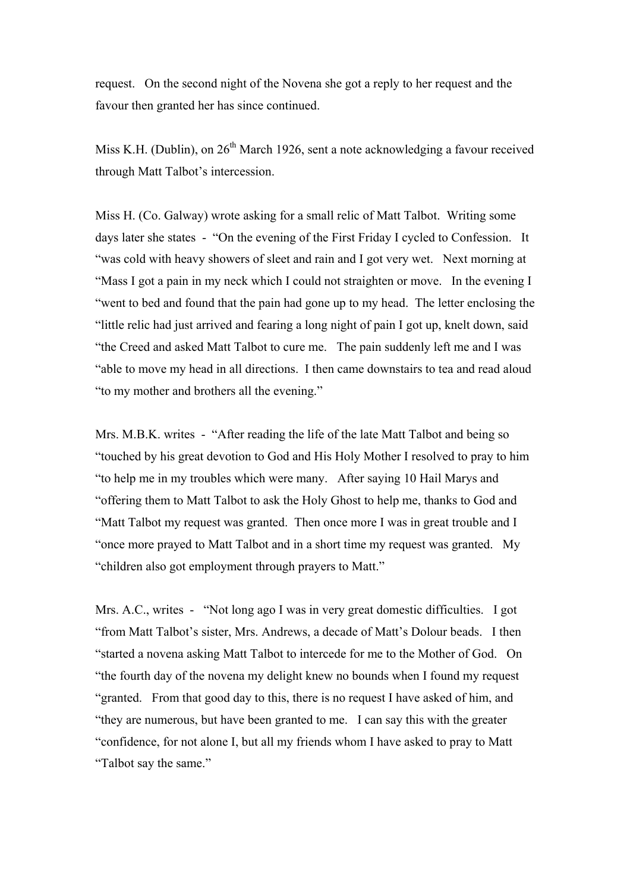request. On the second night of the Novena she got a reply to her request and the favour then granted her has since continued.

Miss K.H. (Dublin), on 26th March 1926, sent a note acknowledging a favour received through Matt Talbot's intercession.

Miss H. (Co. Galway) wrote asking for a small relic of Matt Talbot. Writing some days later she states - "On the evening of the First Friday I cycled to Confession. It "was cold with heavy showers of sleet and rain and I got very wet. Next morning at "Mass I got a pain in my neck which I could not straighten or move. In the evening I "went to bed and found that the pain had gone up to my head. The letter enclosing the "little relic had just arrived and fearing a long night of pain I got up, knelt down, said "the Creed and asked Matt Talbot to cure me. The pain suddenly left me and I was "able to move my head in all directions. I then came downstairs to tea and read aloud "to my mother and brothers all the evening."

Mrs. M.B.K. writes - "After reading the life of the late Matt Talbot and being so "touched by his great devotion to God and His Holy Mother I resolved to pray to him "to help me in my troubles which were many. After saying 10 Hail Marys and "offering them to Matt Talbot to ask the Holy Ghost to help me, thanks to God and "Matt Talbot my request was granted. Then once more I was in great trouble and I "once more prayed to Matt Talbot and in a short time my request was granted. My "children also got employment through prayers to Matt."

Mrs. A.C., writes - "Not long ago I was in very great domestic difficulties. I got "from Matt Talbot's sister, Mrs. Andrews, a decade of Matt's Dolour beads. I then "started a novena asking Matt Talbot to intercede for me to the Mother of God. On "the fourth day of the novena my delight knew no bounds when I found my request "granted. From that good day to this, there is no request I have asked of him, and "they are numerous, but have been granted to me. I can say this with the greater "confidence, for not alone I, but all my friends whom I have asked to pray to Matt "Talbot say the same."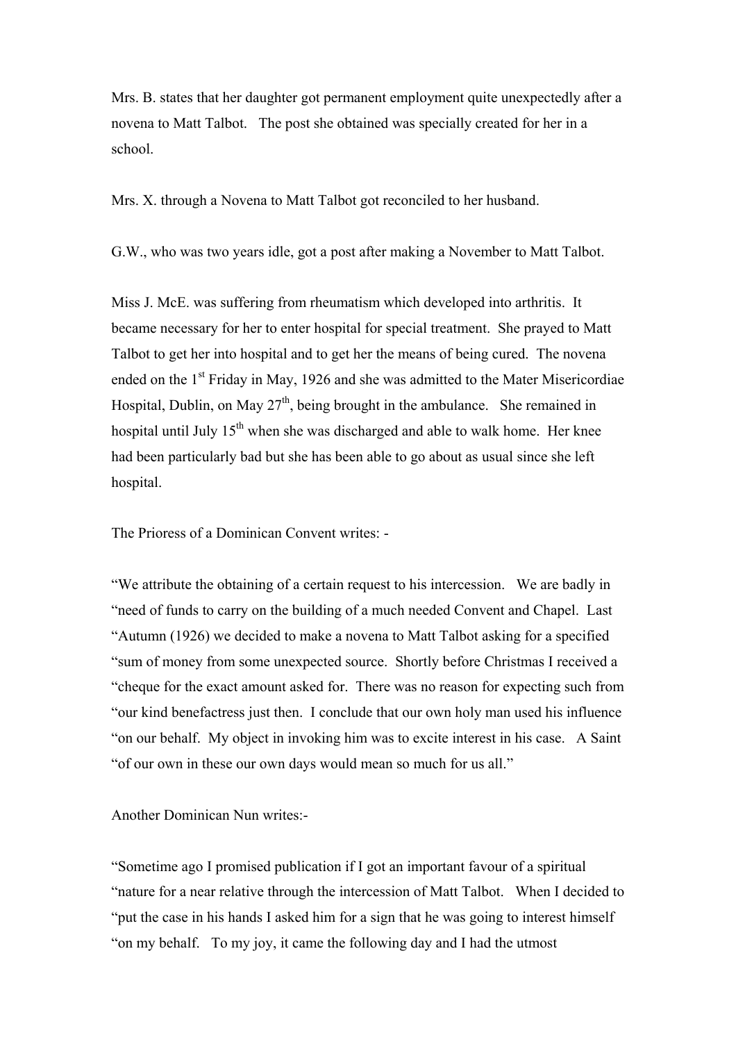Mrs. B. states that her daughter got permanent employment quite unexpectedly after a novena to Matt Talbot. The post she obtained was specially created for her in a school.

Mrs. X. through a Novena to Matt Talbot got reconciled to her husband.

G.W., who was two years idle, got a post after making a November to Matt Talbot.

Miss J. McE. was suffering from rheumatism which developed into arthritis. It became necessary for her to enter hospital for special treatment. She prayed to Matt Talbot to get her into hospital and to get her the means of being cured. The novena ended on the 1st Friday in May, 1926 and she was admitted to the Mater Misericordiae Hospital, Dublin, on May 27th, being brought in the ambulance. She remained in hospital until July 15th when she was discharged and able to walk home. Her knee had been particularly bad but she has been able to go about as usual since she left hospital.

The Prioress of a Dominican Convent writes: -

"We attribute the obtaining of a certain request to his intercession. We are badly in "need of funds to carry on the building of a much needed Convent and Chapel. Last "Autumn (1926) we decided to make a novena to Matt Talbot asking for a specified "sum of money from some unexpected source. Shortly before Christmas I received a "cheque for the exact amount asked for. There was no reason for expecting such from "our kind benefactress just then. I conclude that our own holy man used his influence "on our behalf. My object in invoking him was to excite interest in his case. A Saint "of our own in these our own days would mean so much for us all."

Another Dominican Nun writes:-

"Sometime ago I promised publication if I got an important favour of a spiritual "nature for a near relative through the intercession of Matt Talbot. When I decided to "put the case in his hands I asked him for a sign that he was going to interest himself "on my behalf. To my joy, it came the following day and I had the utmost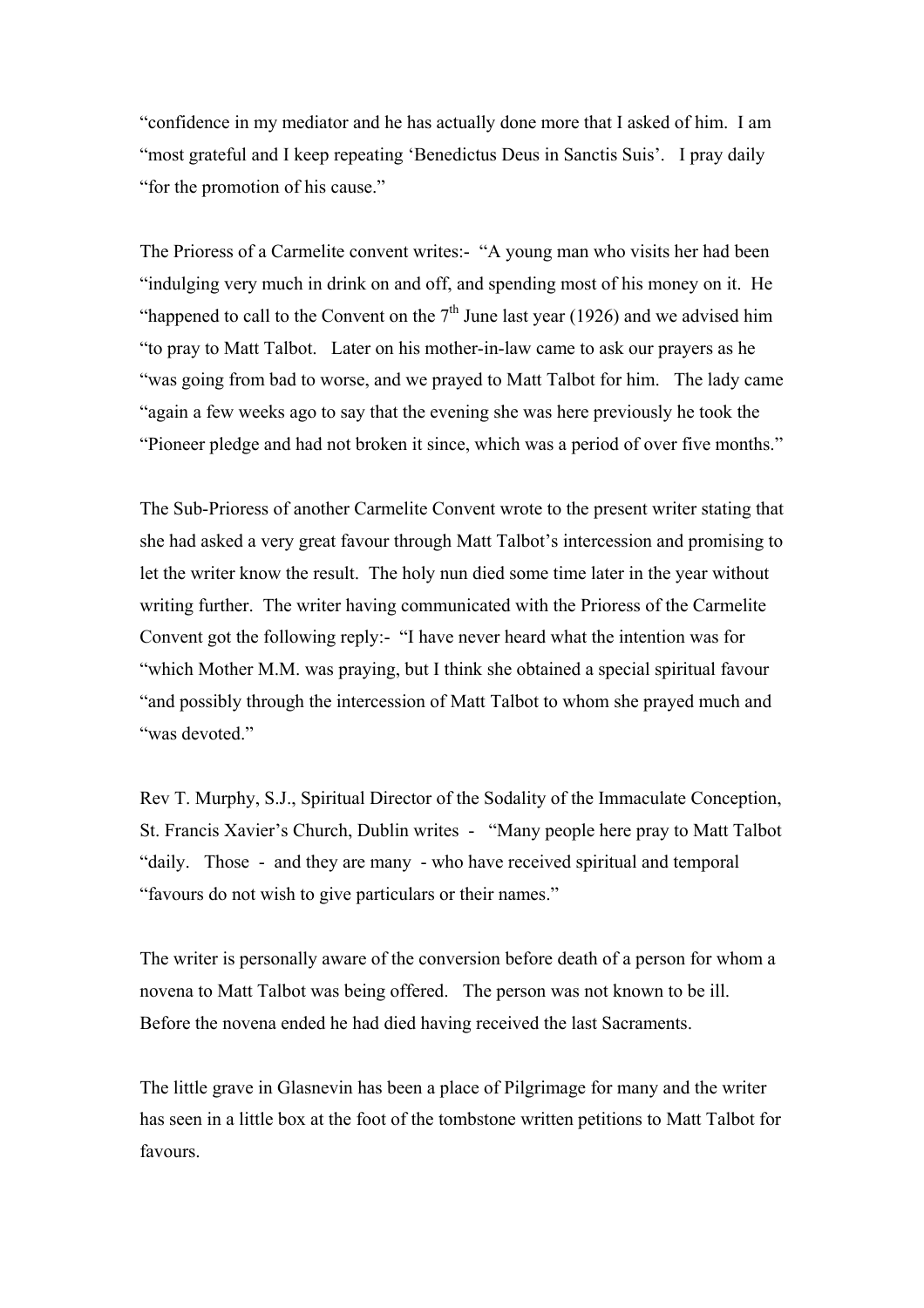"confidence in my mediator and he has actually done more that I asked of him. I am "most grateful and I keep repeating 'Benedictus Deus in Sanctis Suis'. I pray daily "for the promotion of his cause."

The Prioress of a Carmelite convent writes:- "A young man who visits her had been "indulging very much in drink on and off, and spending most of his money on it. He "happened to call to the Convent on the 7th June last year (1926) and we advised him "to pray to Matt Talbot. Later on his mother-in-law came to ask our prayers as he "was going from bad to worse, and we prayed to Matt Talbot for him. The lady came "again a few weeks ago to say that the evening she was here previously he took the "Pioneer pledge and had not broken it since, which was a period of over five months."

The Sub-Prioress of another Carmelite Convent wrote to the present writer stating that she had asked a very great favour through Matt Talbot's intercession and promising to let the writer know the result. The holy nun died some time later in the year without writing further. The writer having communicated with the Prioress of the Carmelite Convent got the following reply:- "I have never heard what the intention was for "which Mother M.M. was praying, but I think she obtained a special spiritual favour "and possibly through the intercession of Matt Talbot to whom she prayed much and "was devoted."

Rev T. Murphy, S.J., Spiritual Director of the Sodality of the Immaculate Conception, St. Francis Xavier's Church, Dublin writes - "Many people here pray to Matt Talbot "daily. Those - and they are many - who have received spiritual and temporal "favours do not wish to give particulars or their names."

The writer is personally aware of the conversion before death of a person for whom a novena to Matt Talbot was being offered. The person was not known to be ill. Before the novena ended he had died having received the last Sacraments.

The little grave in Glasnevin has been a place of Pilgrimage for many and the writer has seen in a little box at the foot of the tombstone written petitions to Matt Talbot for favours.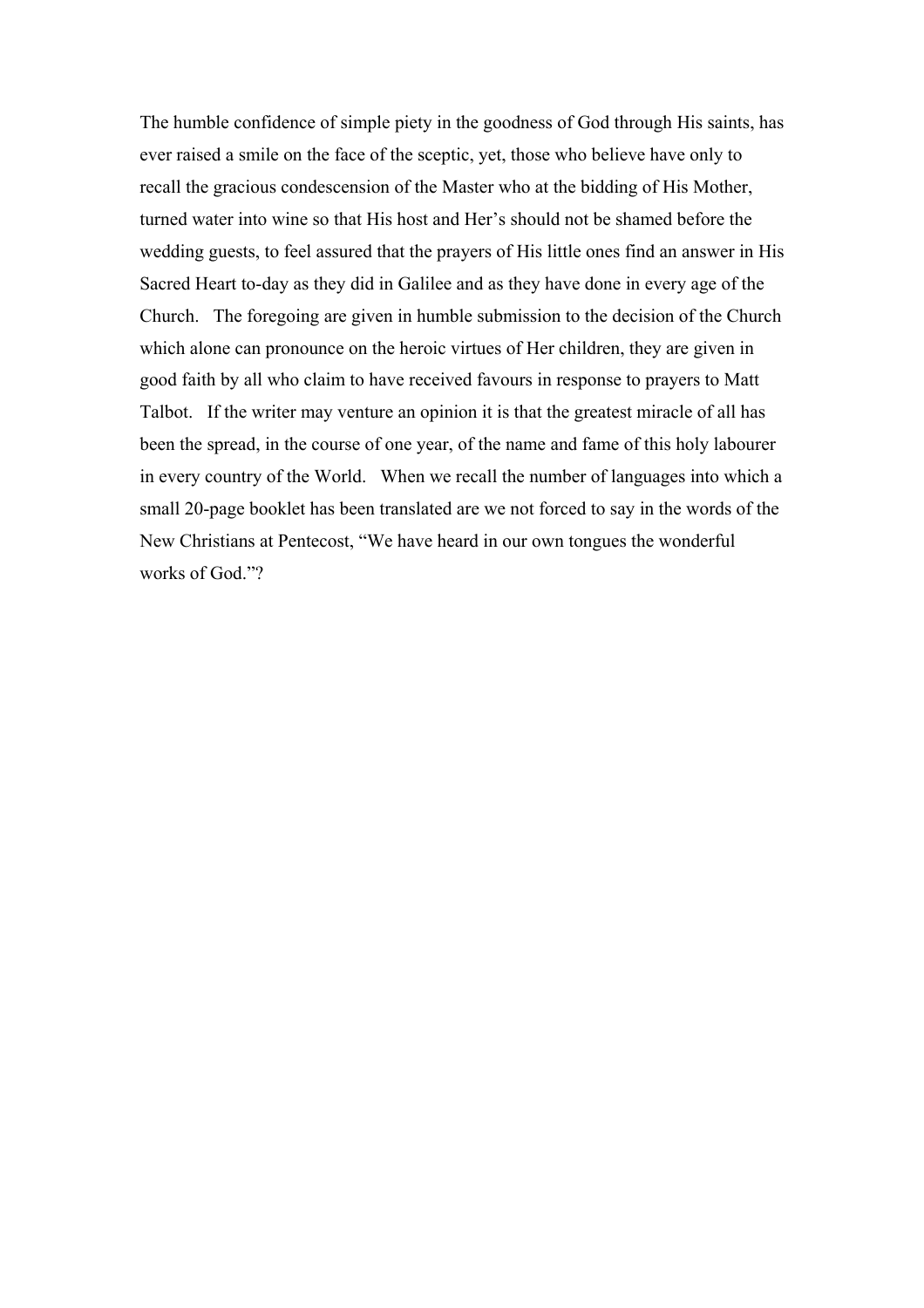The humble confidence of simple piety in the goodness of God through His saints, has ever raised a smile on the face of the sceptic, yet, those who believe have only to recall the gracious condescension of the Master who at the bidding of His Mother, turned water into wine so that His host and Her's should not be shamed before the wedding guests, to feel assured that the prayers of His little ones find an answer in His Sacred Heart to-day as they did in Galilee and as they have done in every age of the Church. The foregoing are given in humble submission to the decision of the Church which alone can pronounce on the heroic virtues of Her children, they are given in good faith by all who claim to have received favours in response to prayers to Matt Talbot. If the writer may venture an opinion it is that the greatest miracle of all has been the spread, in the course of one year, of the name and fame of this holy labourer in every country of the World. When we recall the number of languages into which a small 20-page booklet has been translated are we not forced to say in the words of the New Christians at Pentecost, "We have heard in our own tongues the wonderful works of God."?